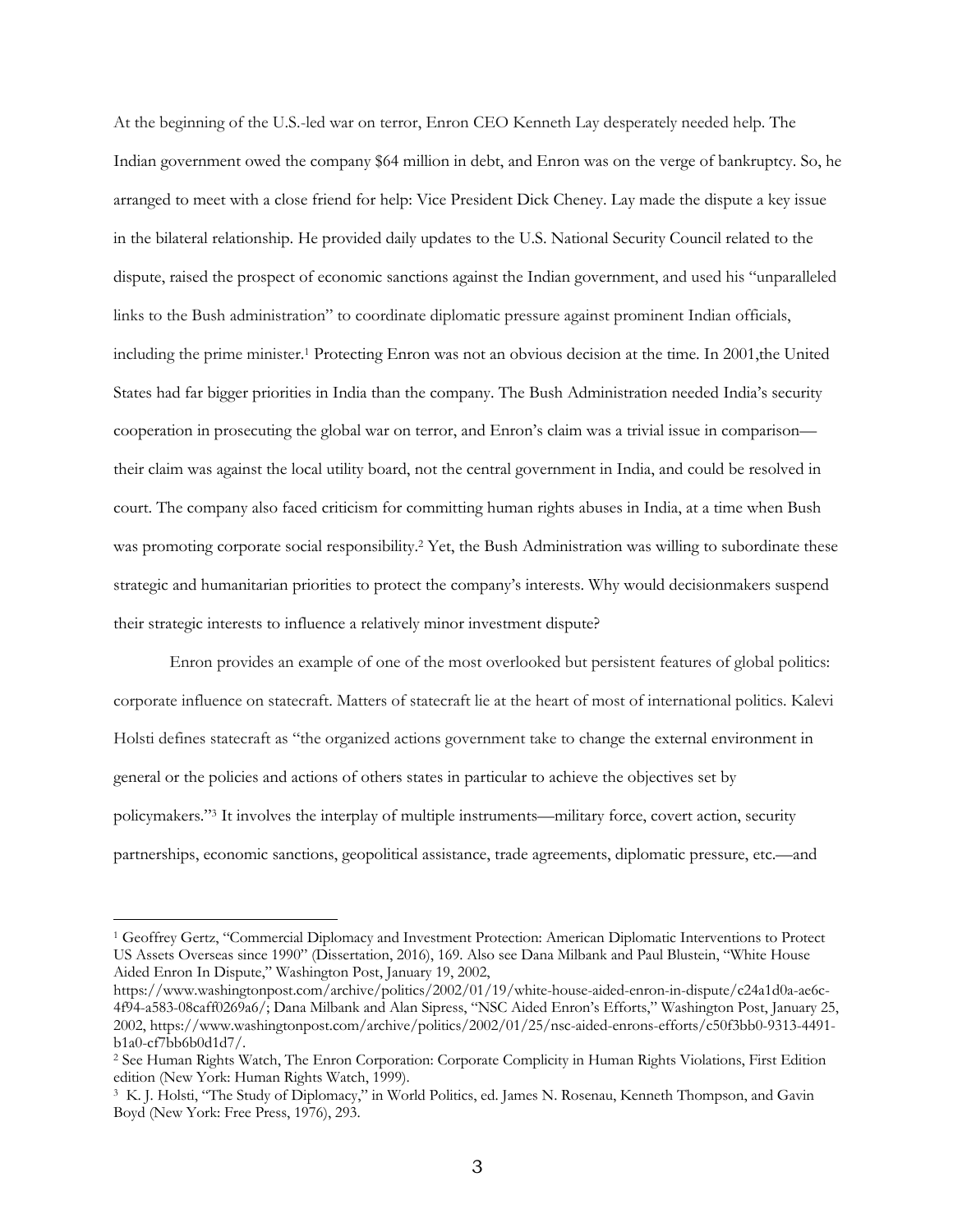At the beginning of the U.S.-led war on terror, Enron CEO Kenneth Lay desperately needed help. The Indian government owed the company $64 million in debt, and Enron was on the verge of bankruptcy. So, he arranged to meet with a close friend for help: Vice President Dick Cheney. Lay made the dispute a key issue in the bilateral relationship. He provided daily updates to the U.S. National Security Council related to the dispute, raised the prospect of economic sanctions against the Indian government, and used his "unparalleled links to the Bush administration" to coordinate diplomatic pressure against prominent Indian officials, including the prime minister.[1] Protecting Enron was not an obvious decision at the time. In 2001,the United States had far bigger priorities in India than the company. The Bush Administration needed India's security cooperation in prosecuting the global war on terror, and Enron's claim was a trivial issue in comparison—their claim was against the local utility board, not the central government in India, and could be resolved in court. The company also faced criticism for committing human rights abuses in India, at a time when Bush was promoting corporate social responsibility.[2] Yet, the Bush Administration was willing to subordinate these strategic and humanitarian priorities to protect the company's interests. Why would decisionmakers suspend their strategic interests to influence a relatively minor investment dispute?

Enron provides an example of one of the most overlooked but persistent features of global politics: corporate influence on statecraft. Matters of statecraft lie at the heart of most of international politics. Kalevi Holsti defines statecraft as "the organized actions government take to change the external environment in general or the policies and actions of others states in particular to achieve the objectives set by policymakers."[3] It involves the interplay of multiple instruments—military force, covert action, security partnerships, economic sanctions, geopolitical assistance, trade agreements, diplomatic pressure, etc.—and

---

[1] Geoffrey Gertz, "Commercial Diplomacy and Investment Protection: American Diplomatic Interventions to Protect US Assets Overseas since 1990" (Dissertation, 2016), 169. Also see Dana Milbank and Paul Blustein, "White House Aided Enron In Dispute," Washington Post, January 19, 2002, https://www.washingtonpost.com/archive/politics/2002/01/19/white-house-aided-enron-in-dispute/c24a1d0a-ae6c-4f94-a583-08caff0269a6/; Dana Milbank and Alan Sipress, "NSC Aided Enron's Efforts," Washington Post, January 25, 2002, https://www.washingtonpost.com/archive/politics/2002/01/25/nsc-aided-enrons-efforts/c50f3bb0-9313-4491-b1a0-cf7bb6b0d1d7/.

[2] See Human Rights Watch, The Enron Corporation: Corporate Complicity in Human Rights Violations, First Edition edition (New York: Human Rights Watch, 1999).

[3] K. J. Holsti, "The Study of Diplomacy," in World Politics, ed. James N. Rosenau, Kenneth Thompson, and Gavin Boyd (New York: Free Press, 1976), 293.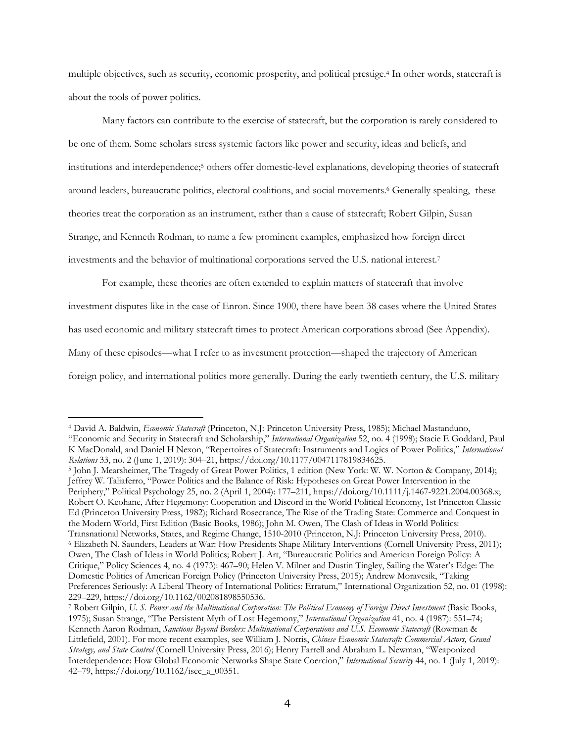multiple objectives, such as security, economic prosperity, and political prestige.[4] In other words, statecraft is about the tools of power politics.

Many factors can contribute to the exercise of statecraft, but the corporation is rarely considered to be one of them. Some scholars stress systemic factors like power and security, ideas and beliefs, and institutions and interdependence;[5] others offer domestic-level explanations, developing theories of statecraft around leaders, bureaucratic politics, electoral coalitions, and social movements.[6] Generally speaking, these theories treat the corporation as an instrument, rather than a cause of statecraft; Robert Gilpin, Susan Strange, and Kenneth Rodman, to name a few prominent examples, emphasized how foreign direct investments and the behavior of multinational corporations served the U.S. national interest.[7]

For example, these theories are often extended to explain matters of statecraft that involve investment disputes like in the case of Enron. Since 1900, there have been 38 cases where the United States has used economic and military statecraft times to protect American corporations abroad (See Appendix). Many of these episodes—what I refer to as investment protection—shaped the trajectory of American foreign policy, and international politics more generally. During the early twentieth century, the U.S. military

---

[4] David A. Baldwin, *Economic Statecraft* (Princeton, N.J: Princeton University Press, 1985); Michael Mastanduno, "Economic and Security in Statecraft and Scholarship," *International Organization* 52, no. 4 (1998); Stacie E Goddard, Paul K MacDonald, and Daniel H Nexon, "Repertoires of Statecraft: Instruments and Logics of Power Politics," *International Relations* 33, no. 2 (June 1, 2019): 304–21, https://doi.org/10.1177/0047117819834625.

[5] John J. Mearsheimer, The Tragedy of Great Power Politics, 1 edition (New York: W. W. Norton & Company, 2014); Jeffrey W. Taliaferro, "Power Politics and the Balance of Risk: Hypotheses on Great Power Intervention in the Periphery," Political Psychology 25, no. 2 (April 1, 2004): 177–211, https://doi.org/10.1111/j.1467-9221.2004.00368.x; Robert O. Keohane, After Hegemony: Cooperation and Discord in the World Political Economy, 1st Princeton Classic Ed (Princeton University Press, 1982); Richard Rosecrance, The Rise of the Trading State: Commerce and Conquest in the Modern World, First Edition (Basic Books, 1986); John M. Owen, The Clash of Ideas in World Politics: Transnational Networks, States, and Regime Change, 1510-2010 (Princeton, N.J: Princeton University Press, 2010).

[6] Elizabeth N. Saunders, Leaders at War: How Presidents Shape Military Interventions (Cornell University Press, 2011); Owen, The Clash of Ideas in World Politics; Robert J. Art, "Bureaucratic Politics and American Foreign Policy: A Critique," Policy Sciences 4, no. 4 (1973): 467–90; Helen V. Milner and Dustin Tingley, Sailing the Water's Edge: The Domestic Politics of American Foreign Policy (Princeton University Press, 2015); Andrew Moravcsik, "Taking Preferences Seriously: A Liberal Theory of International Politics: Erratum," International Organization 52, no. 01 (1998): 229–229, https://doi.org/10.1162/002081898550536.

[7] Robert Gilpin, *U. S. Power and the Multinational Corporation: The Political Economy of Foreign Direct Investment* (Basic Books, 1975); Susan Strange, "The Persistent Myth of Lost Hegemony," *International Organization* 41, no. 4 (1987): 551–74; Kenneth Aaron Rodman, *Sanctions Beyond Borders: Multinational Corporations and U.S. Economic Statecraft* (Rowman & Littlefield, 2001). For more recent examples, see William J. Norris, *Chinese Economic Statecraft: Commercial Actors, Grand Strategy, and State Control* (Cornell University Press, 2016); Henry Farrell and Abraham L. Newman, "Weaponized Interdependence: How Global Economic Networks Shape State Coercion," *International Security* 44, no. 1 (July 1, 2019): 42–79, https://doi.org/10.1162/isec_a_00351.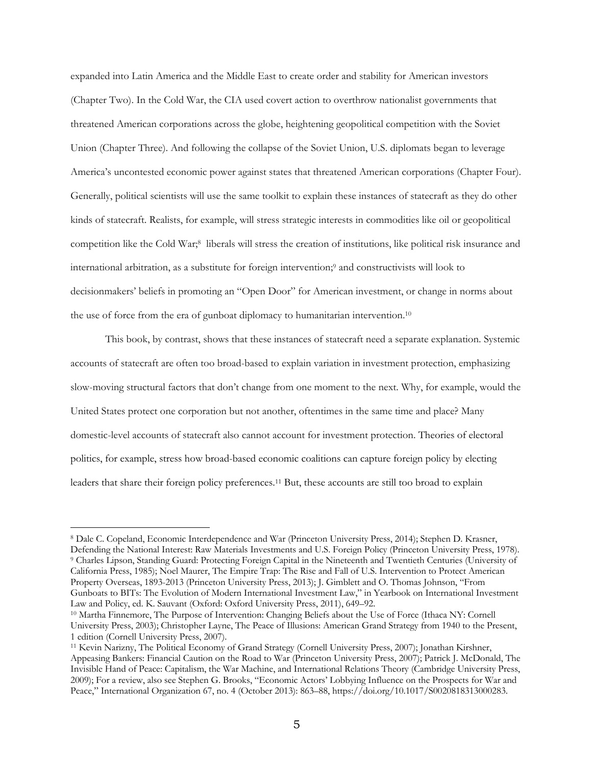expanded into Latin America and the Middle East to create order and stability for American investors (Chapter Two). In the Cold War, the CIA used covert action to overthrow nationalist governments that threatened American corporations across the globe, heightening geopolitical competition with the Soviet Union (Chapter Three). And following the collapse of the Soviet Union, U.S. diplomats began to leverage America's uncontested economic power against states that threatened American corporations (Chapter Four). Generally, political scientists will use the same toolkit to explain these instances of statecraft as they do other kinds of statecraft. Realists, for example, will stress strategic interests in commodities like oil or geopolitical competition like the Cold War;[8] liberals will stress the creation of institutions, like political risk insurance and international arbitration, as a substitute for foreign intervention;[9] and constructivists will look to decisionmakers' beliefs in promoting an "Open Door" for American investment, or change in norms about the use of force from the era of gunboat diplomacy to humanitarian intervention.[10]

This book, by contrast, shows that these instances of statecraft need a separate explanation. Systemic accounts of statecraft are often too broad-based to explain variation in investment protection, emphasizing slow-moving structural factors that don't change from one moment to the next. Why, for example, would the United States protect one corporation but not another, oftentimes in the same time and place? Many domestic-level accounts of statecraft also cannot account for investment protection. Theories of electoral politics, for example, stress how broad-based economic coalitions can capture foreign policy by electing leaders that share their foreign policy preferences.[11] But, these accounts are still too broad to explain

---

[8] Dale C. Copeland, Economic Interdependence and War (Princeton University Press, 2014); Stephen D. Krasner, Defending the National Interest: Raw Materials Investments and U.S. Foreign Policy (Princeton University Press, 1978).

[9] Charles Lipson, Standing Guard: Protecting Foreign Capital in the Nineteenth and Twentieth Centuries (University of California Press, 1985); Noel Maurer, The Empire Trap: The Rise and Fall of U.S. Intervention to Protect American Property Overseas, 1893-2013 (Princeton University Press, 2013); J. Gimblett and O. Thomas Johnson, "From Gunboats to BITs: The Evolution of Modern International Investment Law," in Yearbook on International Investment Law and Policy, ed. K. Sauvant (Oxford: Oxford University Press, 2011), 649–92.

[10] Martha Finnemore, The Purpose of Intervention: Changing Beliefs about the Use of Force (Ithaca NY: Cornell University Press, 2003); Christopher Layne, The Peace of Illusions: American Grand Strategy from 1940 to the Present, 1 edition (Cornell University Press, 2007).

[11] Kevin Narizny, The Political Economy of Grand Strategy (Cornell University Press, 2007); Jonathan Kirshner, Appeasing Bankers: Financial Caution on the Road to War (Princeton University Press, 2007); Patrick J. McDonald, The Invisible Hand of Peace: Capitalism, the War Machine, and International Relations Theory (Cambridge University Press, 2009); For a review, also see Stephen G. Brooks, "Economic Actors' Lobbying Influence on the Prospects for War and Peace," International Organization 67, no. 4 (October 2013): 863–88, https://doi.org/10.1017/S0020818313000283.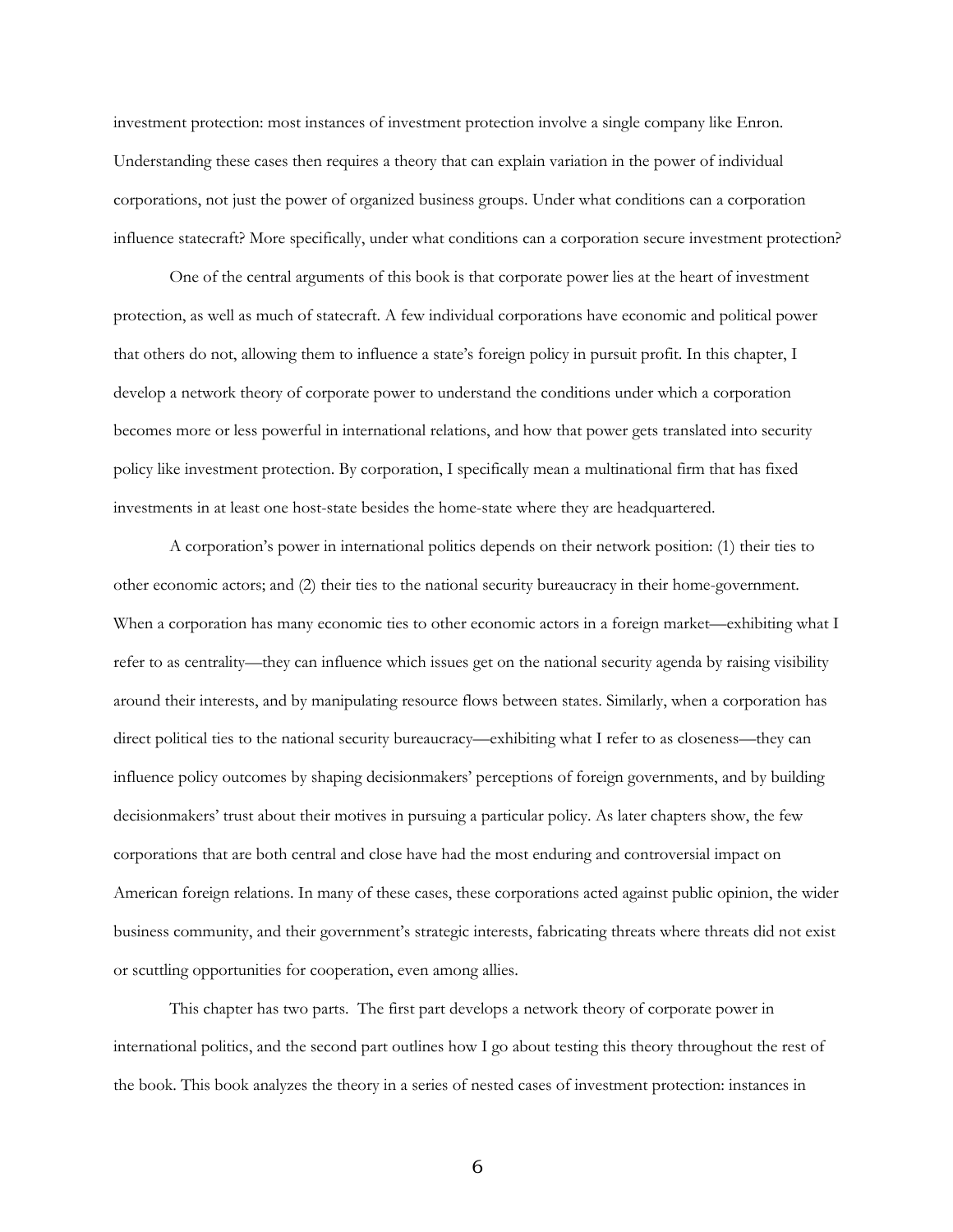investment protection: most instances of investment protection involve a single company like Enron. Understanding these cases then requires a theory that can explain variation in the power of individual corporations, not just the power of organized business groups. Under what conditions can a corporation influence statecraft? More specifically, under what conditions can a corporation secure investment protection?

One of the central arguments of this book is that corporate power lies at the heart of investment protection, as well as much of statecraft. A few individual corporations have economic and political power that others do not, allowing them to influence a state's foreign policy in pursuit profit. In this chapter, I develop a network theory of corporate power to understand the conditions under which a corporation becomes more or less powerful in international relations, and how that power gets translated into security policy like investment protection. By corporation, I specifically mean a multinational firm that has fixed investments in at least one host-state besides the home-state where they are headquartered.

A corporation's power in international politics depends on their network position: (1) their ties to other economic actors; and (2) their ties to the national security bureaucracy in their home-government. When a corporation has many economic ties to other economic actors in a foreign market—exhibiting what I refer to as centrality—they can influence which issues get on the national security agenda by raising visibility around their interests, and by manipulating resource flows between states. Similarly, when a corporation has direct political ties to the national security bureaucracy—exhibiting what I refer to as closeness—they can influence policy outcomes by shaping decisionmakers' perceptions of foreign governments, and by building decisionmakers' trust about their motives in pursuing a particular policy. As later chapters show, the few corporations that are both central and close have had the most enduring and controversial impact on American foreign relations. In many of these cases, these corporations acted against public opinion, the wider business community, and their government's strategic interests, fabricating threats where threats did not exist or scuttling opportunities for cooperation, even among allies.

This chapter has two parts. The first part develops a network theory of corporate power in international politics, and the second part outlines how I go about testing this theory throughout the rest of the book. This book analyzes the theory in a series of nested cases of investment protection: instances in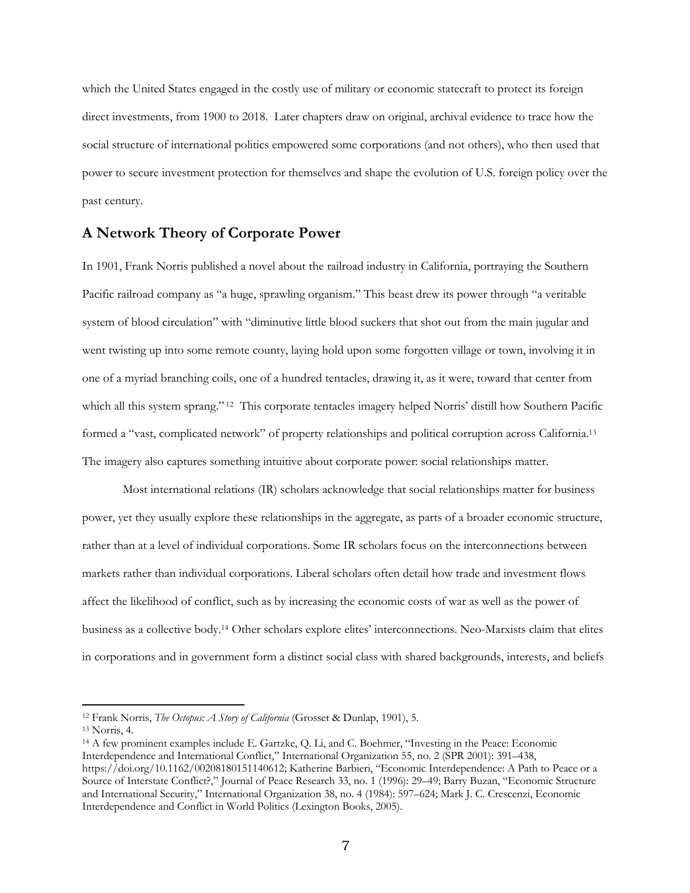which the United States engaged in the costly use of military or economic statecraft to protect its foreign direct investments, from 1900 to 2018. Later chapters draw on original, archival evidence to trace how the social structure of international politics empowered some corporations (and not others), who then used that power to secure investment protection for themselves and shape the evolution of U.S. foreign policy over the past century.

## A Network Theory of Corporate Power

In 1901, Frank Norris published a novel about the railroad industry in California, portraying the Southern Pacific railroad company as "a huge, sprawling organism." This beast drew its power through "a veritable system of blood circulation" with "diminutive little blood suckers that shot out from the main jugular and went twisting up into some remote county, laying hold upon some forgotten village or town, involving it in one of a myriad branching coils, one of a hundred tentacles, drawing it, as it were, toward that center from which all this system sprang."[12] This corporate tentacles imagery helped Norris' distill how Southern Pacific formed a "vast, complicated network" of property relationships and political corruption across California.[13] The imagery also captures something intuitive about corporate power: social relationships matter.

Most international relations (IR) scholars acknowledge that social relationships matter for business power, yet they usually explore these relationships in the aggregate, as parts of a broader economic structure, rather than at a level of individual corporations. Some IR scholars focus on the interconnections between markets rather than individual corporations. Liberal scholars often detail how trade and investment flows affect the likelihood of conflict, such as by increasing the economic costs of war as well as the power of business as a collective body.[14] Other scholars explore elites' interconnections. Neo-Marxists claim that elites in corporations and in government form a distinct social class with shared backgrounds, interests, and beliefs

---

[12] Frank Norris, *The Octopus: A Story of California* (Grosset & Dunlap, 1901), 5.

[13] Norris, 4.

[14] A few prominent examples include E. Gartzke, Q. Li, and C. Boehmer, "Investing in the Peace: Economic Interdependence and International Conflict," International Organization 55, no. 2 (SPR 2001): 391–438, https://doi.org/10.1162/00208180151140612; Katherine Barbieri, "Economic Interdependence: A Path to Peace or a Source of Interstate Conflict?," Journal of Peace Research 33, no. 1 (1996): 29–49; Barry Buzan, "Economic Structure and International Security," International Organization 38, no. 4 (1984): 597–624; Mark J. C. Crescenzi, Economic Interdependence and Conflict in World Politics (Lexington Books, 2005).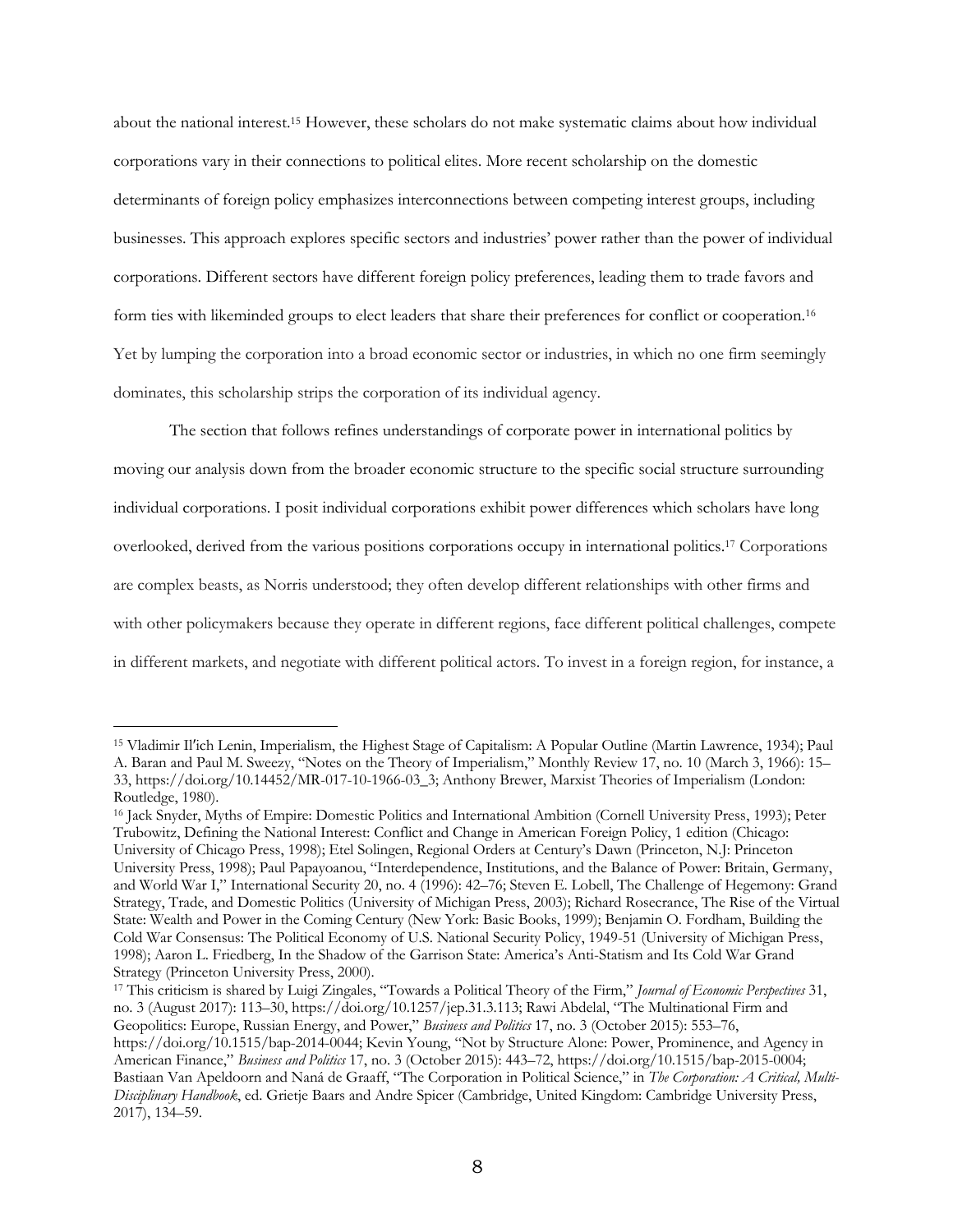about the national interest.[15] However, these scholars do not make systematic claims about how individual corporations vary in their connections to political elites. More recent scholarship on the domestic determinants of foreign policy emphasizes interconnections between competing interest groups, including businesses. This approach explores specific sectors and industries' power rather than the power of individual corporations. Different sectors have different foreign policy preferences, leading them to trade favors and form ties with likeminded groups to elect leaders that share their preferences for conflict or cooperation.[16] Yet by lumping the corporation into a broad economic sector or industries, in which no one firm seemingly dominates, this scholarship strips the corporation of its individual agency.

The section that follows refines understandings of corporate power in international politics by moving our analysis down from the broader economic structure to the specific social structure surrounding individual corporations. I posit individual corporations exhibit power differences which scholars have long overlooked, derived from the various positions corporations occupy in international politics.[17] Corporations are complex beasts, as Norris understood; they often develop different relationships with other firms and with other policymakers because they operate in different regions, face different political challenges, compete in different markets, and negotiate with different political actors. To invest in a foreign region, for instance, a

---

[15] Vladimir Il′ich Lenin, Imperialism, the Highest Stage of Capitalism: A Popular Outline (Martin Lawrence, 1934); Paul A. Baran and Paul M. Sweezy, "Notes on the Theory of Imperialism," Monthly Review 17, no. 10 (March 3, 1966): 15–33, https://doi.org/10.14452/MR-017-10-1966-03_3; Anthony Brewer, Marxist Theories of Imperialism (London: Routledge, 1980).

[16] Jack Snyder, Myths of Empire: Domestic Politics and International Ambition (Cornell University Press, 1993); Peter Trubowitz, Defining the National Interest: Conflict and Change in American Foreign Policy, 1 edition (Chicago: University of Chicago Press, 1998); Etel Solingen, Regional Orders at Century's Dawn (Princeton, N.J: Princeton University Press, 1998); Paul Papayoanou, "Interdependence, Institutions, and the Balance of Power: Britain, Germany, and World War I," International Security 20, no. 4 (1996): 42–76; Steven E. Lobell, The Challenge of Hegemony: Grand Strategy, Trade, and Domestic Politics (University of Michigan Press, 2003); Richard Rosecrance, The Rise of the Virtual State: Wealth and Power in the Coming Century (New York: Basic Books, 1999); Benjamin O. Fordham, Building the Cold War Consensus: The Political Economy of U.S. National Security Policy, 1949-51 (University of Michigan Press, 1998); Aaron L. Friedberg, In the Shadow of the Garrison State: America's Anti-Statism and Its Cold War Grand Strategy (Princeton University Press, 2000).

[17] This criticism is shared by Luigi Zingales, "Towards a Political Theory of the Firm," *Journal of Economic Perspectives* 31, no. 3 (August 2017): 113–30, https://doi.org/10.1257/jep.31.3.113; Rawi Abdelal, "The Multinational Firm and Geopolitics: Europe, Russian Energy, and Power," *Business and Politics* 17, no. 3 (October 2015): 553–76, https://doi.org/10.1515/bap-2014-0044; Kevin Young, "Not by Structure Alone: Power, Prominence, and Agency in American Finance," *Business and Politics* 17, no. 3 (October 2015): 443–72, https://doi.org/10.1515/bap-2015-0004; Bastiaan Van Apeldoorn and Naná de Graaff, "The Corporation in Political Science," in *The Corporation: A Critical, Multi-Disciplinary Handbook*, ed. Grietje Baars and Andre Spicer (Cambridge, United Kingdom: Cambridge University Press, 2017), 134–59.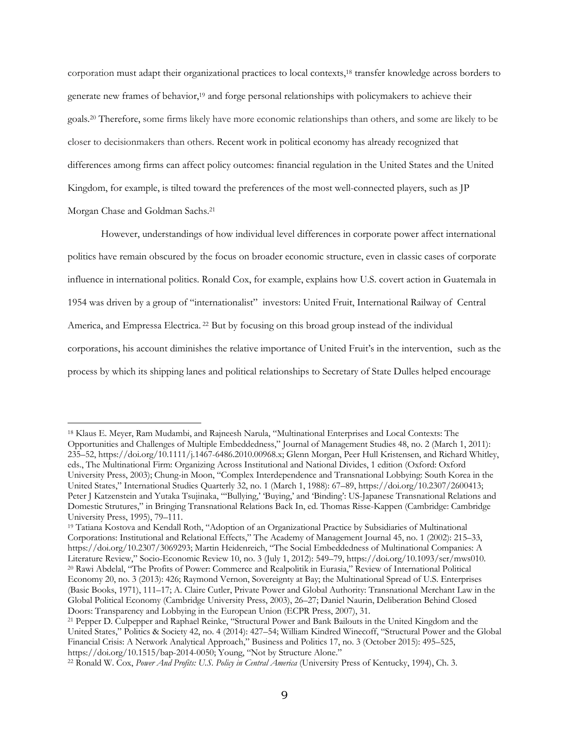corporation must adapt their organizational practices to local contexts,[18] transfer knowledge across borders to generate new frames of behavior,[19] and forge personal relationships with policymakers to achieve their goals.[20] Therefore, some firms likely have more economic relationships than others, and some are likely to be closer to decisionmakers than others. Recent work in political economy has already recognized that differences among firms can affect policy outcomes: financial regulation in the United States and the United Kingdom, for example, is tilted toward the preferences of the most well-connected players, such as JP Morgan Chase and Goldman Sachs.[21]

However, understandings of how individual level differences in corporate power affect international politics have remain obscured by the focus on broader economic structure, even in classic cases of corporate influence in international politics. Ronald Cox, for example, explains how U.S. covert action in Guatemala in 1954 was driven by a group of "internationalist" investors: United Fruit, International Railway of Central America, and Empressa Electrica.[22] But by focusing on this broad group instead of the individual corporations, his account diminishes the relative importance of United Fruit's in the intervention, such as the process by which its shipping lanes and political relationships to Secretary of State Dulles helped encourage

---

[18] Klaus E. Meyer, Ram Mudambi, and Rajneesh Narula, "Multinational Enterprises and Local Contexts: The Opportunities and Challenges of Multiple Embeddedness," Journal of Management Studies 48, no. 2 (March 1, 2011): 235–52, https://doi.org/10.1111/j.1467-6486.2010.00968.x; Glenn Morgan, Peer Hull Kristensen, and Richard Whitley, eds., The Multinational Firm: Organizing Across Institutional and National Divides, 1 edition (Oxford: Oxford University Press, 2003); Chung-in Moon, "Complex Interdependence and Transnational Lobbying: South Korea in the United States," International Studies Quarterly 32, no. 1 (March 1, 1988): 67–89, https://doi.org/10.2307/2600413; Peter J Katzenstein and Yutaka Tsujinaka, "'Bullying,' 'Buying,' and 'Binding': US-Japanese Transnational Relations and Domestic Strutures," in Bringing Transnational Relations Back In, ed. Thomas Risse-Kappen (Cambridge: Cambridge University Press, 1995), 79–111.

[19] Tatiana Kostova and Kendall Roth, "Adoption of an Organizational Practice by Subsidiaries of Multinational Corporations: Institutional and Relational Effects," The Academy of Management Journal 45, no. 1 (2002): 215–33, https://doi.org/10.2307/3069293; Martin Heidenreich, "The Social Embeddedness of Multinational Companies: A Literature Review," Socio-Economic Review 10, no. 3 (July 1, 2012): 549–79, https://doi.org/10.1093/ser/mws010.

[20] Rawi Abdelal, "The Profits of Power: Commerce and Realpolitik in Eurasia," Review of International Political Economy 20, no. 3 (2013): 426; Raymond Vernon, Sovereignty at Bay; the Multinational Spread of U.S. Enterprises (Basic Books, 1971), 111–17; A. Claire Cutler, Private Power and Global Authority: Transnational Merchant Law in the Global Political Economy (Cambridge University Press, 2003), 26–27; Daniel Naurin, Deliberation Behind Closed Doors: Transparency and Lobbying in the European Union (ECPR Press, 2007), 31.

[21] Pepper D. Culpepper and Raphael Reinke, "Structural Power and Bank Bailouts in the United Kingdom and the United States," Politics & Society 42, no. 4 (2014): 427–54; William Kindred Winecoff, "Structural Power and the Global Financial Crisis: A Network Analytical Approach," Business and Politics 17, no. 3 (October 2015): 495–525, https://doi.org/10.1515/bap-2014-0050; Young, "Not by Structure Alone."

[22] Ronald W. Cox, *Power And Profits: U.S. Policy in Central America* (University Press of Kentucky, 1994), Ch. 3.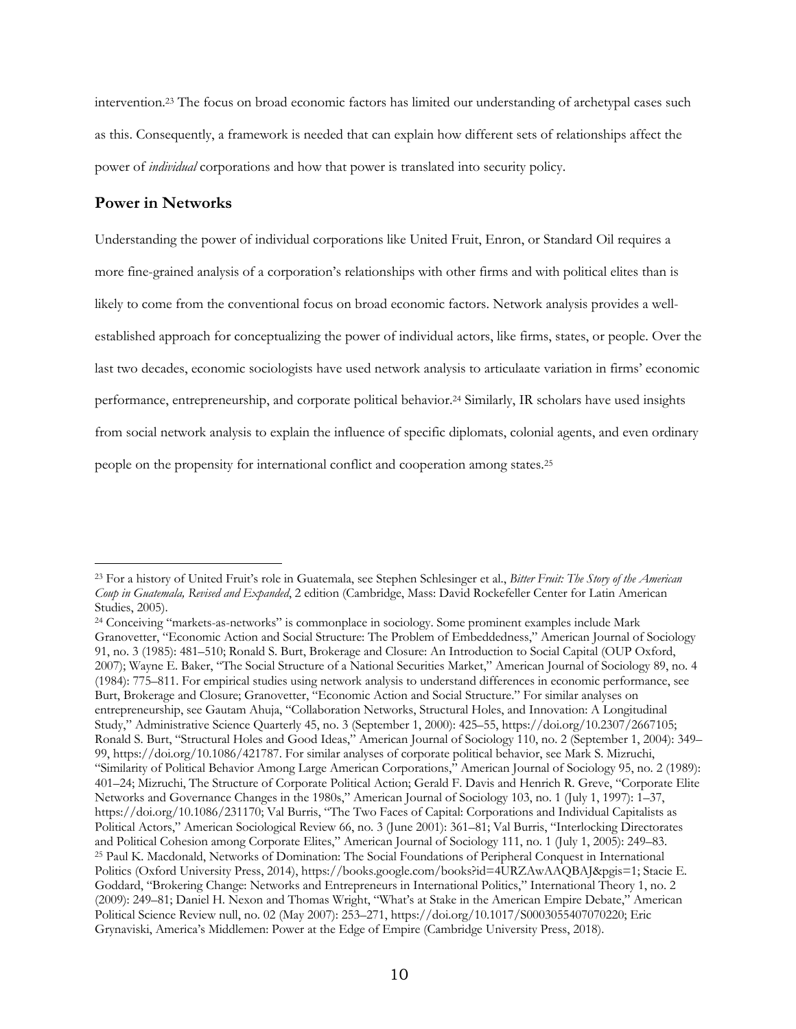intervention.[23] The focus on broad economic factors has limited our understanding of archetypal cases such as this. Consequently, a framework is needed that can explain how different sets of relationships affect the power of *individual* corporations and how that power is translated into security policy.

## Power in Networks

Understanding the power of individual corporations like United Fruit, Enron, or Standard Oil requires a more fine-grained analysis of a corporation's relationships with other firms and with political elites than is likely to come from the conventional focus on broad economic factors. Network analysis provides a well-established approach for conceptualizing the power of individual actors, like firms, states, or people. Over the last two decades, economic sociologists have used network analysis to articulaate variation in firms' economic performance, entrepreneurship, and corporate political behavior.[24] Similarly, IR scholars have used insights from social network analysis to explain the influence of specific diplomats, colonial agents, and even ordinary people on the propensity for international conflict and cooperation among states.[25]

---

[23] For a history of United Fruit's role in Guatemala, see Stephen Schlesinger et al., *Bitter Fruit: The Story of the American Coup in Guatemala, Revised and Expanded*, 2 edition (Cambridge, Mass: David Rockefeller Center for Latin American Studies, 2005).

[24] Conceiving "markets-as-networks" is commonplace in sociology. Some prominent examples include Mark Granovetter, "Economic Action and Social Structure: The Problem of Embeddedness," American Journal of Sociology 91, no. 3 (1985): 481–510; Ronald S. Burt, Brokerage and Closure: An Introduction to Social Capital (OUP Oxford, 2007); Wayne E. Baker, "The Social Structure of a National Securities Market," American Journal of Sociology 89, no. 4 (1984): 775–811. For empirical studies using network analysis to understand differences in economic performance, see Burt, Brokerage and Closure; Granovetter, "Economic Action and Social Structure." For similar analyses on entrepreneurship, see Gautam Ahuja, "Collaboration Networks, Structural Holes, and Innovation: A Longitudinal Study," Administrative Science Quarterly 45, no. 3 (September 1, 2000): 425–55, https://doi.org/10.2307/2667105; Ronald S. Burt, "Structural Holes and Good Ideas," American Journal of Sociology 110, no. 2 (September 1, 2004): 349–99, https://doi.org/10.1086/421787. For similar analyses of corporate political behavior, see Mark S. Mizruchi, "Similarity of Political Behavior Among Large American Corporations," American Journal of Sociology 95, no. 2 (1989): 401–24; Mizruchi, The Structure of Corporate Political Action; Gerald F. Davis and Henrich R. Greve, "Corporate Elite Networks and Governance Changes in the 1980s," American Journal of Sociology 103, no. 1 (July 1, 1997): 1–37, https://doi.org/10.1086/231170; Val Burris, "The Two Faces of Capital: Corporations and Individual Capitalists as Political Actors," American Sociological Review 66, no. 3 (June 2001): 361–81; Val Burris, "Interlocking Directorates and Political Cohesion among Corporate Elites," American Journal of Sociology 111, no. 1 (July 1, 2005): 249–83.

[25] Paul K. Macdonald, Networks of Domination: The Social Foundations of Peripheral Conquest in International Politics (Oxford University Press, 2014), https://books.google.com/books?id=4URZAwAAQBAJ&pgis=1; Stacie E. Goddard, "Brokering Change: Networks and Entrepreneurs in International Politics," International Theory 1, no. 2 (2009): 249–81; Daniel H. Nexon and Thomas Wright, "What's at Stake in the American Empire Debate," American Political Science Review null, no. 02 (May 2007): 253–271, https://doi.org/10.1017/S0003055407070220; Eric Grynaviski, America's Middlemen: Power at the Edge of Empire (Cambridge University Press, 2018).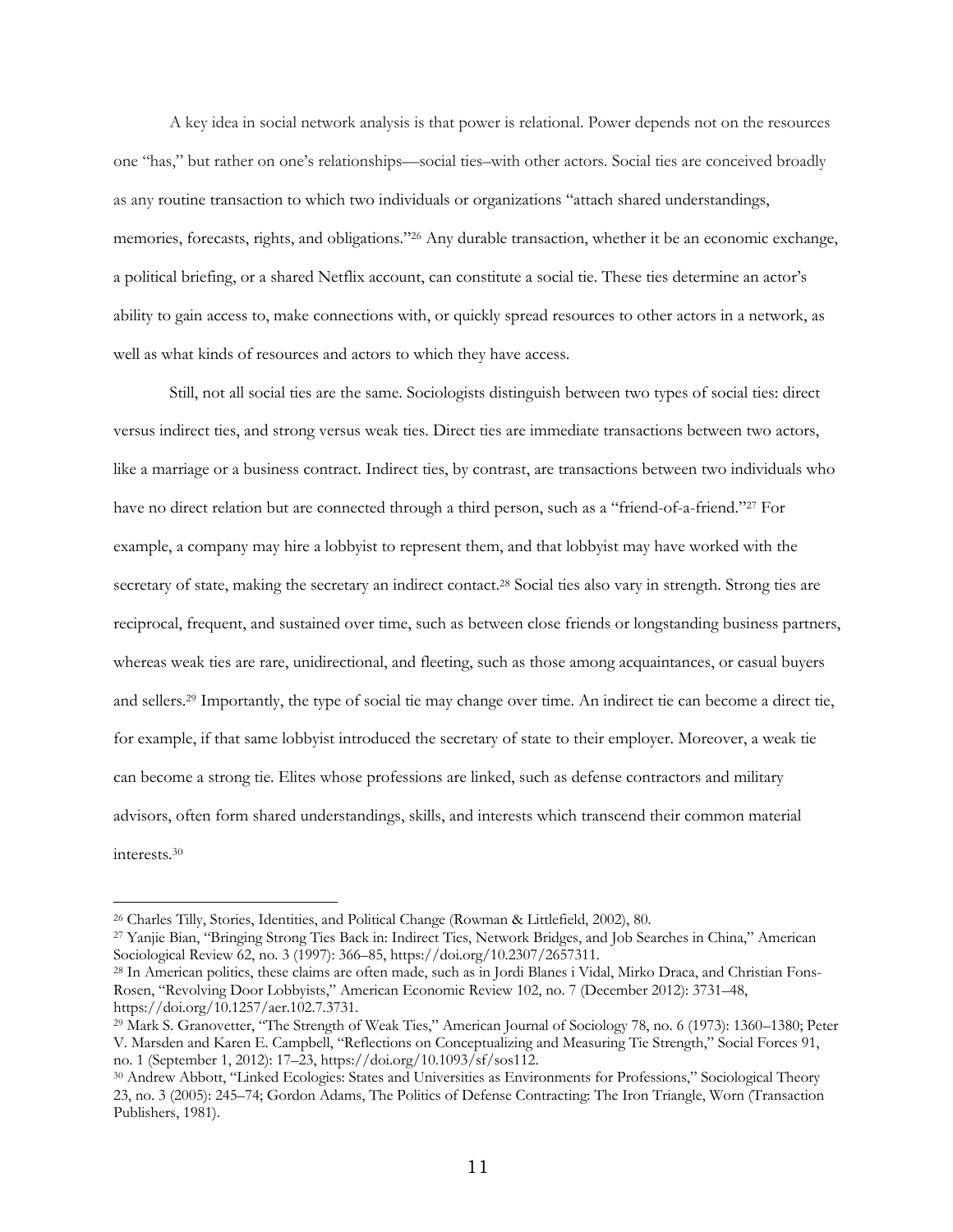A key idea in social network analysis is that power is relational. Power depends not on the resources one "has," but rather on one's relationships—social ties–with other actors. Social ties are conceived broadly as any routine transaction to which two individuals or organizations "attach shared understandings, memories, forecasts, rights, and obligations."[26] Any durable transaction, whether it be an economic exchange, a political briefing, or a shared Netflix account, can constitute a social tie. These ties determine an actor's ability to gain access to, make connections with, or quickly spread resources to other actors in a network, as well as what kinds of resources and actors to which they have access.

Still, not all social ties are the same. Sociologists distinguish between two types of social ties: direct versus indirect ties, and strong versus weak ties. Direct ties are immediate transactions between two actors, like a marriage or a business contract. Indirect ties, by contrast, are transactions between two individuals who have no direct relation but are connected through a third person, such as a "friend-of-a-friend."[27] For example, a company may hire a lobbyist to represent them, and that lobbyist may have worked with the secretary of state, making the secretary an indirect contact.[28] Social ties also vary in strength. Strong ties are reciprocal, frequent, and sustained over time, such as between close friends or longstanding business partners, whereas weak ties are rare, unidirectional, and fleeting, such as those among acquaintances, or casual buyers and sellers.[29] Importantly, the type of social tie may change over time. An indirect tie can become a direct tie, for example, if that same lobbyist introduced the secretary of state to their employer. Moreover, a weak tie can become a strong tie. Elites whose professions are linked, such as defense contractors and military advisors, often form shared understandings, skills, and interests which transcend their common material interests.[30]

---

[26] Charles Tilly, Stories, Identities, and Political Change (Rowman & Littlefield, 2002), 80.

[27] Yanjie Bian, "Bringing Strong Ties Back in: Indirect Ties, Network Bridges, and Job Searches in China," American Sociological Review 62, no. 3 (1997): 366–85, https://doi.org/10.2307/2657311.

[28] In American politics, these claims are often made, such as in Jordi Blanes i Vidal, Mirko Draca, and Christian Fons-Rosen, "Revolving Door Lobbyists," American Economic Review 102, no. 7 (December 2012): 3731–48, https://doi.org/10.1257/aer.102.7.3731.

[29] Mark S. Granovetter, "The Strength of Weak Ties," American Journal of Sociology 78, no. 6 (1973): 1360–1380; Peter V. Marsden and Karen E. Campbell, "Reflections on Conceptualizing and Measuring Tie Strength," Social Forces 91, no. 1 (September 1, 2012): 17–23, https://doi.org/10.1093/sf/sos112.

[30] Andrew Abbott, "Linked Ecologies: States and Universities as Environments for Professions," Sociological Theory 23, no. 3 (2005): 245–74; Gordon Adams, The Politics of Defense Contracting: The Iron Triangle, Worn (Transaction Publishers, 1981).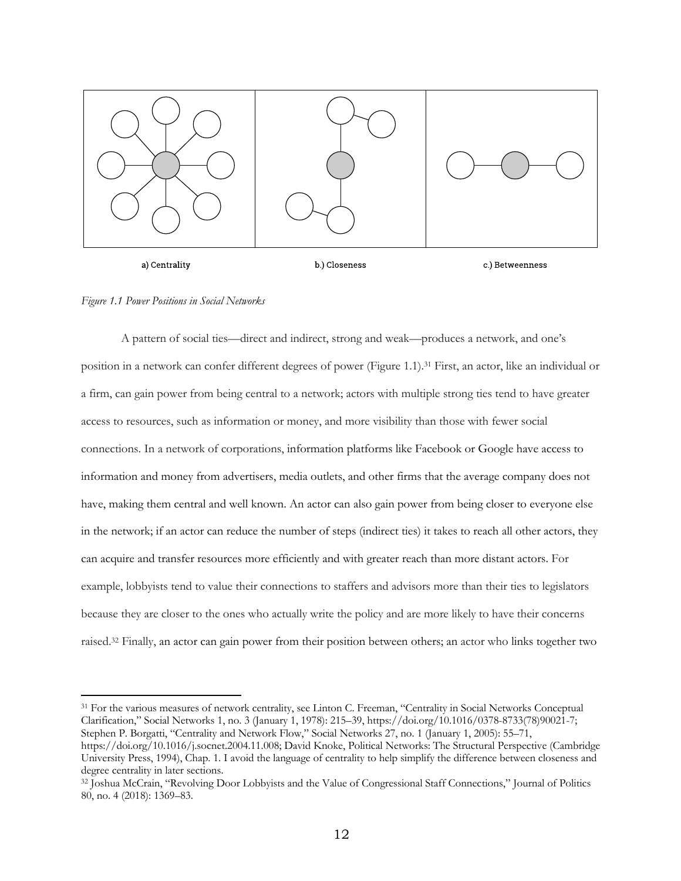a) Centrality

b.) Closeness

c.) Betweenness

*Figure 1.1 Power Positions in Social Networks*

A pattern of social ties—direct and indirect, strong and weak—produces a network, and one's position in a network can confer different degrees of power (Figure 1.1).[31] First, an actor, like an individual or a firm, can gain power from being central to a network; actors with multiple strong ties tend to have greater access to resources, such as information or money, and more visibility than those with fewer social connections. In a network of corporations, information platforms like Facebook or Google have access to information and money from advertisers, media outlets, and other firms that the average company does not have, making them central and well known. An actor can also gain power from being closer to everyone else in the network; if an actor can reduce the number of steps (indirect ties) it takes to reach all other actors, they can acquire and transfer resources more efficiently and with greater reach than more distant actors. For example, lobbyists tend to value their connections to staffers and advisors more than their ties to legislators because they are closer to the ones who actually write the policy and are more likely to have their concerns raised.[32] Finally, an actor can gain power from their position between others; an actor who links together two

[31] For the various measures of network centrality, see Linton C. Freeman, "Centrality in Social Networks Conceptual Clarification," Social Networks 1, no. 3 (January 1, 1978): 215–39, https://doi.org/10.1016/0378-8733(78)90021-7; Stephen P. Borgatti, "Centrality and Network Flow," Social Networks 27, no. 1 (January 1, 2005): 55–71, https://doi.org/10.1016/j.socnet.2004.11.008; David Knoke, Political Networks: The Structural Perspective (Cambridge University Press, 1994), Chap. 1. I avoid the language of centrality to help simplify the difference between closeness and degree centrality in later sections.

[32] Joshua McCrain, "Revolving Door Lobbyists and the Value of Congressional Staff Connections," Journal of Politics 80, no. 4 (2018): 1369–83.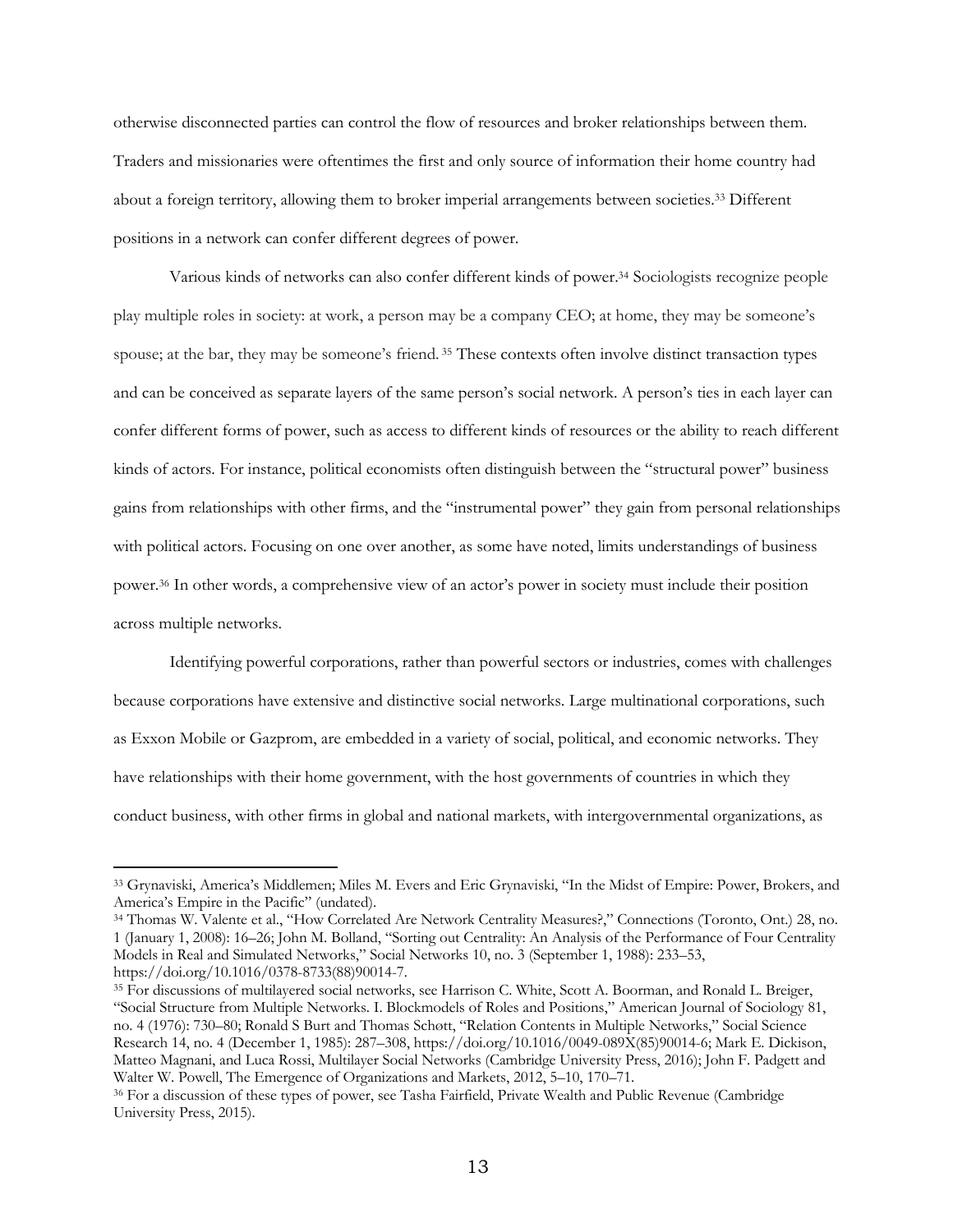otherwise disconnected parties can control the flow of resources and broker relationships between them. Traders and missionaries were oftentimes the first and only source of information their home country had about a foreign territory, allowing them to broker imperial arrangements between societies.[33] Different positions in a network can confer different degrees of power.

Various kinds of networks can also confer different kinds of power.[34] Sociologists recognize people play multiple roles in society: at work, a person may be a company CEO; at home, they may be someone's spouse; at the bar, they may be someone's friend.[35] These contexts often involve distinct transaction types and can be conceived as separate layers of the same person's social network. A person's ties in each layer can confer different forms of power, such as access to different kinds of resources or the ability to reach different kinds of actors. For instance, political economists often distinguish between the "structural power" business gains from relationships with other firms, and the "instrumental power" they gain from personal relationships with political actors. Focusing on one over another, as some have noted, limits understandings of business power.[36] In other words, a comprehensive view of an actor's power in society must include their position across multiple networks.

Identifying powerful corporations, rather than powerful sectors or industries, comes with challenges because corporations have extensive and distinctive social networks. Large multinational corporations, such as Exxon Mobile or Gazprom, are embedded in a variety of social, political, and economic networks. They have relationships with their home government, with the host governments of countries in which they conduct business, with other firms in global and national markets, with intergovernmental organizations, as

---

[33] Grynaviski, America's Middlemen; Miles M. Evers and Eric Grynaviski, "In the Midst of Empire: Power, Brokers, and America's Empire in the Pacific" (undated).

[34] Thomas W. Valente et al., "How Correlated Are Network Centrality Measures?," Connections (Toronto, Ont.) 28, no. 1 (January 1, 2008): 16–26; John M. Bolland, "Sorting out Centrality: An Analysis of the Performance of Four Centrality Models in Real and Simulated Networks," Social Networks 10, no. 3 (September 1, 1988): 233–53, https://doi.org/10.1016/0378-8733(88)90014-7.

[35] For discussions of multilayered social networks, see Harrison C. White, Scott A. Boorman, and Ronald L. Breiger, "Social Structure from Multiple Networks. I. Blockmodels of Roles and Positions," American Journal of Sociology 81, no. 4 (1976): 730–80; Ronald S Burt and Thomas Schøtt, "Relation Contents in Multiple Networks," Social Science Research 14, no. 4 (December 1, 1985): 287–308, https://doi.org/10.1016/0049-089X(85)90014-6; Mark E. Dickison, Matteo Magnani, and Luca Rossi, Multilayer Social Networks (Cambridge University Press, 2016); John F. Padgett and Walter W. Powell, The Emergence of Organizations and Markets, 2012, 5–10, 170–71.

[36] For a discussion of these types of power, see Tasha Fairfield, Private Wealth and Public Revenue (Cambridge University Press, 2015).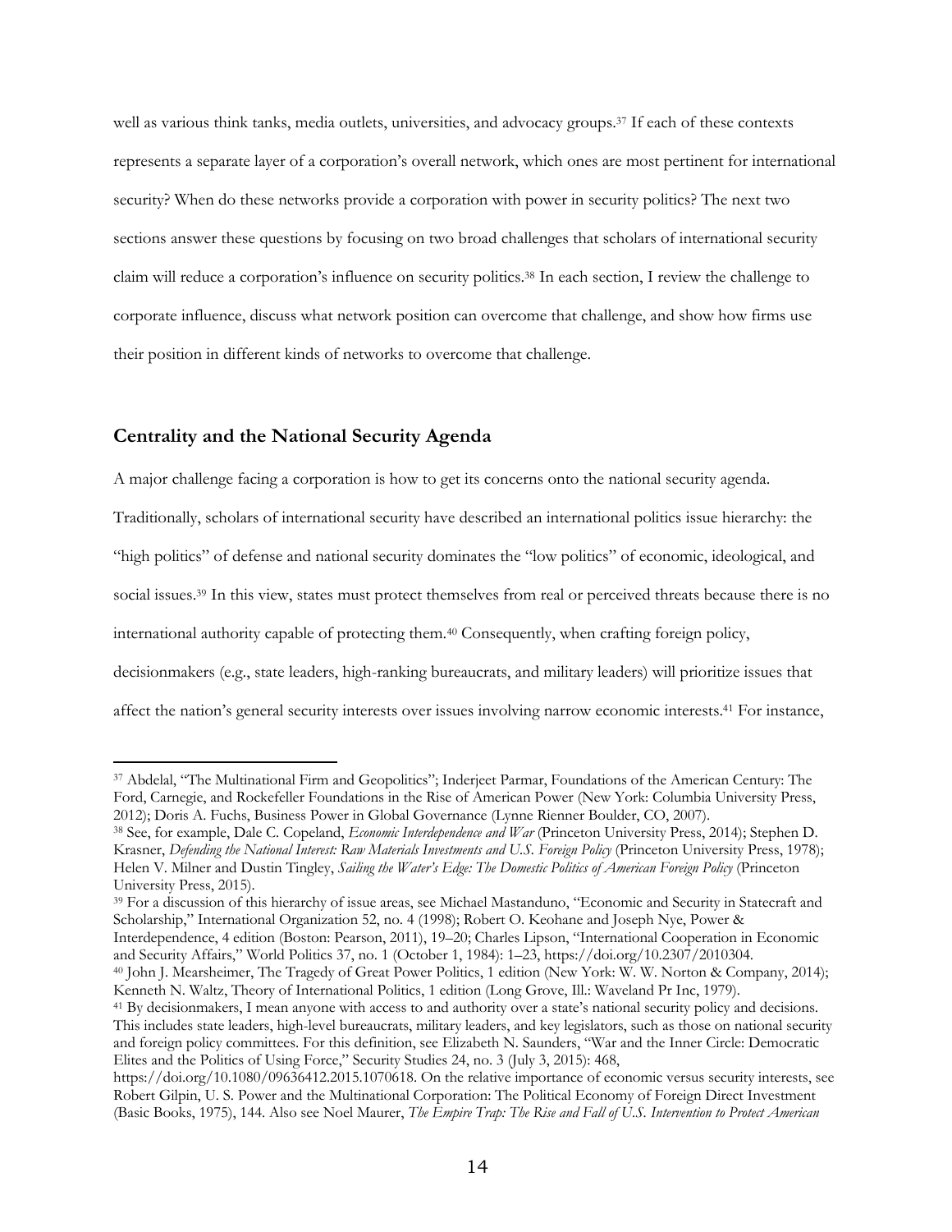well as various think tanks, media outlets, universities, and advocacy groups.[37] If each of these contexts represents a separate layer of a corporation's overall network, which ones are most pertinent for international security? When do these networks provide a corporation with power in security politics? The next two sections answer these questions by focusing on two broad challenges that scholars of international security claim will reduce a corporation's influence on security politics.[38] In each section, I review the challenge to corporate influence, discuss what network position can overcome that challenge, and show how firms use their position in different kinds of networks to overcome that challenge.

## Centrality and the National Security Agenda

A major challenge facing a corporation is how to get its concerns onto the national security agenda. Traditionally, scholars of international security have described an international politics issue hierarchy: the "high politics" of defense and national security dominates the "low politics" of economic, ideological, and social issues.[39] In this view, states must protect themselves from real or perceived threats because there is no international authority capable of protecting them.[40] Consequently, when crafting foreign policy, decisionmakers (e.g., state leaders, high-ranking bureaucrats, and military leaders) will prioritize issues that affect the nation's general security interests over issues involving narrow economic interests.[41] For instance,

---

[37] Abdelal, "The Multinational Firm and Geopolitics"; Inderjeet Parmar, Foundations of the American Century: The Ford, Carnegie, and Rockefeller Foundations in the Rise of American Power (New York: Columbia University Press, 2012); Doris A. Fuchs, Business Power in Global Governance (Lynne Rienner Boulder, CO, 2007).

[38] See, for example, Dale C. Copeland, *Economic Interdependence and War* (Princeton University Press, 2014); Stephen D. Krasner, *Defending the National Interest: Raw Materials Investments and U.S. Foreign Policy* (Princeton University Press, 1978); Helen V. Milner and Dustin Tingley, *Sailing the Water's Edge: The Domestic Politics of American Foreign Policy* (Princeton University Press, 2015).

[39] For a discussion of this hierarchy of issue areas, see Michael Mastanduno, "Economic and Security in Statecraft and Scholarship," International Organization 52, no. 4 (1998); Robert O. Keohane and Joseph Nye, Power & Interdependence, 4 edition (Boston: Pearson, 2011), 19–20; Charles Lipson, "International Cooperation in Economic and Security Affairs," World Politics 37, no. 1 (October 1, 1984): 1–23, https://doi.org/10.2307/2010304.

[40] John J. Mearsheimer, The Tragedy of Great Power Politics, 1 edition (New York: W. W. Norton & Company, 2014); Kenneth N. Waltz, Theory of International Politics, 1 edition (Long Grove, Ill.: Waveland Pr Inc, 1979).

[41] By decisionmakers, I mean anyone with access to and authority over a state's national security policy and decisions. This includes state leaders, high-level bureaucrats, military leaders, and key legislators, such as those on national security and foreign policy committees. For this definition, see Elizabeth N. Saunders, "War and the Inner Circle: Democratic Elites and the Politics of Using Force," Security Studies 24, no. 3 (July 3, 2015): 468, https://doi.org/10.1080/09636412.2015.1070618. On the relative importance of economic versus security interests, see Robert Gilpin, U. S. Power and the Multinational Corporation: The Political Economy of Foreign Direct Investment (Basic Books, 1975), 144. Also see Noel Maurer, *The Empire Trap: The Rise and Fall of U.S. Intervention to Protect American*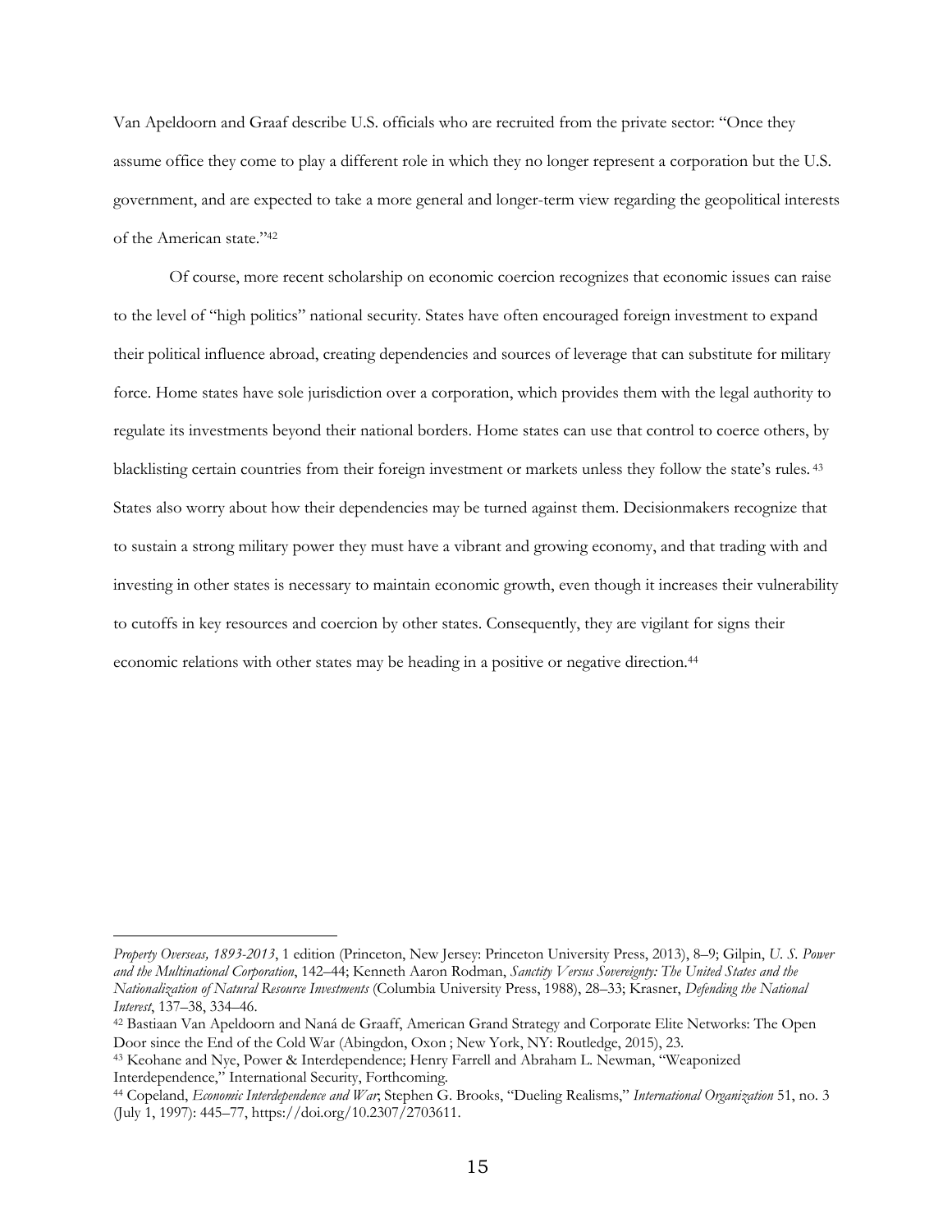Van Apeldoorn and Graaf describe U.S. officials who are recruited from the private sector: "Once they assume office they come to play a different role in which they no longer represent a corporation but the U.S. government, and are expected to take a more general and longer-term view regarding the geopolitical interests of the American state."[42]

Of course, more recent scholarship on economic coercion recognizes that economic issues can raise to the level of "high politics" national security. States have often encouraged foreign investment to expand their political influence abroad, creating dependencies and sources of leverage that can substitute for military force. Home states have sole jurisdiction over a corporation, which provides them with the legal authority to regulate its investments beyond their national borders. Home states can use that control to coerce others, by blacklisting certain countries from their foreign investment or markets unless they follow the state's rules.[43] States also worry about how their dependencies may be turned against them. Decisionmakers recognize that to sustain a strong military power they must have a vibrant and growing economy, and that trading with and investing in other states is necessary to maintain economic growth, even though it increases their vulnerability to cutoffs in key resources and coercion by other states. Consequently, they are vigilant for signs their economic relations with other states may be heading in a positive or negative direction.[44]

---

*Property Overseas, 1893-2013*, 1 edition (Princeton, New Jersey: Princeton University Press, 2013), 8–9; Gilpin, *U. S. Power and the Multinational Corporation*, 142–44; Kenneth Aaron Rodman, *Sanctity Versus Sovereignty: The United States and the Nationalization of Natural Resource Investments* (Columbia University Press, 1988), 28–33; Krasner, *Defending the National Interest*, 137–38, 334–46.

[42] Bastiaan Van Apeldoorn and Naná de Graaff, American Grand Strategy and Corporate Elite Networks: The Open Door since the End of the Cold War (Abingdon, Oxon ; New York, NY: Routledge, 2015), 23.

[43] Keohane and Nye, Power & Interdependence; Henry Farrell and Abraham L. Newman, "Weaponized Interdependence," International Security, Forthcoming.

[44] Copeland, *Economic Interdependence and War*; Stephen G. Brooks, "Dueling Realisms," *International Organization* 51, no. 3 (July 1, 1997): 445–77, https://doi.org/10.2307/2703611.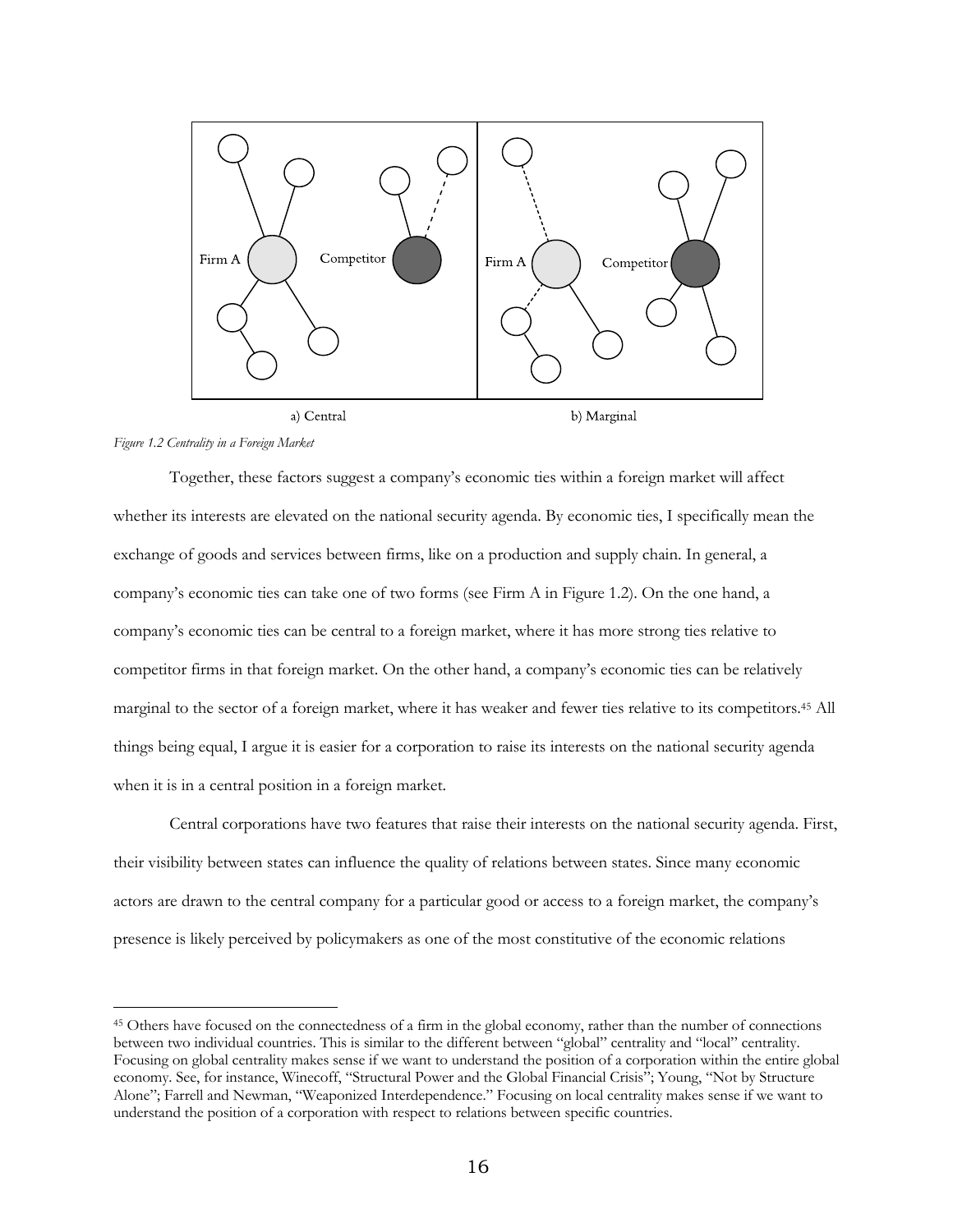a) Central

b) Marginal

*Figure 1.2 Centrality in a Foreign Market*

Together, these factors suggest a company's economic ties within a foreign market will affect whether its interests are elevated on the national security agenda. By economic ties, I specifically mean the exchange of goods and services between firms, like on a production and supply chain. In general, a company's economic ties can take one of two forms (see Firm A in Figure 1.2). On the one hand, a company's economic ties can be central to a foreign market, where it has more strong ties relative to competitor firms in that foreign market. On the other hand, a company's economic ties can be relatively marginal to the sector of a foreign market, where it has weaker and fewer ties relative to its competitors.[45] All things being equal, I argue it is easier for a corporation to raise its interests on the national security agenda when it is in a central position in a foreign market.

Central corporations have two features that raise their interests on the national security agenda. First, their visibility between states can influence the quality of relations between states. Since many economic actors are drawn to the central company for a particular good or access to a foreign market, the company's presence is likely perceived by policymakers as one of the most constitutive of the economic relations

[45] Others have focused on the connectedness of a firm in the global economy, rather than the number of connections between two individual countries. This is similar to the different between "global" centrality and "local" centrality. Focusing on global centrality makes sense if we want to understand the position of a corporation within the entire global economy. See, for instance, Winecoff, "Structural Power and the Global Financial Crisis"; Young, "Not by Structure Alone"; Farrell and Newman, "Weaponized Interdependence." Focusing on local centrality makes sense if we want to understand the position of a corporation with respect to relations between specific countries.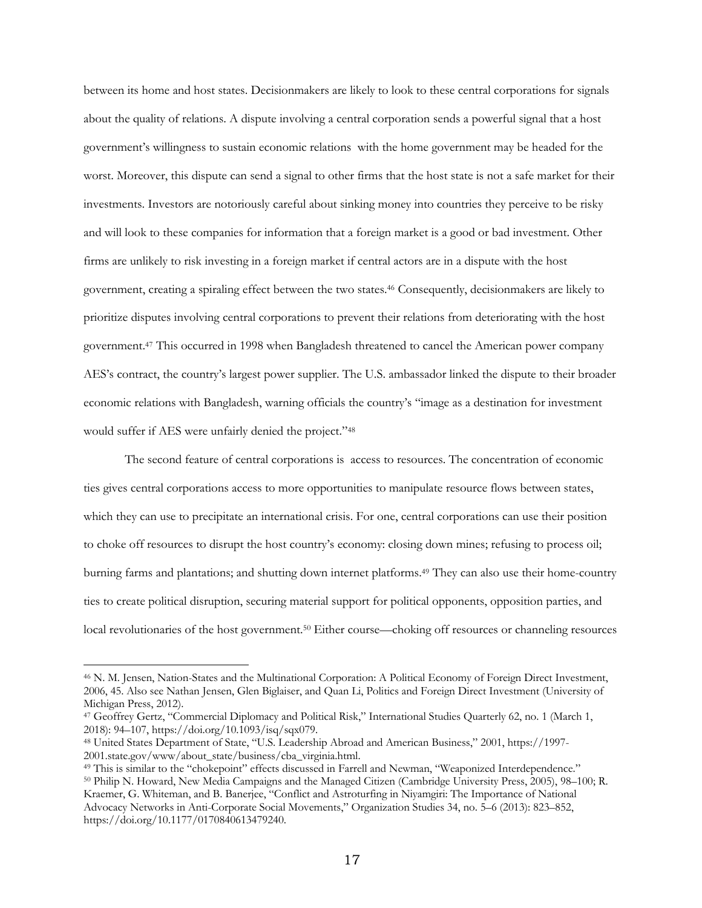between its home and host states. Decisionmakers are likely to look to these central corporations for signals about the quality of relations. A dispute involving a central corporation sends a powerful signal that a host government's willingness to sustain economic relations with the home government may be headed for the worst. Moreover, this dispute can send a signal to other firms that the host state is not a safe market for their investments. Investors are notoriously careful about sinking money into countries they perceive to be risky and will look to these companies for information that a foreign market is a good or bad investment. Other firms are unlikely to risk investing in a foreign market if central actors are in a dispute with the host government, creating a spiraling effect between the two states.[46] Consequently, decisionmakers are likely to prioritize disputes involving central corporations to prevent their relations from deteriorating with the host government.[47] This occurred in 1998 when Bangladesh threatened to cancel the American power company AES's contract, the country's largest power supplier. The U.S. ambassador linked the dispute to their broader economic relations with Bangladesh, warning officials the country's "image as a destination for investment would suffer if AES were unfairly denied the project."[48]

The second feature of central corporations is access to resources. The concentration of economic ties gives central corporations access to more opportunities to manipulate resource flows between states, which they can use to precipitate an international crisis. For one, central corporations can use their position to choke off resources to disrupt the host country's economy: closing down mines; refusing to process oil; burning farms and plantations; and shutting down internet platforms.[49] They can also use their home-country ties to create political disruption, securing material support for political opponents, opposition parties, and local revolutionaries of the host government.[50] Either course—choking off resources or channeling resources

---

[46] N. M. Jensen, Nation-States and the Multinational Corporation: A Political Economy of Foreign Direct Investment, 2006, 45. Also see Nathan Jensen, Glen Biglaiser, and Quan Li, Politics and Foreign Direct Investment (University of Michigan Press, 2012).

[47] Geoffrey Gertz, "Commercial Diplomacy and Political Risk," International Studies Quarterly 62, no. 1 (March 1, 2018): 94–107, https://doi.org/10.1093/isq/sqx079.

[48] United States Department of State, "U.S. Leadership Abroad and American Business," 2001, https://1997-2001.state.gov/www/about_state/business/cba_virginia.html.

[49] This is similar to the "chokepoint" effects discussed in Farrell and Newman, "Weaponized Interdependence."

[50] Philip N. Howard, New Media Campaigns and the Managed Citizen (Cambridge University Press, 2005), 98–100; R. Kraemer, G. Whiteman, and B. Banerjee, "Conflict and Astroturfing in Niyamgiri: The Importance of National Advocacy Networks in Anti-Corporate Social Movements," Organization Studies 34, no. 5–6 (2013): 823–852, https://doi.org/10.1177/0170840613479240.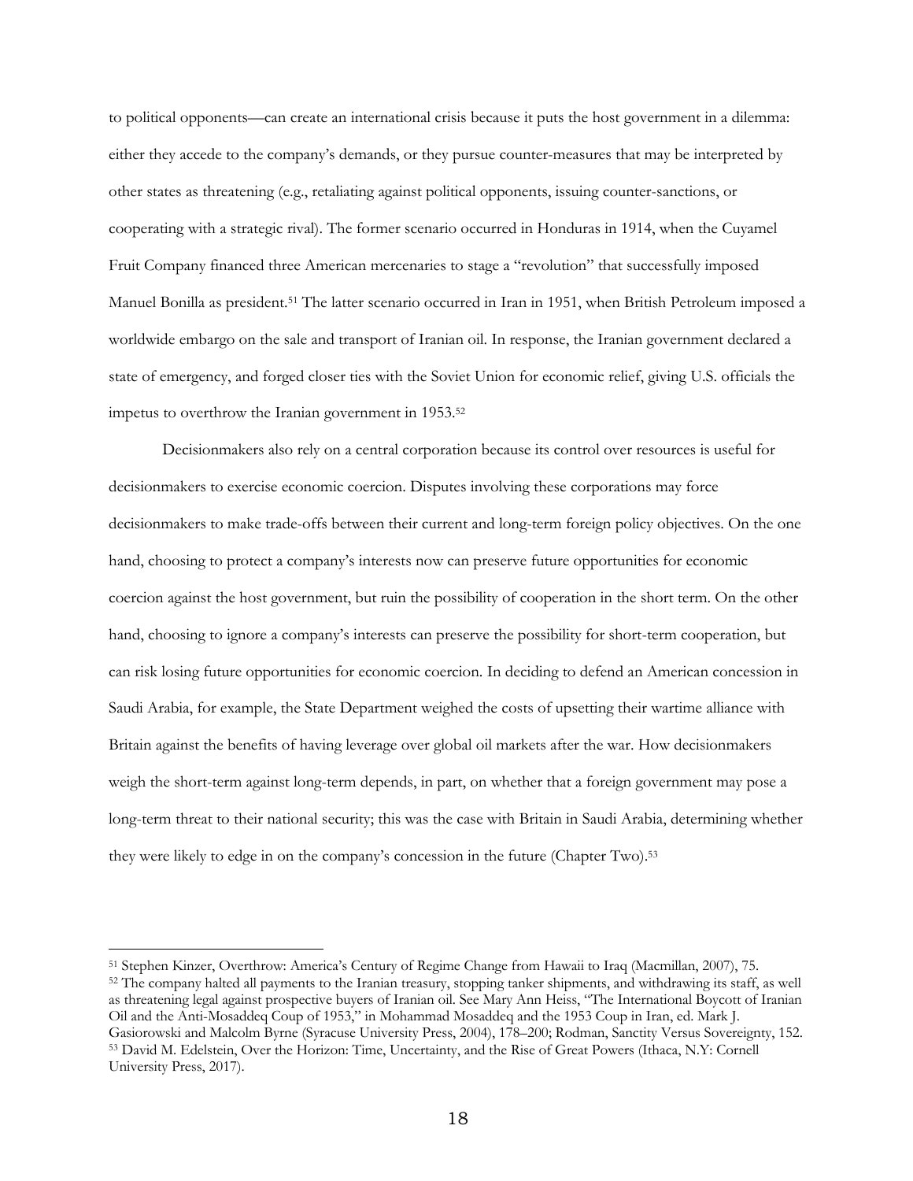to political opponents—can create an international crisis because it puts the host government in a dilemma: either they accede to the company's demands, or they pursue counter-measures that may be interpreted by other states as threatening (e.g., retaliating against political opponents, issuing counter-sanctions, or cooperating with a strategic rival). The former scenario occurred in Honduras in 1914, when the Cuyamel Fruit Company financed three American mercenaries to stage a "revolution" that successfully imposed Manuel Bonilla as president.[51] The latter scenario occurred in Iran in 1951, when British Petroleum imposed a worldwide embargo on the sale and transport of Iranian oil. In response, the Iranian government declared a state of emergency, and forged closer ties with the Soviet Union for economic relief, giving U.S. officials the impetus to overthrow the Iranian government in 1953.[52]

Decisionmakers also rely on a central corporation because its control over resources is useful for decisionmakers to exercise economic coercion. Disputes involving these corporations may force decisionmakers to make trade-offs between their current and long-term foreign policy objectives. On the one hand, choosing to protect a company's interests now can preserve future opportunities for economic coercion against the host government, but ruin the possibility of cooperation in the short term. On the other hand, choosing to ignore a company's interests can preserve the possibility for short-term cooperation, but can risk losing future opportunities for economic coercion. In deciding to defend an American concession in Saudi Arabia, for example, the State Department weighed the costs of upsetting their wartime alliance with Britain against the benefits of having leverage over global oil markets after the war. How decisionmakers weigh the short-term against long-term depends, in part, on whether that a foreign government may pose a long-term threat to their national security; this was the case with Britain in Saudi Arabia, determining whether they were likely to edge in on the company's concession in the future (Chapter Two).[53]

---

[51] Stephen Kinzer, Overthrow: America's Century of Regime Change from Hawaii to Iraq (Macmillan, 2007), 75.

[52] The company halted all payments to the Iranian treasury, stopping tanker shipments, and withdrawing its staff, as well as threatening legal against prospective buyers of Iranian oil. See Mary Ann Heiss, "The International Boycott of Iranian Oil and the Anti-Mosaddeq Coup of 1953," in Mohammad Mosaddeq and the 1953 Coup in Iran, ed. Mark J. Gasiorowski and Malcolm Byrne (Syracuse University Press, 2004), 178–200; Rodman, Sanctity Versus Sovereignty, 152.

[53] David M. Edelstein, Over the Horizon: Time, Uncertainty, and the Rise of Great Powers (Ithaca, N.Y: Cornell University Press, 2017).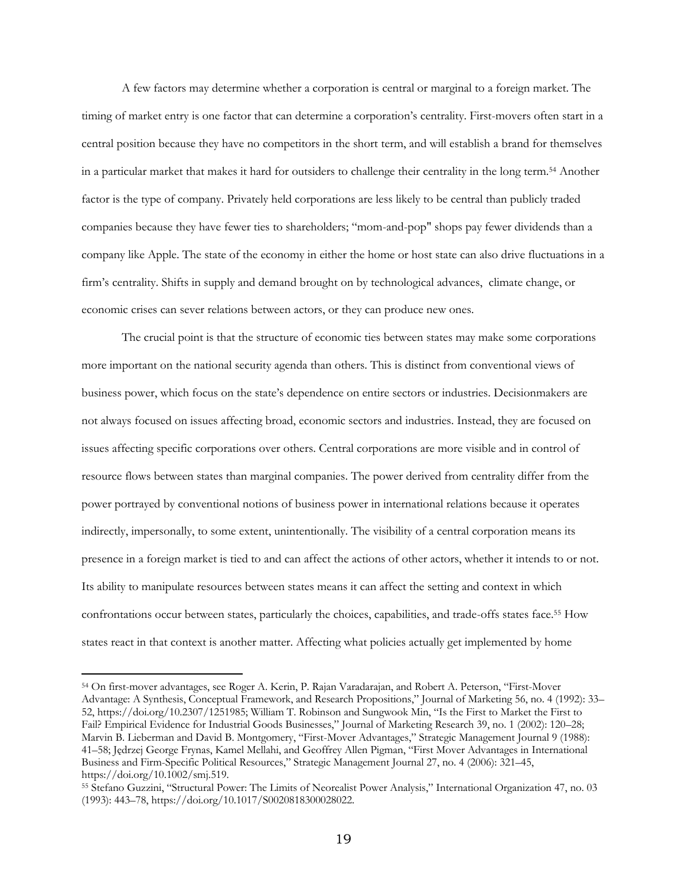A few factors may determine whether a corporation is central or marginal to a foreign market. The timing of market entry is one factor that can determine a corporation's centrality. First-movers often start in a central position because they have no competitors in the short term, and will establish a brand for themselves in a particular market that makes it hard for outsiders to challenge their centrality in the long term.[54] Another factor is the type of company. Privately held corporations are less likely to be central than publicly traded companies because they have fewer ties to shareholders; "mom-and-pop" shops pay fewer dividends than a company like Apple. The state of the economy in either the home or host state can also drive fluctuations in a firm's centrality. Shifts in supply and demand brought on by technological advances, climate change, or economic crises can sever relations between actors, or they can produce new ones.

The crucial point is that the structure of economic ties between states may make some corporations more important on the national security agenda than others. This is distinct from conventional views of business power, which focus on the state's dependence on entire sectors or industries. Decisionmakers are not always focused on issues affecting broad, economic sectors and industries. Instead, they are focused on issues affecting specific corporations over others. Central corporations are more visible and in control of resource flows between states than marginal companies. The power derived from centrality differ from the power portrayed by conventional notions of business power in international relations because it operates indirectly, impersonally, to some extent, unintentionally. The visibility of a central corporation means its presence in a foreign market is tied to and can affect the actions of other actors, whether it intends to or not. Its ability to manipulate resources between states means it can affect the setting and context in which confrontations occur between states, particularly the choices, capabilities, and trade-offs states face.[55] How states react in that context is another matter. Affecting what policies actually get implemented by home

---

[54] On first-mover advantages, see Roger A. Kerin, P. Rajan Varadarajan, and Robert A. Peterson, "First-Mover Advantage: A Synthesis, Conceptual Framework, and Research Propositions," Journal of Marketing 56, no. 4 (1992): 33–52, https://doi.org/10.2307/1251985; William T. Robinson and Sungwook Min, "Is the First to Market the First to Fail? Empirical Evidence for Industrial Goods Businesses," Journal of Marketing Research 39, no. 1 (2002): 120–28; Marvin B. Lieberman and David B. Montgomery, "First-Mover Advantages," Strategic Management Journal 9 (1988): 41–58; Jędrzej George Frynas, Kamel Mellahi, and Geoffrey Allen Pigman, "First Mover Advantages in International Business and Firm-Specific Political Resources," Strategic Management Journal 27, no. 4 (2006): 321–45, https://doi.org/10.1002/smj.519.

[55] Stefano Guzzini, "Structural Power: The Limits of Neorealist Power Analysis," International Organization 47, no. 03 (1993): 443–78, https://doi.org/10.1017/S0020818300028022.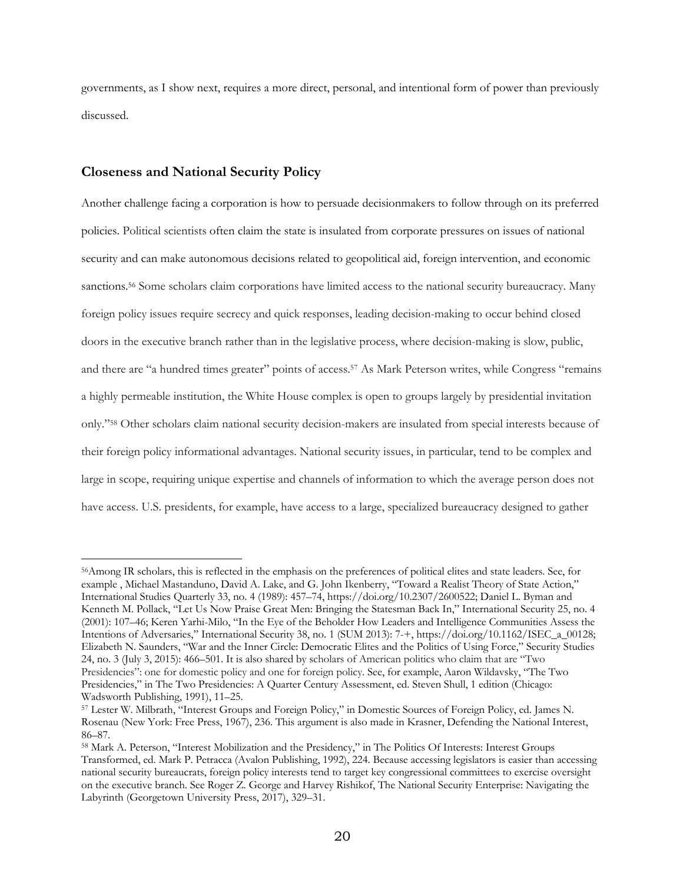governments, as I show next, requires a more direct, personal, and intentional form of power than previously discussed.

## Closeness and National Security Policy

Another challenge facing a corporation is how to persuade decisionmakers to follow through on its preferred policies. Political scientists often claim the state is insulated from corporate pressures on issues of national security and can make autonomous decisions related to geopolitical aid, foreign intervention, and economic sanctions.[56] Some scholars claim corporations have limited access to the national security bureaucracy. Many foreign policy issues require secrecy and quick responses, leading decision-making to occur behind closed doors in the executive branch rather than in the legislative process, where decision-making is slow, public, and there are "a hundred times greater" points of access.[57] As Mark Peterson writes, while Congress "remains a highly permeable institution, the White House complex is open to groups largely by presidential invitation only."[58] Other scholars claim national security decision-makers are insulated from special interests because of their foreign policy informational advantages. National security issues, in particular, tend to be complex and large in scope, requiring unique expertise and channels of information to which the average person does not have access. U.S. presidents, for example, have access to a large, specialized bureaucracy designed to gather

---

[56]Among IR scholars, this is reflected in the emphasis on the preferences of political elites and state leaders. See, for example , Michael Mastanduno, David A. Lake, and G. John Ikenberry, "Toward a Realist Theory of State Action," International Studies Quarterly 33, no. 4 (1989): 457–74, https://doi.org/10.2307/2600522; Daniel L. Byman and Kenneth M. Pollack, "Let Us Now Praise Great Men: Bringing the Statesman Back In," International Security 25, no. 4 (2001): 107–46; Keren Yarhi-Milo, "In the Eye of the Beholder How Leaders and Intelligence Communities Assess the Intentions of Adversaries," International Security 38, no. 1 (SUM 2013): 7-+, https://doi.org/10.1162/ISEC_a_00128; Elizabeth N. Saunders, "War and the Inner Circle: Democratic Elites and the Politics of Using Force," Security Studies 24, no. 3 (July 3, 2015): 466–501. It is also shared by scholars of American politics who claim that are "Two Presidencies": one for domestic policy and one for foreign policy. See, for example, Aaron Wildavsky, "The Two Presidencies," in The Two Presidencies: A Quarter Century Assessment, ed. Steven Shull, 1 edition (Chicago: Wadsworth Publishing, 1991), 11–25.

[57] Lester W. Milbrath, "Interest Groups and Foreign Policy," in Domestic Sources of Foreign Policy, ed. James N. Rosenau (New York: Free Press, 1967), 236. This argument is also made in Krasner, Defending the National Interest, 86–87.

[58] Mark A. Peterson, "Interest Mobilization and the Presidency," in The Politics Of Interests: Interest Groups Transformed, ed. Mark P. Petracca (Avalon Publishing, 1992), 224. Because accessing legislators is easier than accessing national security bureaucrats, foreign policy interests tend to target key congressional committees to exercise oversight on the executive branch. See Roger Z. George and Harvey Rishikof, The National Security Enterprise: Navigating the Labyrinth (Georgetown University Press, 2017), 329–31.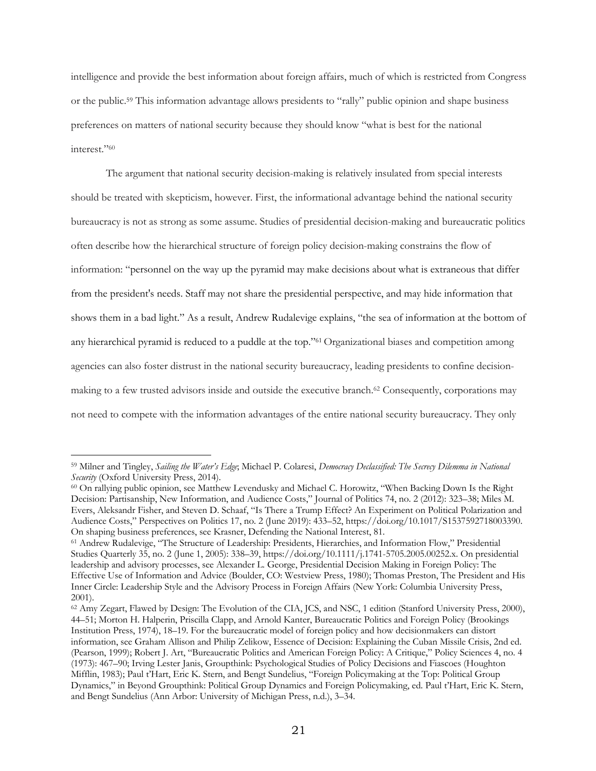intelligence and provide the best information about foreign affairs, much of which is restricted from Congress or the public.[59] This information advantage allows presidents to "rally" public opinion and shape business preferences on matters of national security because they should know "what is best for the national interest."[60]

The argument that national security decision-making is relatively insulated from special interests should be treated with skepticism, however. First, the informational advantage behind the national security bureaucracy is not as strong as some assume. Studies of presidential decision-making and bureaucratic politics often describe how the hierarchical structure of foreign policy decision-making constrains the flow of information: "personnel on the way up the pyramid may make decisions about what is extraneous that differ from the president's needs. Staff may not share the presidential perspective, and may hide information that shows them in a bad light." As a result, Andrew Rudalevige explains, "the sea of information at the bottom of any hierarchical pyramid is reduced to a puddle at the top."[61] Organizational biases and competition among agencies can also foster distrust in the national security bureaucracy, leading presidents to confine decision-making to a few trusted advisors inside and outside the executive branch.[62] Consequently, corporations may not need to compete with the information advantages of the entire national security bureaucracy. They only

---

[59] Milner and Tingley, *Sailing the Water's Edge*; Michael P. Colaresi, *Democracy Declassified: The Secrecy Dilemma in National Security* (Oxford University Press, 2014).

[60] On rallying public opinion, see Matthew Levendusky and Michael C. Horowitz, "When Backing Down Is the Right Decision: Partisanship, New Information, and Audience Costs," Journal of Politics 74, no. 2 (2012): 323–38; Miles M. Evers, Aleksandr Fisher, and Steven D. Schaaf, "Is There a Trump Effect? An Experiment on Political Polarization and Audience Costs," Perspectives on Politics 17, no. 2 (June 2019): 433–52, https://doi.org/10.1017/S1537592718003390. On shaping business preferences, see Krasner, Defending the National Interest, 81.

[61] Andrew Rudalevige, "The Structure of Leadership: Presidents, Hierarchies, and Information Flow," Presidential Studies Quarterly 35, no. 2 (June 1, 2005): 338–39, https://doi.org/10.1111/j.1741-5705.2005.00252.x. On presidential leadership and advisory processes, see Alexander L. George, Presidential Decision Making in Foreign Policy: The Effective Use of Information and Advice (Boulder, CO: Westview Press, 1980); Thomas Preston, The President and His Inner Circle: Leadership Style and the Advisory Process in Foreign Affairs (New York: Columbia University Press, 2001).

[62] Amy Zegart, Flawed by Design: The Evolution of the CIA, JCS, and NSC, 1 edition (Stanford University Press, 2000), 44–51; Morton H. Halperin, Priscilla Clapp, and Arnold Kanter, Bureaucratic Politics and Foreign Policy (Brookings Institution Press, 1974), 18–19. For the bureaucratic model of foreign policy and how decisionmakers can distort information, see Graham Allison and Philip Zelikow, Essence of Decision: Explaining the Cuban Missile Crisis, 2nd ed. (Pearson, 1999); Robert J. Art, "Bureaucratic Politics and American Foreign Policy: A Critique," Policy Sciences 4, no. 4 (1973): 467–90; Irving Lester Janis, Groupthink: Psychological Studies of Policy Decisions and Fiascoes (Houghton Mifflin, 1983); Paul t'Hart, Eric K. Stern, and Bengt Sundelius, "Foreign Policymaking at the Top: Political Group Dynamics," in Beyond Groupthink: Political Group Dynamics and Foreign Policymaking, ed. Paul t'Hart, Eric K. Stern, and Bengt Sundelius (Ann Arbor: University of Michigan Press, n.d.), 3–34.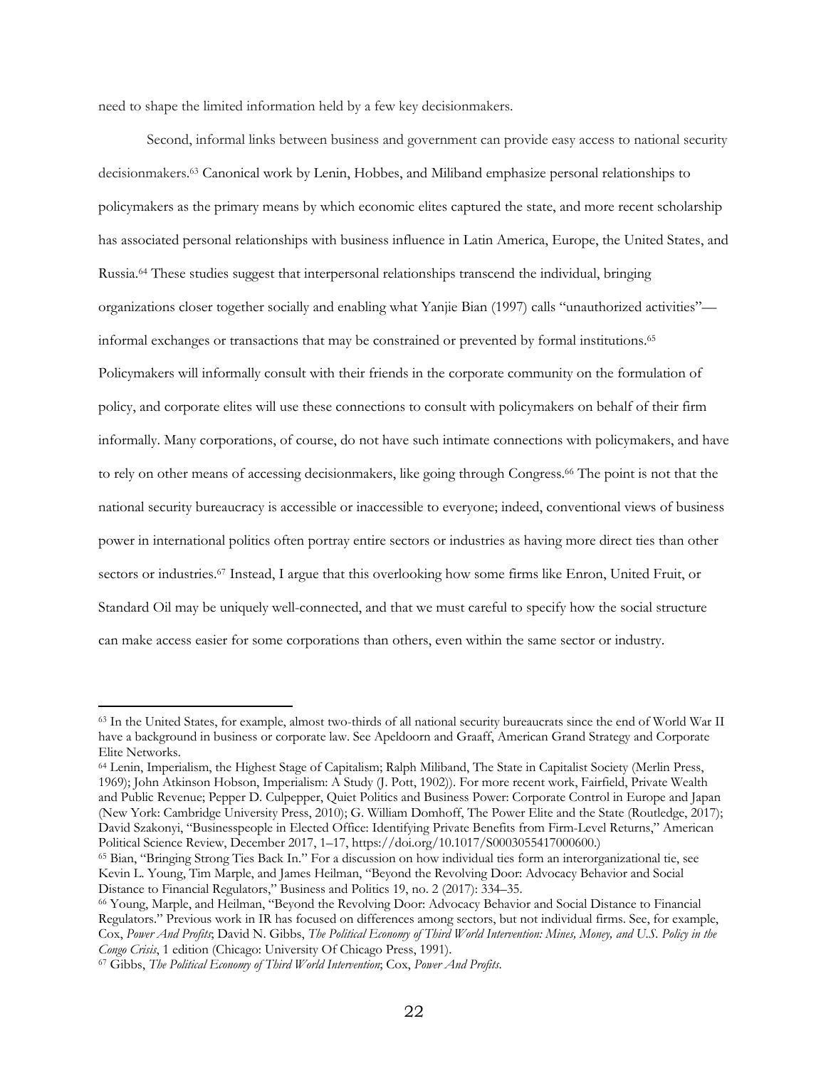need to shape the limited information held by a few key decisionmakers.

Second, informal links between business and government can provide easy access to national security decisionmakers.[63] Canonical work by Lenin, Hobbes, and Miliband emphasize personal relationships to policymakers as the primary means by which economic elites captured the state, and more recent scholarship has associated personal relationships with business influence in Latin America, Europe, the United States, and Russia.[64] These studies suggest that interpersonal relationships transcend the individual, bringing organizations closer together socially and enabling what Yanjie Bian (1997) calls "unauthorized activities"—informal exchanges or transactions that may be constrained or prevented by formal institutions.[65] Policymakers will informally consult with their friends in the corporate community on the formulation of policy, and corporate elites will use these connections to consult with policymakers on behalf of their firm informally. Many corporations, of course, do not have such intimate connections with policymakers, and have to rely on other means of accessing decisionmakers, like going through Congress.[66] The point is not that the national security bureaucracy is accessible or inaccessible to everyone; indeed, conventional views of business power in international politics often portray entire sectors or industries as having more direct ties than other sectors or industries.[67] Instead, I argue that this overlooking how some firms like Enron, United Fruit, or Standard Oil may be uniquely well-connected, and that we must careful to specify how the social structure can make access easier for some corporations than others, even within the same sector or industry.

---

[63] In the United States, for example, almost two-thirds of all national security bureaucrats since the end of World War II have a background in business or corporate law. See Apeldoorn and Graaff, American Grand Strategy and Corporate Elite Networks.

[64] Lenin, Imperialism, the Highest Stage of Capitalism; Ralph Miliband, The State in Capitalist Society (Merlin Press, 1969); John Atkinson Hobson, Imperialism: A Study (J. Pott, 1902)). For more recent work, Fairfield, Private Wealth and Public Revenue; Pepper D. Culpepper, Quiet Politics and Business Power: Corporate Control in Europe and Japan (New York: Cambridge University Press, 2010); G. William Domhoff, The Power Elite and the State (Routledge, 2017); David Szakonyi, "Businesspeople in Elected Office: Identifying Private Benefits from Firm-Level Returns," American Political Science Review, December 2017, 1–17, https://doi.org/10.1017/S0003055417000600.)

[65] Bian, "Bringing Strong Ties Back In." For a discussion on how individual ties form an interorganizational tie, see Kevin L. Young, Tim Marple, and James Heilman, "Beyond the Revolving Door: Advocacy Behavior and Social Distance to Financial Regulators," Business and Politics 19, no. 2 (2017): 334–35.

[66] Young, Marple, and Heilman, "Beyond the Revolving Door: Advocacy Behavior and Social Distance to Financial Regulators." Previous work in IR has focused on differences among sectors, but not individual firms. See, for example, Cox, *Power And Profits*; David N. Gibbs, *The Political Economy of Third World Intervention: Mines, Money, and U.S. Policy in the Congo Crisis*, 1 edition (Chicago: University Of Chicago Press, 1991).

[67] Gibbs, *The Political Economy of Third World Intervention*; Cox, *Power And Profits*.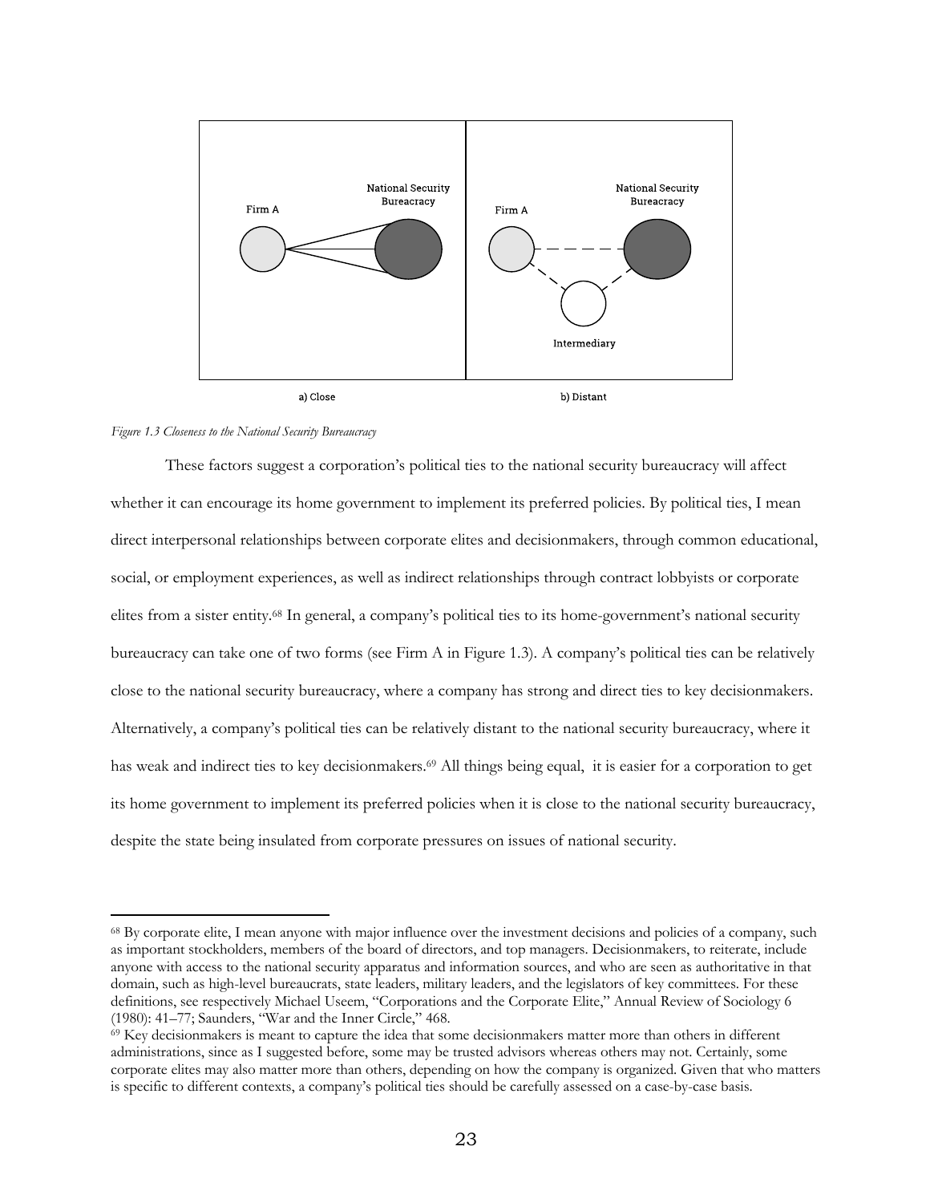*Figure 1.3 Closeness to the National Security Bureaucracy*

These factors suggest a corporation's political ties to the national security bureaucracy will affect whether it can encourage its home government to implement its preferred policies. By political ties, I mean direct interpersonal relationships between corporate elites and decisionmakers, through common educational, social, or employment experiences, as well as indirect relationships through contract lobbyists or corporate elites from a sister entity.[68] In general, a company's political ties to its home-government's national security bureaucracy can take one of two forms (see Firm A in Figure 1.3). A company's political ties can be relatively close to the national security bureaucracy, where a company has strong and direct ties to key decisionmakers. Alternatively, a company's political ties can be relatively distant to the national security bureaucracy, where it has weak and indirect ties to key decisionmakers.[69] All things being equal, it is easier for a corporation to get its home government to implement its preferred policies when it is close to the national security bureaucracy, despite the state being insulated from corporate pressures on issues of national security.

---

[68] By corporate elite, I mean anyone with major influence over the investment decisions and policies of a company, such as important stockholders, members of the board of directors, and top managers. Decisionmakers, to reiterate, include anyone with access to the national security apparatus and information sources, and who are seen as authoritative in that domain, such as high-level bureaucrats, state leaders, military leaders, and the legislators of key committees. For these definitions, see respectively Michael Useem, "Corporations and the Corporate Elite," Annual Review of Sociology 6 (1980): 41–77; Saunders, "War and the Inner Circle," 468.

[69] Key decisionmakers is meant to capture the idea that some decisionmakers matter more than others in different administrations, since as I suggested before, some may be trusted advisors whereas others may not. Certainly, some corporate elites may also matter more than others, depending on how the company is organized. Given that who matters is specific to different contexts, a company's political ties should be carefully assessed on a case-by-case basis.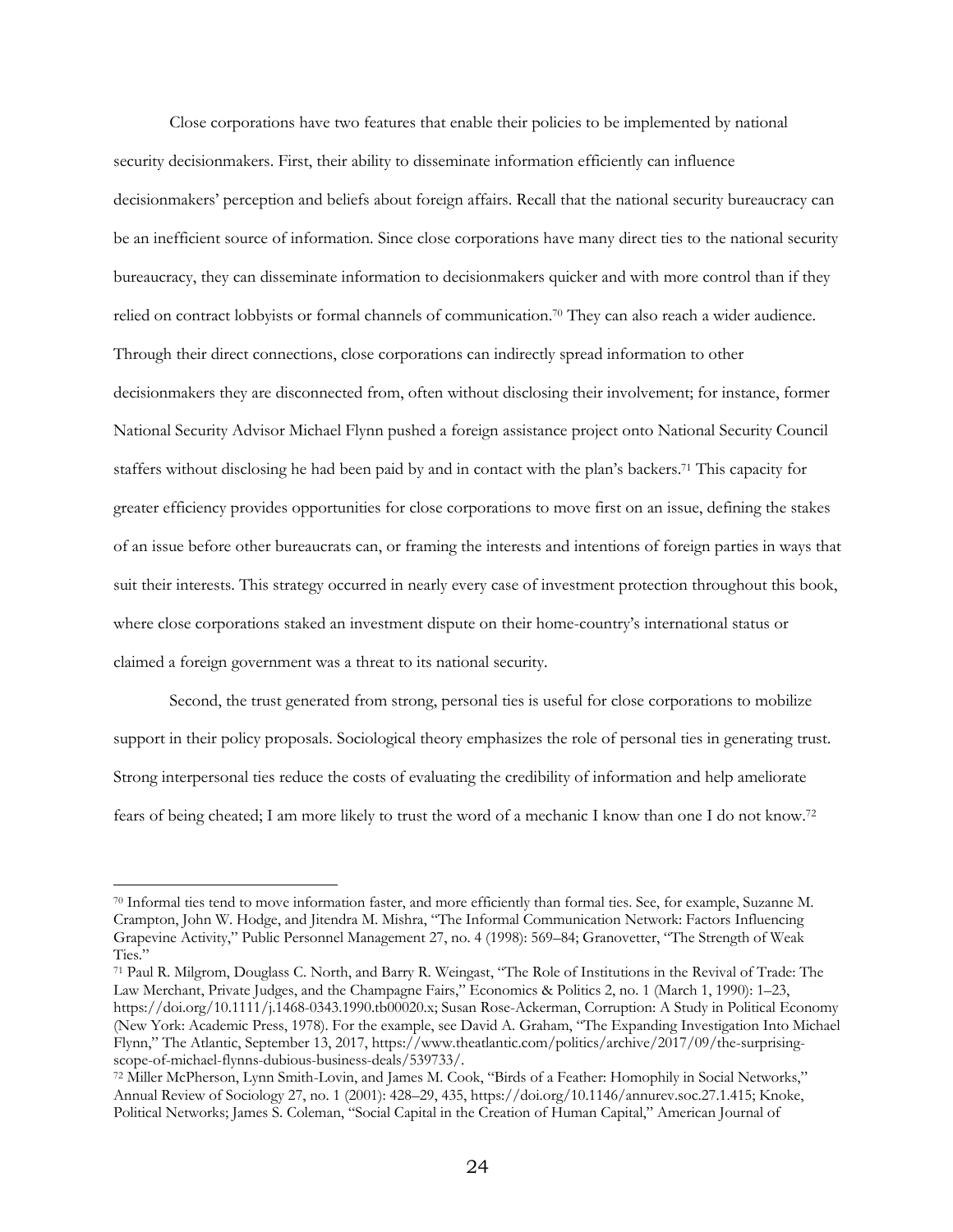Close corporations have two features that enable their policies to be implemented by national security decisionmakers. First, their ability to disseminate information efficiently can influence decisionmakers' perception and beliefs about foreign affairs. Recall that the national security bureaucracy can be an inefficient source of information. Since close corporations have many direct ties to the national security bureaucracy, they can disseminate information to decisionmakers quicker and with more control than if they relied on contract lobbyists or formal channels of communication.[70] They can also reach a wider audience. Through their direct connections, close corporations can indirectly spread information to other decisionmakers they are disconnected from, often without disclosing their involvement; for instance, former National Security Advisor Michael Flynn pushed a foreign assistance project onto National Security Council staffers without disclosing he had been paid by and in contact with the plan's backers.[71] This capacity for greater efficiency provides opportunities for close corporations to move first on an issue, defining the stakes of an issue before other bureaucrats can, or framing the interests and intentions of foreign parties in ways that suit their interests. This strategy occurred in nearly every case of investment protection throughout this book, where close corporations staked an investment dispute on their home-country's international status or claimed a foreign government was a threat to its national security.

Second, the trust generated from strong, personal ties is useful for close corporations to mobilize support in their policy proposals. Sociological theory emphasizes the role of personal ties in generating trust. Strong interpersonal ties reduce the costs of evaluating the credibility of information and help ameliorate fears of being cheated; I am more likely to trust the word of a mechanic I know than one I do not know.[72]

---

[70] Informal ties tend to move information faster, and more efficiently than formal ties. See, for example, Suzanne M. Crampton, John W. Hodge, and Jitendra M. Mishra, "The Informal Communication Network: Factors Influencing Grapevine Activity," Public Personnel Management 27, no. 4 (1998): 569–84; Granovetter, "The Strength of Weak Ties."

[71] Paul R. Milgrom, Douglass C. North, and Barry R. Weingast, "The Role of Institutions in the Revival of Trade: The Law Merchant, Private Judges, and the Champagne Fairs," Economics & Politics 2, no. 1 (March 1, 1990): 1–23, https://doi.org/10.1111/j.1468-0343.1990.tb00020.x; Susan Rose-Ackerman, Corruption: A Study in Political Economy (New York: Academic Press, 1978). For the example, see David A. Graham, "The Expanding Investigation Into Michael Flynn," The Atlantic, September 13, 2017, https://www.theatlantic.com/politics/archive/2017/09/the-surprising-scope-of-michael-flynns-dubious-business-deals/539733/.

[72] Miller McPherson, Lynn Smith-Lovin, and James M. Cook, "Birds of a Feather: Homophily in Social Networks," Annual Review of Sociology 27, no. 1 (2001): 428–29, 435, https://doi.org/10.1146/annurev.soc.27.1.415; Knoke, Political Networks; James S. Coleman, "Social Capital in the Creation of Human Capital," American Journal of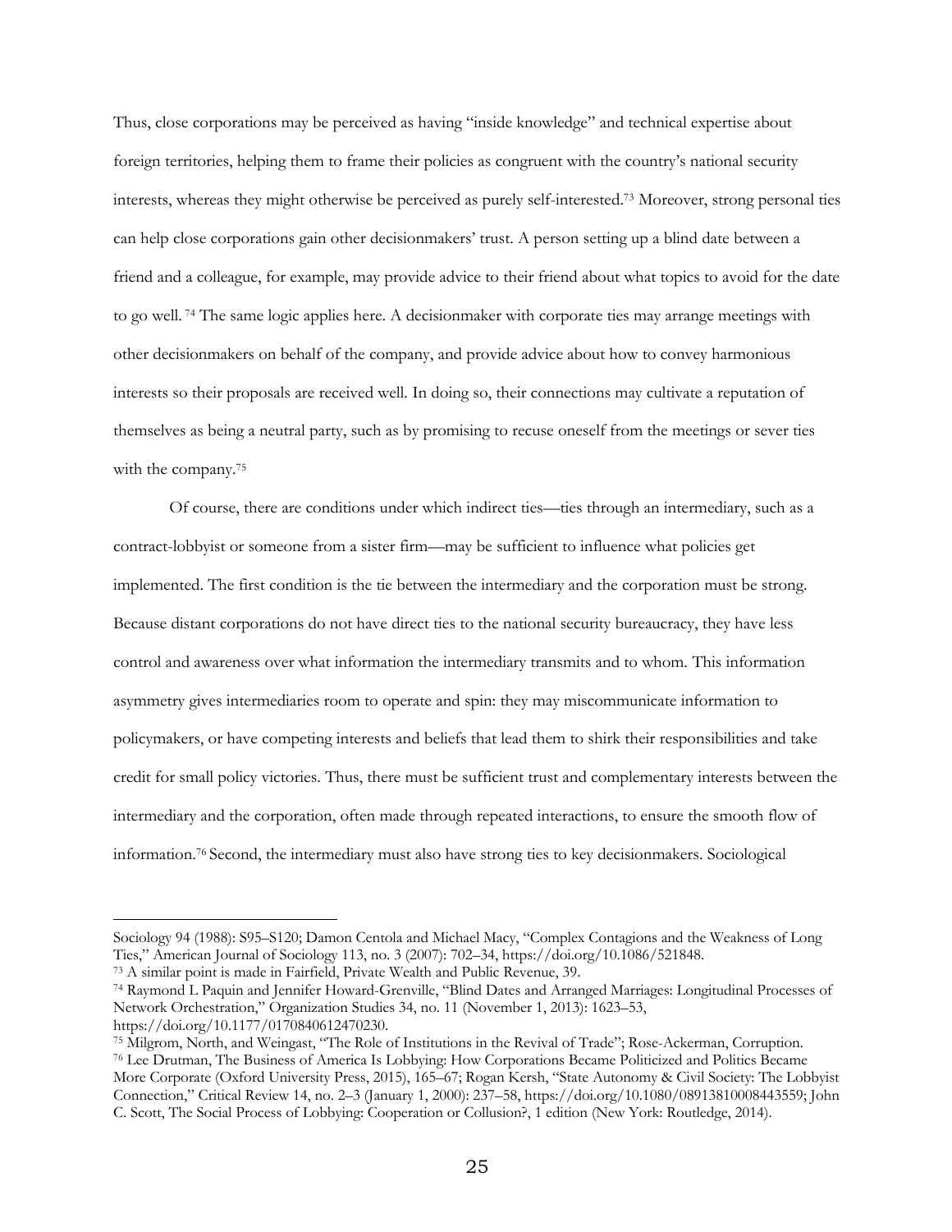Thus, close corporations may be perceived as having "inside knowledge" and technical expertise about foreign territories, helping them to frame their policies as congruent with the country's national security interests, whereas they might otherwise be perceived as purely self-interested.[73] Moreover, strong personal ties can help close corporations gain other decisionmakers' trust. A person setting up a blind date between a friend and a colleague, for example, may provide advice to their friend about what topics to avoid for the date to go well.[74] The same logic applies here. A decisionmaker with corporate ties may arrange meetings with other decisionmakers on behalf of the company, and provide advice about how to convey harmonious interests so their proposals are received well. In doing so, their connections may cultivate a reputation of themselves as being a neutral party, such as by promising to recuse oneself from the meetings or sever ties with the company.[75]

Of course, there are conditions under which indirect ties—ties through an intermediary, such as a contract-lobbyist or someone from a sister firm—may be sufficient to influence what policies get implemented. The first condition is the tie between the intermediary and the corporation must be strong. Because distant corporations do not have direct ties to the national security bureaucracy, they have less control and awareness over what information the intermediary transmits and to whom. This information asymmetry gives intermediaries room to operate and spin: they may miscommunicate information to policymakers, or have competing interests and beliefs that lead them to shirk their responsibilities and take credit for small policy victories. Thus, there must be sufficient trust and complementary interests between the intermediary and the corporation, often made through repeated interactions, to ensure the smooth flow of information.[76] Second, the intermediary must also have strong ties to key decisionmakers. Sociological

---

Sociology 94 (1988): S95–S120; Damon Centola and Michael Macy, "Complex Contagions and the Weakness of Long Ties," American Journal of Sociology 113, no. 3 (2007): 702–34, https://doi.org/10.1086/521848.

[73] A similar point is made in Fairfield, Private Wealth and Public Revenue, 39.

[74] Raymond L Paquin and Jennifer Howard-Grenville, "Blind Dates and Arranged Marriages: Longitudinal Processes of Network Orchestration," Organization Studies 34, no. 11 (November 1, 2013): 1623–53, https://doi.org/10.1177/0170840612470230.

[75] Milgrom, North, and Weingast, "The Role of Institutions in the Revival of Trade"; Rose-Ackerman, Corruption.

[76] Lee Drutman, The Business of America Is Lobbying: How Corporations Became Politicized and Politics Became More Corporate (Oxford University Press, 2015), 165–67; Rogan Kersh, "State Autonomy & Civil Society: The Lobbyist Connection," Critical Review 14, no. 2–3 (January 1, 2000): 237–58, https://doi.org/10.1080/08913810008443559; John C. Scott, The Social Process of Lobbying: Cooperation or Collusion?, 1 edition (New York: Routledge, 2014).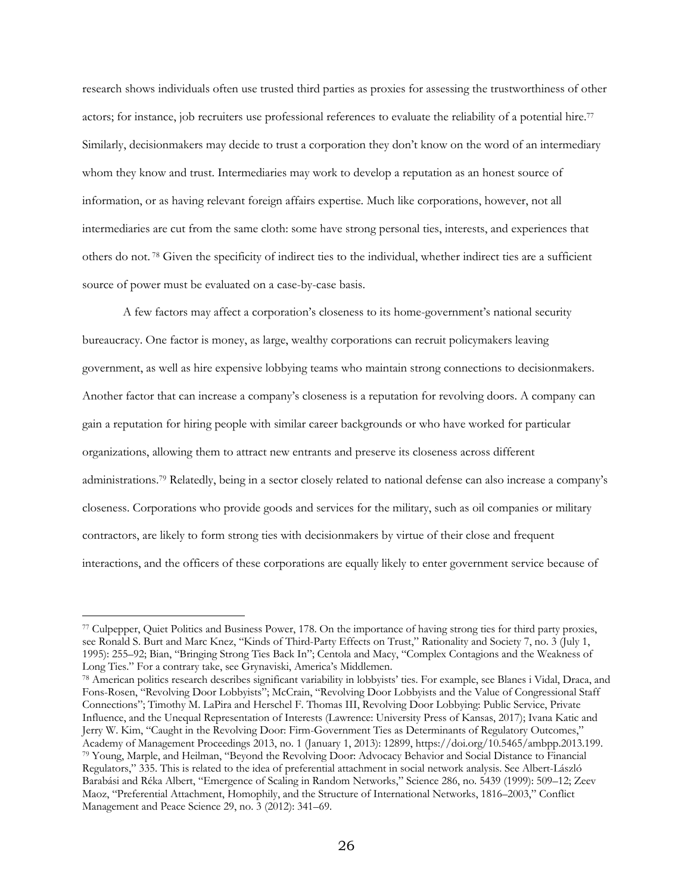research shows individuals often use trusted third parties as proxies for assessing the trustworthiness of other actors; for instance, job recruiters use professional references to evaluate the reliability of a potential hire.[77] Similarly, decisionmakers may decide to trust a corporation they don't know on the word of an intermediary whom they know and trust. Intermediaries may work to develop a reputation as an honest source of information, or as having relevant foreign affairs expertise. Much like corporations, however, not all intermediaries are cut from the same cloth: some have strong personal ties, interests, and experiences that others do not.[78] Given the specificity of indirect ties to the individual, whether indirect ties are a sufficient source of power must be evaluated on a case-by-case basis.

A few factors may affect a corporation's closeness to its home-government's national security bureaucracy. One factor is money, as large, wealthy corporations can recruit policymakers leaving government, as well as hire expensive lobbying teams who maintain strong connections to decisionmakers. Another factor that can increase a company's closeness is a reputation for revolving doors. A company can gain a reputation for hiring people with similar career backgrounds or who have worked for particular organizations, allowing them to attract new entrants and preserve its closeness across different administrations.[79] Relatedly, being in a sector closely related to national defense can also increase a company's closeness. Corporations who provide goods and services for the military, such as oil companies or military contractors, are likely to form strong ties with decisionmakers by virtue of their close and frequent interactions, and the officers of these corporations are equally likely to enter government service because of

---

[77] Culpepper, Quiet Politics and Business Power, 178. On the importance of having strong ties for third party proxies, see Ronald S. Burt and Marc Knez, "Kinds of Third-Party Effects on Trust," Rationality and Society 7, no. 3 (July 1, 1995): 255–92; Bian, "Bringing Strong Ties Back In"; Centola and Macy, "Complex Contagions and the Weakness of Long Ties." For a contrary take, see Grynaviski, America's Middlemen.

[78] American politics research describes significant variability in lobbyists' ties. For example, see Blanes i Vidal, Draca, and Fons-Rosen, "Revolving Door Lobbyists"; McCrain, "Revolving Door Lobbyists and the Value of Congressional Staff Connections"; Timothy M. LaPira and Herschel F. Thomas III, Revolving Door Lobbying: Public Service, Private Influence, and the Unequal Representation of Interests (Lawrence: University Press of Kansas, 2017); Ivana Katic and Jerry W. Kim, "Caught in the Revolving Door: Firm-Government Ties as Determinants of Regulatory Outcomes," Academy of Management Proceedings 2013, no. 1 (January 1, 2013): 12899, https://doi.org/10.5465/ambpp.2013.199.

[79] Young, Marple, and Heilman, "Beyond the Revolving Door: Advocacy Behavior and Social Distance to Financial Regulators," 335. This is related to the idea of preferential attachment in social network analysis. See Albert-László Barabási and Réka Albert, "Emergence of Scaling in Random Networks," Science 286, no. 5439 (1999): 509–12; Zeev Maoz, "Preferential Attachment, Homophily, and the Structure of International Networks, 1816–2003," Conflict Management and Peace Science 29, no. 3 (2012): 341–69.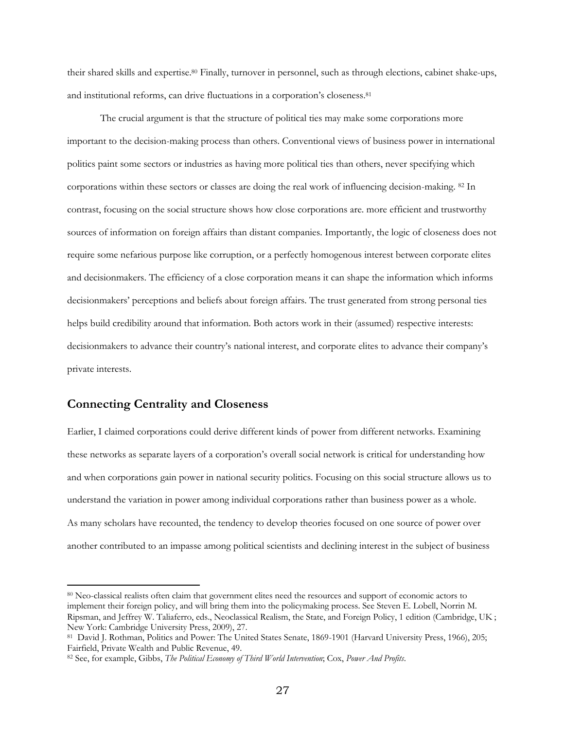their shared skills and expertise.[80] Finally, turnover in personnel, such as through elections, cabinet shake-ups, and institutional reforms, can drive fluctuations in a corporation's closeness.[81]

The crucial argument is that the structure of political ties may make some corporations more important to the decision-making process than others. Conventional views of business power in international politics paint some sectors or industries as having more political ties than others, never specifying which corporations within these sectors or classes are doing the real work of influencing decision-making. [82] In contrast, focusing on the social structure shows how close corporations are. more efficient and trustworthy sources of information on foreign affairs than distant companies. Importantly, the logic of closeness does not require some nefarious purpose like corruption, or a perfectly homogenous interest between corporate elites and decisionmakers. The efficiency of a close corporation means it can shape the information which informs decisionmakers' perceptions and beliefs about foreign affairs. The trust generated from strong personal ties helps build credibility around that information. Both actors work in their (assumed) respective interests: decisionmakers to advance their country's national interest, and corporate elites to advance their company's private interests.

## Connecting Centrality and Closeness

Earlier, I claimed corporations could derive different kinds of power from different networks. Examining these networks as separate layers of a corporation's overall social network is critical for understanding how and when corporations gain power in national security politics. Focusing on this social structure allows us to understand the variation in power among individual corporations rather than business power as a whole. As many scholars have recounted, the tendency to develop theories focused on one source of power over another contributed to an impasse among political scientists and declining interest in the subject of business

---

[80] Neo-classical realists often claim that government elites need the resources and support of economic actors to implement their foreign policy, and will bring them into the policymaking process. See Steven E. Lobell, Norrin M. Ripsman, and Jeffrey W. Taliaferro, eds., Neoclassical Realism, the State, and Foreign Policy, 1 edition (Cambridge, UK ; New York: Cambridge University Press, 2009), 27.

[81] David J. Rothman, Politics and Power: The United States Senate, 1869-1901 (Harvard University Press, 1966), 205; Fairfield, Private Wealth and Public Revenue, 49.

[82] See, for example, Gibbs, *The Political Economy of Third World Intervention*; Cox, *Power And Profits*.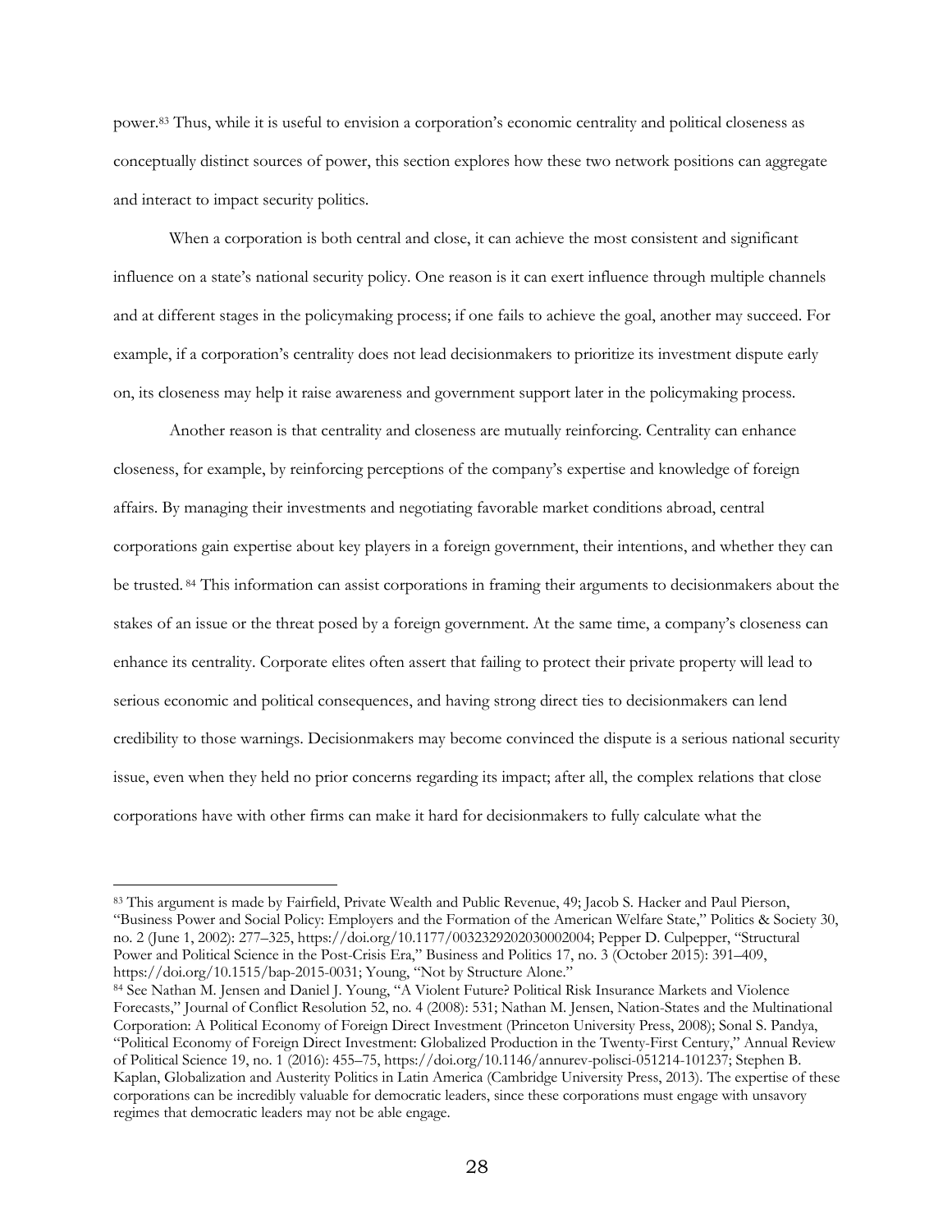power.[83] Thus, while it is useful to envision a corporation's economic centrality and political closeness as conceptually distinct sources of power, this section explores how these two network positions can aggregate and interact to impact security politics.

When a corporation is both central and close, it can achieve the most consistent and significant influence on a state's national security policy. One reason is it can exert influence through multiple channels and at different stages in the policymaking process; if one fails to achieve the goal, another may succeed. For example, if a corporation's centrality does not lead decisionmakers to prioritize its investment dispute early on, its closeness may help it raise awareness and government support later in the policymaking process.

Another reason is that centrality and closeness are mutually reinforcing. Centrality can enhance closeness, for example, by reinforcing perceptions of the company's expertise and knowledge of foreign affairs. By managing their investments and negotiating favorable market conditions abroad, central corporations gain expertise about key players in a foreign government, their intentions, and whether they can be trusted.[84] This information can assist corporations in framing their arguments to decisionmakers about the stakes of an issue or the threat posed by a foreign government. At the same time, a company's closeness can enhance its centrality. Corporate elites often assert that failing to protect their private property will lead to serious economic and political consequences, and having strong direct ties to decisionmakers can lend credibility to those warnings. Decisionmakers may become convinced the dispute is a serious national security issue, even when they held no prior concerns regarding its impact; after all, the complex relations that close corporations have with other firms can make it hard for decisionmakers to fully calculate what the

---

[83] This argument is made by Fairfield, Private Wealth and Public Revenue, 49; Jacob S. Hacker and Paul Pierson, "Business Power and Social Policy: Employers and the Formation of the American Welfare State," Politics & Society 30, no. 2 (June 1, 2002): 277–325, https://doi.org/10.1177/0032329202030002004; Pepper D. Culpepper, "Structural Power and Political Science in the Post-Crisis Era," Business and Politics 17, no. 3 (October 2015): 391–409, https://doi.org/10.1515/bap-2015-0031; Young, "Not by Structure Alone."

[84] See Nathan M. Jensen and Daniel J. Young, "A Violent Future? Political Risk Insurance Markets and Violence Forecasts," Journal of Conflict Resolution 52, no. 4 (2008): 531; Nathan M. Jensen, Nation-States and the Multinational Corporation: A Political Economy of Foreign Direct Investment (Princeton University Press, 2008); Sonal S. Pandya, "Political Economy of Foreign Direct Investment: Globalized Production in the Twenty-First Century," Annual Review of Political Science 19, no. 1 (2016): 455–75, https://doi.org/10.1146/annurev-polisci-051214-101237; Stephen B. Kaplan, Globalization and Austerity Politics in Latin America (Cambridge University Press, 2013). The expertise of these corporations can be incredibly valuable for democratic leaders, since these corporations must engage with unsavory regimes that democratic leaders may not be able engage.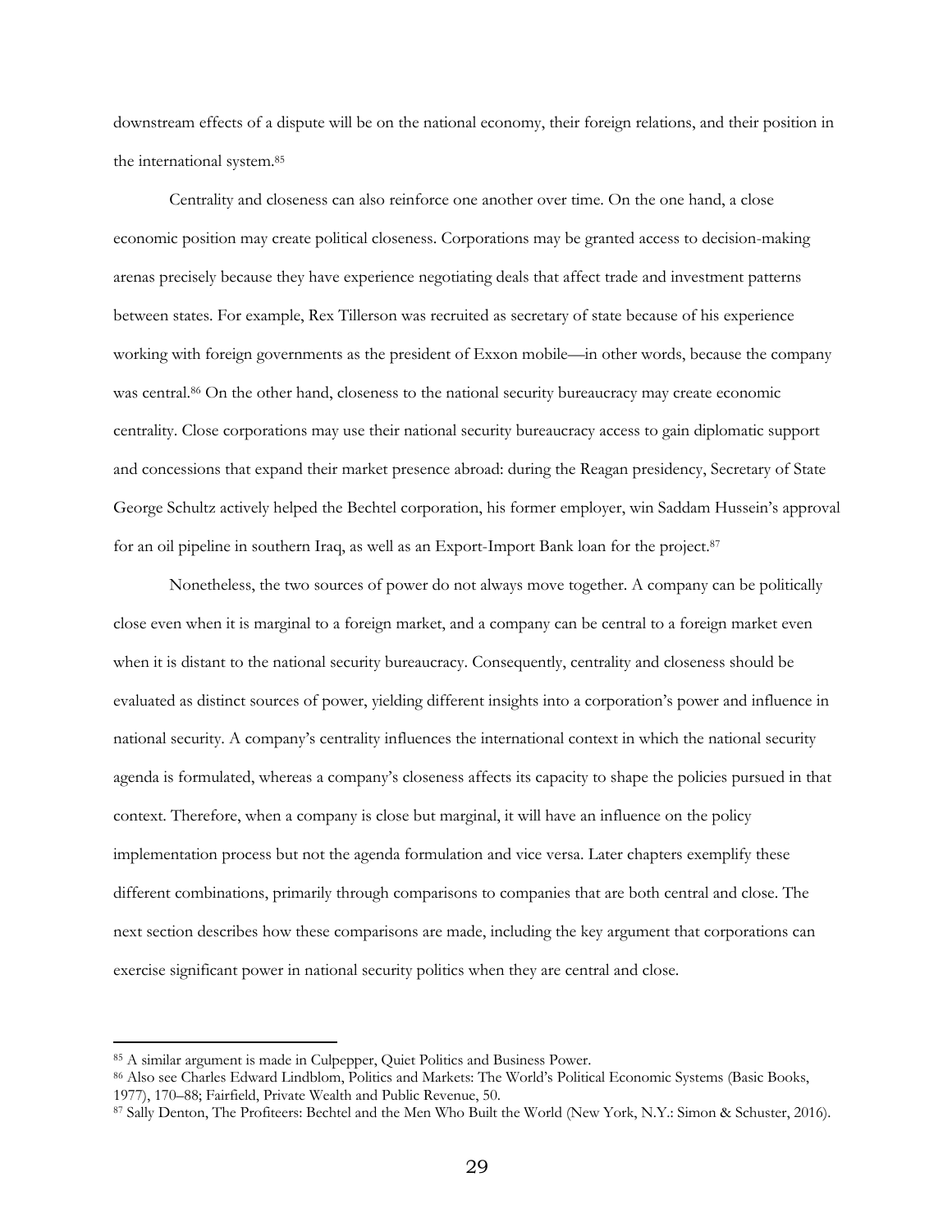downstream effects of a dispute will be on the national economy, their foreign relations, and their position in the international system.[85]

Centrality and closeness can also reinforce one another over time. On the one hand, a close economic position may create political closeness. Corporations may be granted access to decision-making arenas precisely because they have experience negotiating deals that affect trade and investment patterns between states. For example, Rex Tillerson was recruited as secretary of state because of his experience working with foreign governments as the president of Exxon mobile—in other words, because the company was central.[86] On the other hand, closeness to the national security bureaucracy may create economic centrality. Close corporations may use their national security bureaucracy access to gain diplomatic support and concessions that expand their market presence abroad: during the Reagan presidency, Secretary of State George Schultz actively helped the Bechtel corporation, his former employer, win Saddam Hussein's approval for an oil pipeline in southern Iraq, as well as an Export-Import Bank loan for the project.[87]

Nonetheless, the two sources of power do not always move together. A company can be politically close even when it is marginal to a foreign market, and a company can be central to a foreign market even when it is distant to the national security bureaucracy. Consequently, centrality and closeness should be evaluated as distinct sources of power, yielding different insights into a corporation's power and influence in national security. A company's centrality influences the international context in which the national security agenda is formulated, whereas a company's closeness affects its capacity to shape the policies pursued in that context. Therefore, when a company is close but marginal, it will have an influence on the policy implementation process but not the agenda formulation and vice versa. Later chapters exemplify these different combinations, primarily through comparisons to companies that are both central and close. The next section describes how these comparisons are made, including the key argument that corporations can exercise significant power in national security politics when they are central and close.

---

[85] A similar argument is made in Culpepper, Quiet Politics and Business Power.

[86] Also see Charles Edward Lindblom, Politics and Markets: The World's Political Economic Systems (Basic Books, 1977), 170–88; Fairfield, Private Wealth and Public Revenue, 50.

[87] Sally Denton, The Profiteers: Bechtel and the Men Who Built the World (New York, N.Y.: Simon & Schuster, 2016).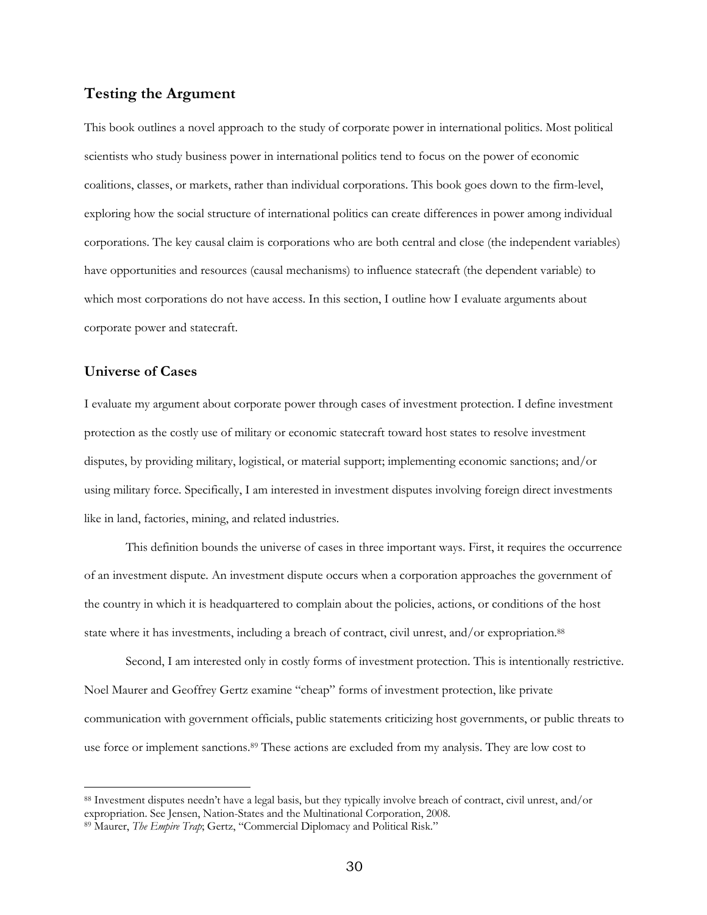## Testing the Argument

This book outlines a novel approach to the study of corporate power in international politics. Most political scientists who study business power in international politics tend to focus on the power of economic coalitions, classes, or markets, rather than individual corporations. This book goes down to the firm-level, exploring how the social structure of international politics can create differences in power among individual corporations. The key causal claim is corporations who are both central and close (the independent variables) have opportunities and resources (causal mechanisms) to influence statecraft (the dependent variable) to which most corporations do not have access. In this section, I outline how I evaluate arguments about corporate power and statecraft.

## Universe of Cases

I evaluate my argument about corporate power through cases of investment protection. I define investment protection as the costly use of military or economic statecraft toward host states to resolve investment disputes, by providing military, logistical, or material support; implementing economic sanctions; and/or using military force. Specifically, I am interested in investment disputes involving foreign direct investments like in land, factories, mining, and related industries.

This definition bounds the universe of cases in three important ways. First, it requires the occurrence of an investment dispute. An investment dispute occurs when a corporation approaches the government of the country in which it is headquartered to complain about the policies, actions, or conditions of the host state where it has investments, including a breach of contract, civil unrest, and/or expropriation.[88]

Second, I am interested only in costly forms of investment protection. This is intentionally restrictive. Noel Maurer and Geoffrey Gertz examine "cheap" forms of investment protection, like private communication with government officials, public statements criticizing host governments, or public threats to use force or implement sanctions.[89] These actions are excluded from my analysis. They are low cost to

---

[88] Investment disputes needn't have a legal basis, but they typically involve breach of contract, civil unrest, and/or expropriation. See Jensen, Nation-States and the Multinational Corporation, 2008.

[89] Maurer, *The Empire Trap*; Gertz, "Commercial Diplomacy and Political Risk."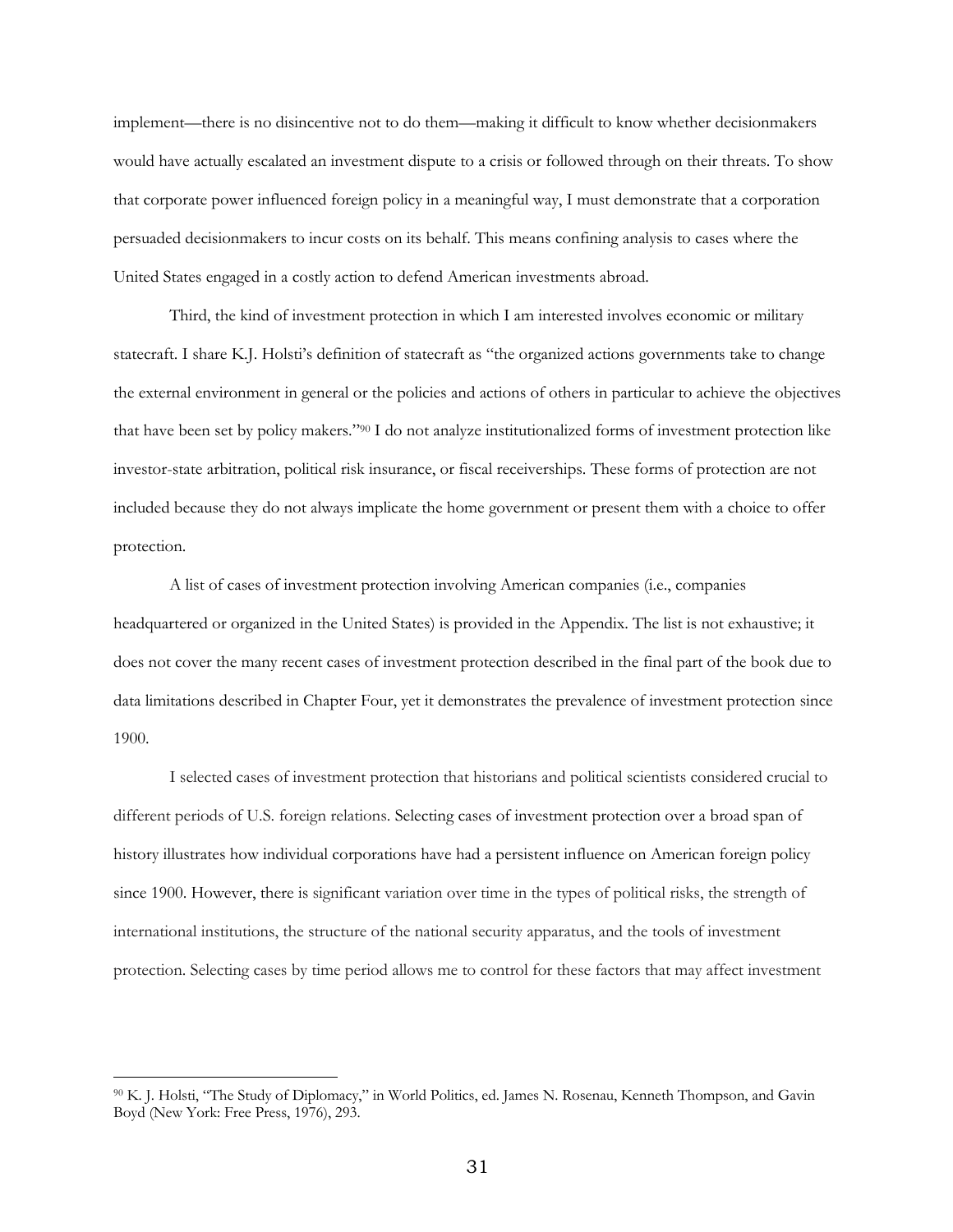implement—there is no disincentive not to do them—making it difficult to know whether decisionmakers would have actually escalated an investment dispute to a crisis or followed through on their threats. To show that corporate power influenced foreign policy in a meaningful way, I must demonstrate that a corporation persuaded decisionmakers to incur costs on its behalf. This means confining analysis to cases where the United States engaged in a costly action to defend American investments abroad.

Third, the kind of investment protection in which I am interested involves economic or military statecraft. I share K.J. Holsti's definition of statecraft as "the organized actions governments take to change the external environment in general or the policies and actions of others in particular to achieve the objectives that have been set by policy makers."[90] I do not analyze institutionalized forms of investment protection like investor-state arbitration, political risk insurance, or fiscal receiverships. These forms of protection are not included because they do not always implicate the home government or present them with a choice to offer protection.

A list of cases of investment protection involving American companies (i.e., companies headquartered or organized in the United States) is provided in the Appendix. The list is not exhaustive; it does not cover the many recent cases of investment protection described in the final part of the book due to data limitations described in Chapter Four, yet it demonstrates the prevalence of investment protection since 1900.

I selected cases of investment protection that historians and political scientists considered crucial to different periods of U.S. foreign relations. Selecting cases of investment protection over a broad span of history illustrates how individual corporations have had a persistent influence on American foreign policy since 1900. However, there is significant variation over time in the types of political risks, the strength of international institutions, the structure of the national security apparatus, and the tools of investment protection. Selecting cases by time period allows me to control for these factors that may affect investment

---

[90] K. J. Holsti, "The Study of Diplomacy," in World Politics, ed. James N. Rosenau, Kenneth Thompson, and Gavin Boyd (New York: Free Press, 1976), 293.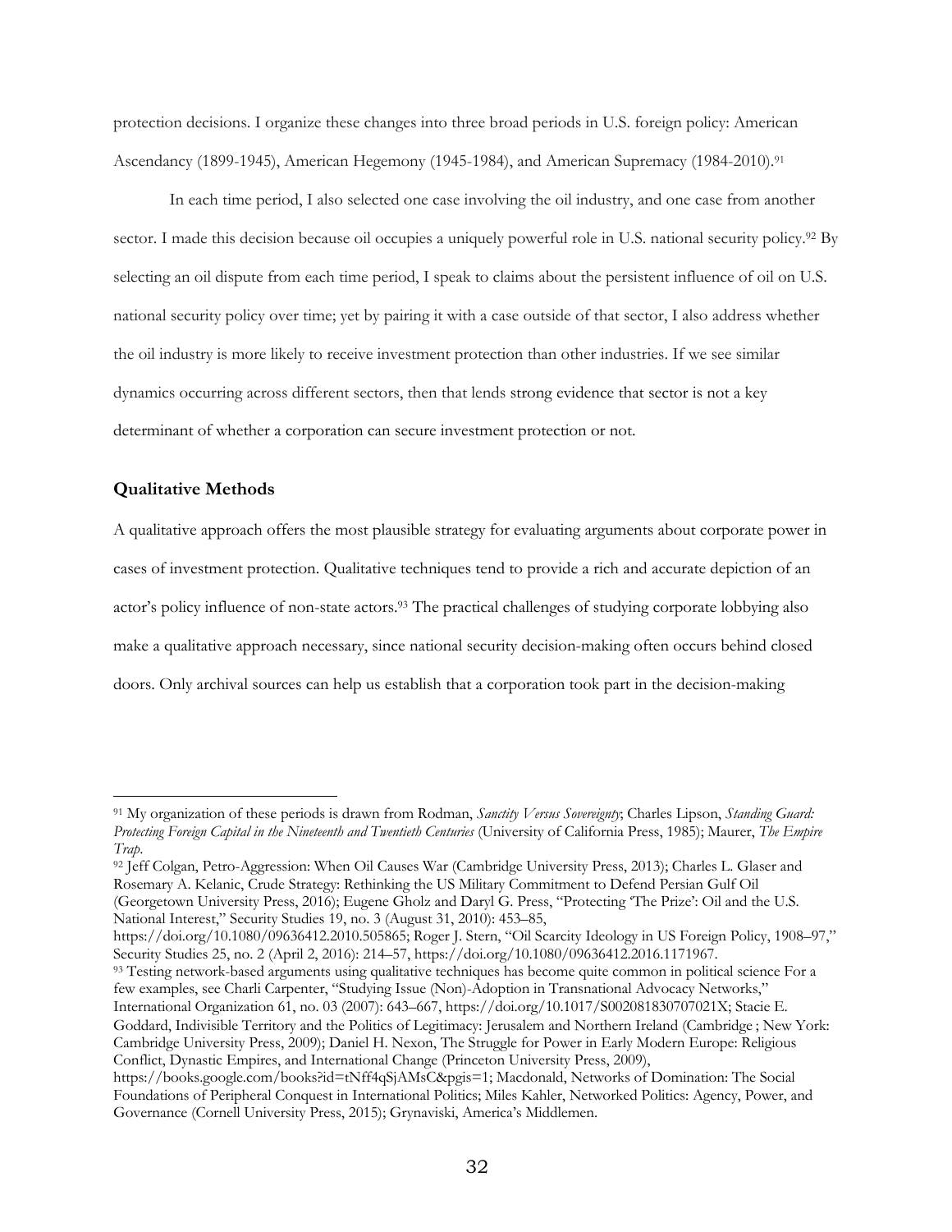protection decisions. I organize these changes into three broad periods in U.S. foreign policy: American Ascendancy (1899-1945), American Hegemony (1945-1984), and American Supremacy (1984-2010).[91]

In each time period, I also selected one case involving the oil industry, and one case from another sector. I made this decision because oil occupies a uniquely powerful role in U.S. national security policy.[92] By selecting an oil dispute from each time period, I speak to claims about the persistent influence of oil on U.S. national security policy over time; yet by pairing it with a case outside of that sector, I also address whether the oil industry is more likely to receive investment protection than other industries. If we see similar dynamics occurring across different sectors, then that lends strong evidence that sector is not a key determinant of whether a corporation can secure investment protection or not.

### Qualitative Methods

A qualitative approach offers the most plausible strategy for evaluating arguments about corporate power in cases of investment protection. Qualitative techniques tend to provide a rich and accurate depiction of an actor's policy influence of non-state actors.[93] The practical challenges of studying corporate lobbying also make a qualitative approach necessary, since national security decision-making often occurs behind closed doors. Only archival sources can help us establish that a corporation took part in the decision-making

---

[91] My organization of these periods is drawn from Rodman, *Sanctity Versus Sovereignty*; Charles Lipson, *Standing Guard: Protecting Foreign Capital in the Nineteenth and Twentieth Centuries* (University of California Press, 1985); Maurer, *The Empire Trap*.

[92] Jeff Colgan, Petro-Aggression: When Oil Causes War (Cambridge University Press, 2013); Charles L. Glaser and Rosemary A. Kelanic, Crude Strategy: Rethinking the US Military Commitment to Defend Persian Gulf Oil (Georgetown University Press, 2016); Eugene Gholz and Daryl G. Press, "Protecting 'The Prize': Oil and the U.S. National Interest," Security Studies 19, no. 3 (August 31, 2010): 453–85, https://doi.org/10.1080/09636412.2010.505865; Roger J. Stern, "Oil Scarcity Ideology in US Foreign Policy, 1908–97," Security Studies 25, no. 2 (April 2, 2016): 214–57, https://doi.org/10.1080/09636412.2016.1171967.

[93] Testing network-based arguments using qualitative techniques has become quite common in political science For a few examples, see Charli Carpenter, "Studying Issue (Non)-Adoption in Transnational Advocacy Networks," International Organization 61, no. 03 (2007): 643–667, https://doi.org/10.1017/S002081830707021X; Stacie E. Goddard, Indivisible Territory and the Politics of Legitimacy: Jerusalem and Northern Ireland (Cambridge ; New York: Cambridge University Press, 2009); Daniel H. Nexon, The Struggle for Power in Early Modern Europe: Religious Conflict, Dynastic Empires, and International Change (Princeton University Press, 2009), https://books.google.com/books?id=tNff4qSjAMsC&pgis=1; Macdonald, Networks of Domination: The Social Foundations of Peripheral Conquest in International Politics; Miles Kahler, Networked Politics: Agency, Power, and Governance (Cornell University Press, 2015); Grynaviski, America's Middlemen.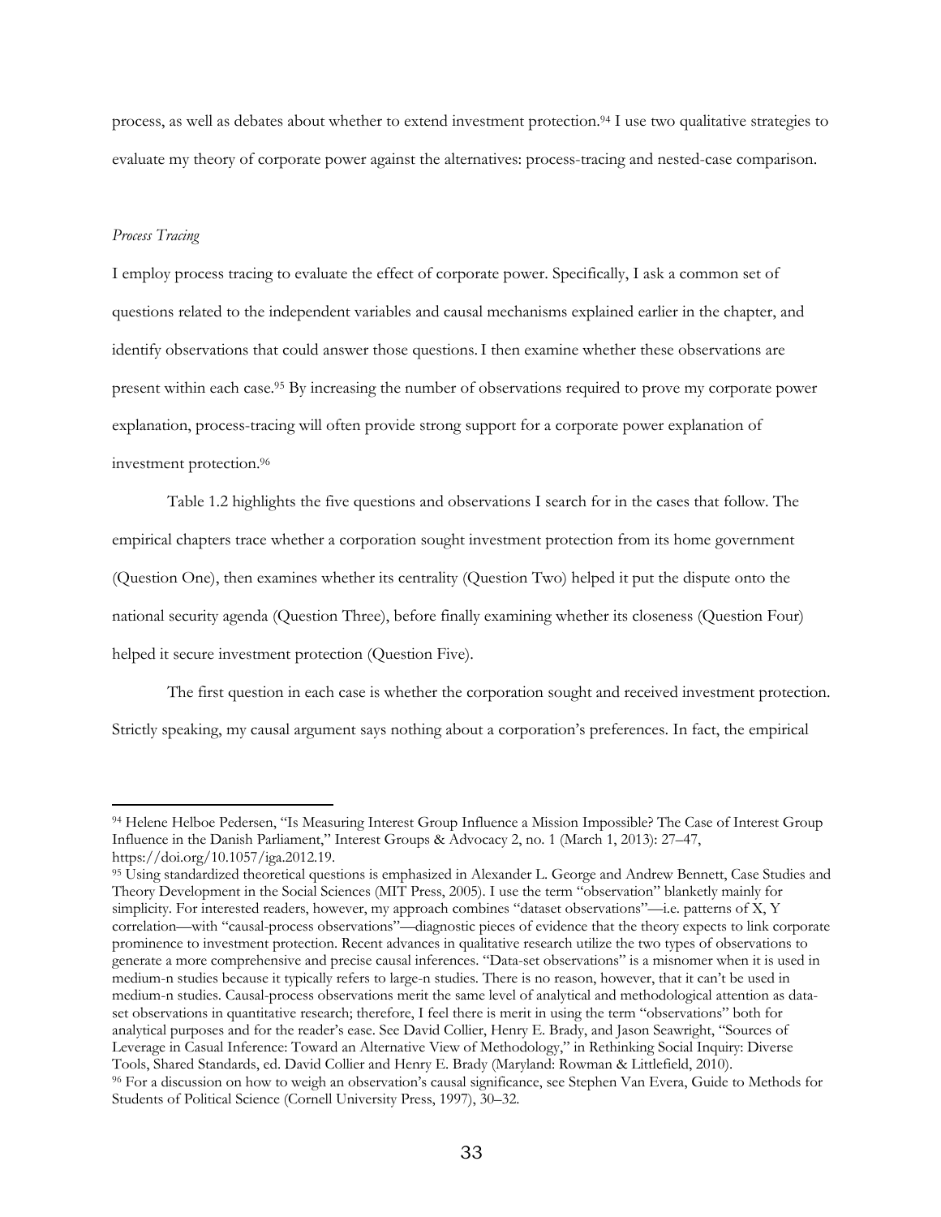process, as well as debates about whether to extend investment protection.[94] I use two qualitative strategies to evaluate my theory of corporate power against the alternatives: process-tracing and nested-case comparison.

*Process Tracing*

I employ process tracing to evaluate the effect of corporate power. Specifically, I ask a common set of questions related to the independent variables and causal mechanisms explained earlier in the chapter, and identify observations that could answer those questions. I then examine whether these observations are present within each case.[95] By increasing the number of observations required to prove my corporate power explanation, process-tracing will often provide strong support for a corporate power explanation of investment protection.[96]

Table 1.2 highlights the five questions and observations I search for in the cases that follow. The empirical chapters trace whether a corporation sought investment protection from its home government (Question One), then examines whether its centrality (Question Two) helped it put the dispute onto the national security agenda (Question Three), before finally examining whether its closeness (Question Four) helped it secure investment protection (Question Five).

The first question in each case is whether the corporation sought and received investment protection. Strictly speaking, my causal argument says nothing about a corporation's preferences. In fact, the empirical

---

[94] Helene Helboe Pedersen, "Is Measuring Interest Group Influence a Mission Impossible? The Case of Interest Group Influence in the Danish Parliament," Interest Groups & Advocacy 2, no. 1 (March 1, 2013): 27–47, https://doi.org/10.1057/iga.2012.19.

[95] Using standardized theoretical questions is emphasized in Alexander L. George and Andrew Bennett, Case Studies and Theory Development in the Social Sciences (MIT Press, 2005). I use the term "observation" blanketly mainly for simplicity. For interested readers, however, my approach combines "dataset observations"—i.e. patterns of X, Y correlation—with "causal-process observations"—diagnostic pieces of evidence that the theory expects to link corporate prominence to investment protection. Recent advances in qualitative research utilize the two types of observations to generate a more comprehensive and precise causal inferences. "Data-set observations" is a misnomer when it is used in medium-n studies because it typically refers to large-n studies. There is no reason, however, that it can't be used in medium-n studies. Causal-process observations merit the same level of analytical and methodological attention as data-set observations in quantitative research; therefore, I feel there is merit in using the term "observations" both for analytical purposes and for the reader's ease. See David Collier, Henry E. Brady, and Jason Seawright, "Sources of Leverage in Casual Inference: Toward an Alternative View of Methodology," in Rethinking Social Inquiry: Diverse Tools, Shared Standards, ed. David Collier and Henry E. Brady (Maryland: Rowman & Littlefield, 2010).

[96] For a discussion on how to weigh an observation's causal significance, see Stephen Van Evera, Guide to Methods for Students of Political Science (Cornell University Press, 1997), 30–32.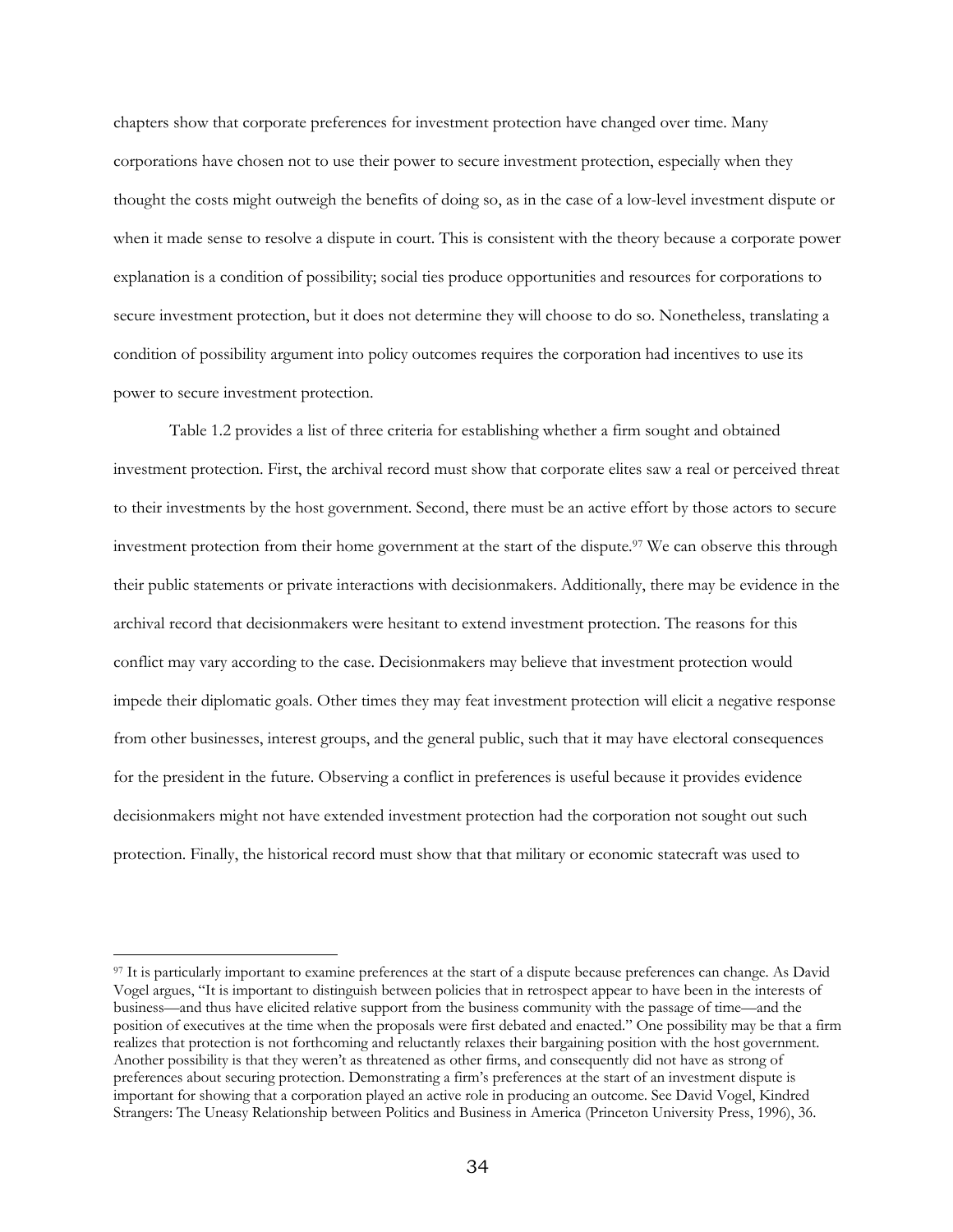chapters show that corporate preferences for investment protection have changed over time. Many corporations have chosen not to use their power to secure investment protection, especially when they thought the costs might outweigh the benefits of doing so, as in the case of a low-level investment dispute or when it made sense to resolve a dispute in court. This is consistent with the theory because a corporate power explanation is a condition of possibility; social ties produce opportunities and resources for corporations to secure investment protection, but it does not determine they will choose to do so. Nonetheless, translating a condition of possibility argument into policy outcomes requires the corporation had incentives to use its power to secure investment protection.

Table 1.2 provides a list of three criteria for establishing whether a firm sought and obtained investment protection. First, the archival record must show that corporate elites saw a real or perceived threat to their investments by the host government. Second, there must be an active effort by those actors to secure investment protection from their home government at the start of the dispute.[97] We can observe this through their public statements or private interactions with decisionmakers. Additionally, there may be evidence in the archival record that decisionmakers were hesitant to extend investment protection. The reasons for this conflict may vary according to the case. Decisionmakers may believe that investment protection would impede their diplomatic goals. Other times they may feat investment protection will elicit a negative response from other businesses, interest groups, and the general public, such that it may have electoral consequences for the president in the future. Observing a conflict in preferences is useful because it provides evidence decisionmakers might not have extended investment protection had the corporation not sought out such protection. Finally, the historical record must show that that military or economic statecraft was used to

[97] It is particularly important to examine preferences at the start of a dispute because preferences can change. As David Vogel argues, "It is important to distinguish between policies that in retrospect appear to have been in the interests of business—and thus have elicited relative support from the business community with the passage of time—and the position of executives at the time when the proposals were first debated and enacted." One possibility may be that a firm realizes that protection is not forthcoming and reluctantly relaxes their bargaining position with the host government. Another possibility is that they weren't as threatened as other firms, and consequently did not have as strong of preferences about securing protection. Demonstrating a firm's preferences at the start of an investment dispute is important for showing that a corporation played an active role in producing an outcome. See David Vogel, Kindred Strangers: The Uneasy Relationship between Politics and Business in America (Princeton University Press, 1996), 36.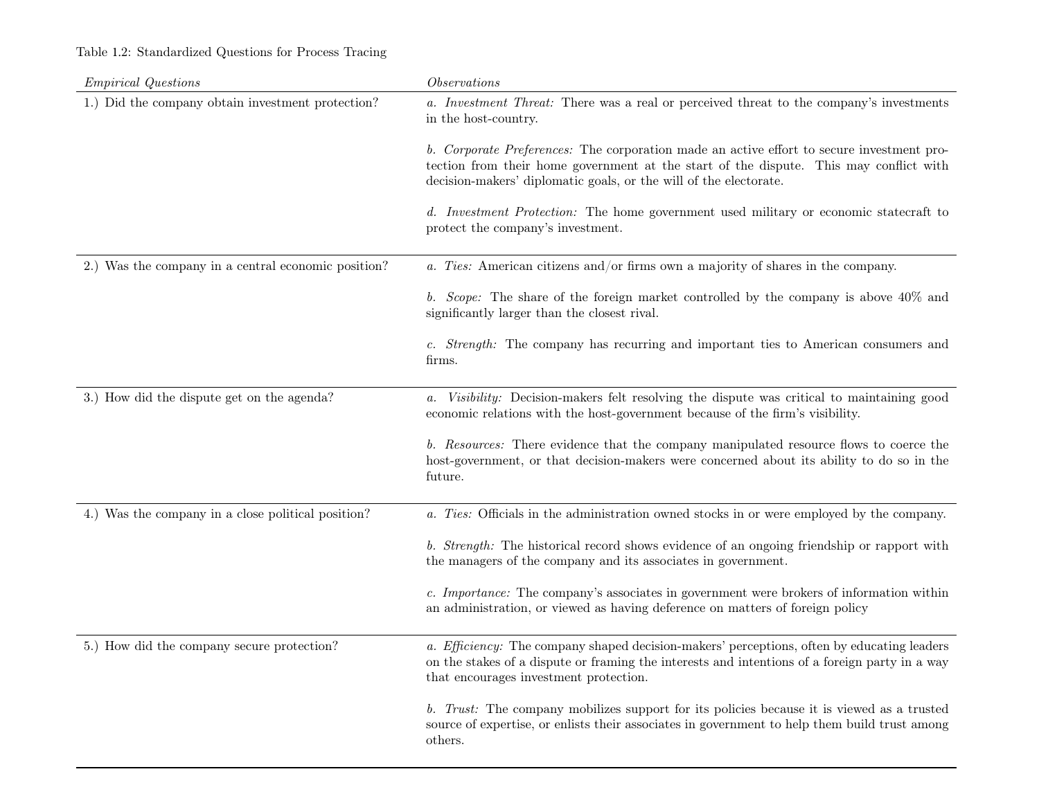Table 1.2: Standardized Questions for Process Tracing

| *Empirical Questions* | *Observations* |
|---|---|
| 1.) Did the company obtain investment protection? | *a. Investment Threat:* There was a real or perceived threat to the company's investments in the host-country.<br><br>*b. Corporate Preferences:* The corporation made an active effort to secure investment protection from their home government at the start of the dispute. This may conflict with decision-makers' diplomatic goals, or the will of the electorate.<br><br>*d. Investment Protection:* The home government used military or economic statecraft to protect the company's investment. |
| 2.) Was the company in a central economic position? | *a. Ties:* American citizens and/or firms own a majority of shares in the company.<br><br>*b. Scope:* The share of the foreign market controlled by the company is above 40% and significantly larger than the closest rival.<br><br>*c. Strength:* The company has recurring and important ties to American consumers and firms. |
| 3.) How did the dispute get on the agenda? | *a. Visibility:* Decision-makers felt resolving the dispute was critical to maintaining good economic relations with the host-government because of the firm's visibility.<br><br>*b. Resources:* There evidence that the company manipulated resource flows to coerce the host-government, or that decision-makers were concerned about its ability to do so in the future. |
| 4.) Was the company in a close political position? | *a. Ties:* Officials in the administration owned stocks in or were employed by the company.<br><br>*b. Strength:* The historical record shows evidence of an ongoing friendship or rapport with the managers of the company and its associates in government.<br><br>*c. Importance:* The company's associates in government were brokers of information within an administration, or viewed as having deference on matters of foreign policy |
| 5.) How did the company secure protection? | *a. Efficiency:* The company shaped decision-makers' perceptions, often by educating leaders on the stakes of a dispute or framing the interests and intentions of a foreign party in a way that encourages investment protection.<br><br>*b. Trust:* The company mobilizes support for its policies because it is viewed as a trusted source of expertise, or enlists their associates in government to help them build trust among others. |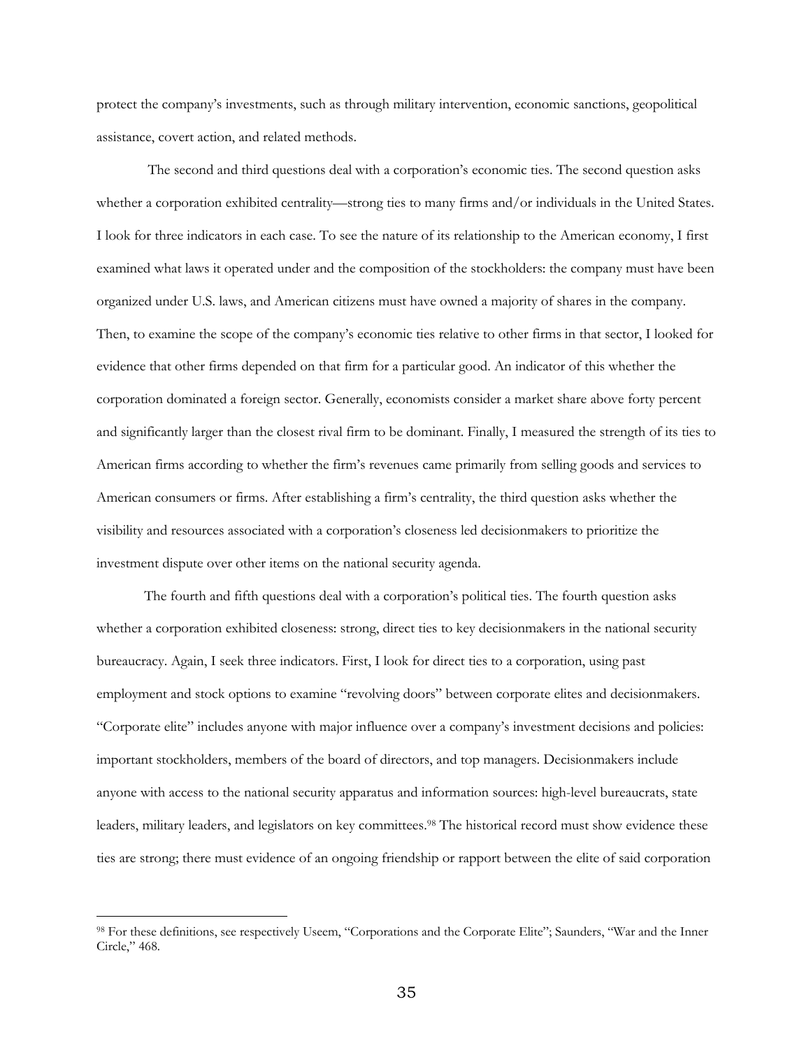protect the company's investments, such as through military intervention, economic sanctions, geopolitical assistance, covert action, and related methods.

The second and third questions deal with a corporation's economic ties. The second question asks whether a corporation exhibited centrality—strong ties to many firms and/or individuals in the United States. I look for three indicators in each case. To see the nature of its relationship to the American economy, I first examined what laws it operated under and the composition of the stockholders: the company must have been organized under U.S. laws, and American citizens must have owned a majority of shares in the company. Then, to examine the scope of the company's economic ties relative to other firms in that sector, I looked for evidence that other firms depended on that firm for a particular good. An indicator of this whether the corporation dominated a foreign sector. Generally, economists consider a market share above forty percent and significantly larger than the closest rival firm to be dominant. Finally, I measured the strength of its ties to American firms according to whether the firm's revenues came primarily from selling goods and services to American consumers or firms. After establishing a firm's centrality, the third question asks whether the visibility and resources associated with a corporation's closeness led decisionmakers to prioritize the investment dispute over other items on the national security agenda.

The fourth and fifth questions deal with a corporation's political ties. The fourth question asks whether a corporation exhibited closeness: strong, direct ties to key decisionmakers in the national security bureaucracy. Again, I seek three indicators. First, I look for direct ties to a corporation, using past employment and stock options to examine "revolving doors" between corporate elites and decisionmakers. "Corporate elite" includes anyone with major influence over a company's investment decisions and policies: important stockholders, members of the board of directors, and top managers. Decisionmakers include anyone with access to the national security apparatus and information sources: high-level bureaucrats, state leaders, military leaders, and legislators on key committees.[98] The historical record must show evidence these ties are strong; there must evidence of an ongoing friendship or rapport between the elite of said corporation

---

[98] For these definitions, see respectively Useem, "Corporations and the Corporate Elite"; Saunders, "War and the Inner Circle," 468.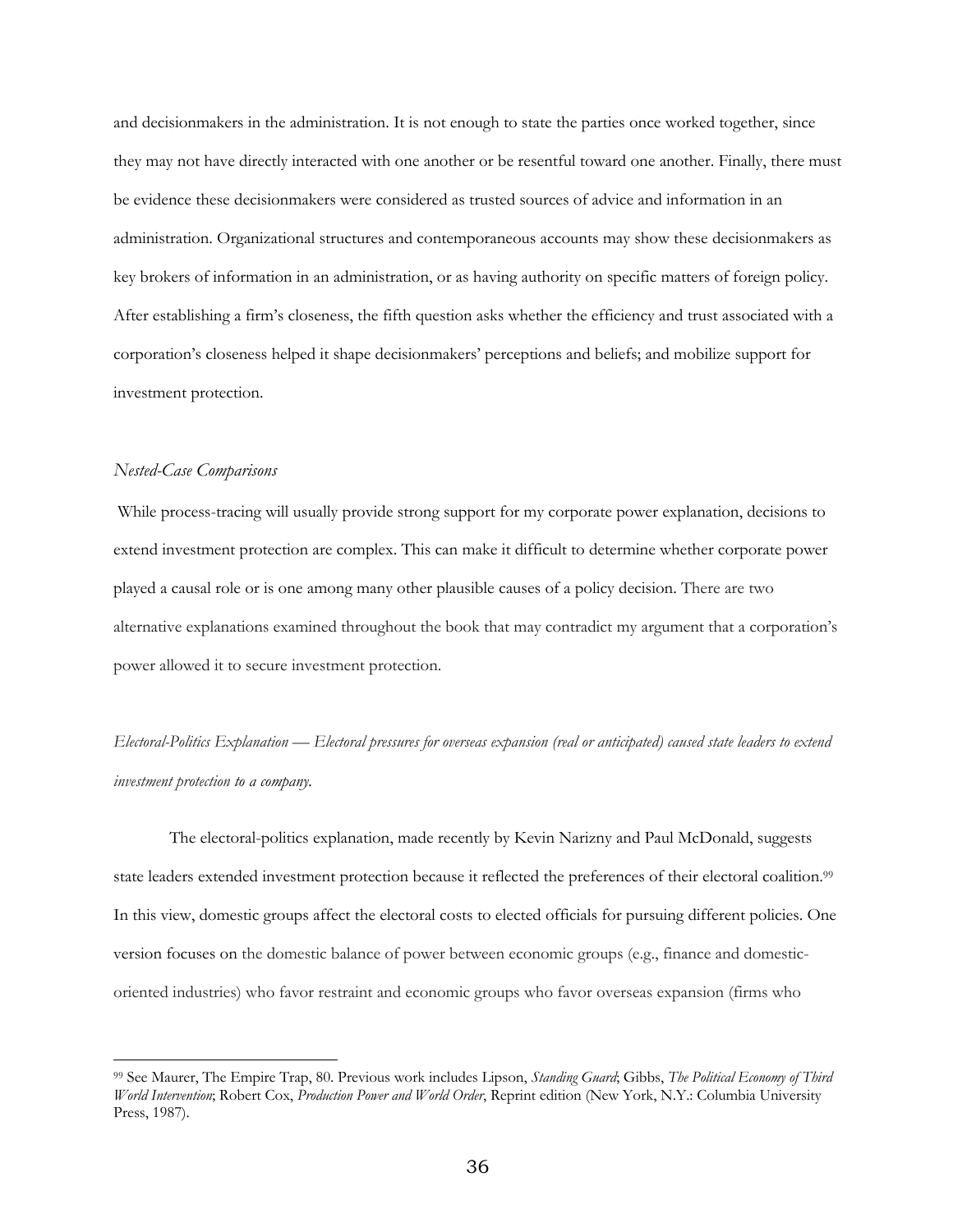and decisionmakers in the administration. It is not enough to state the parties once worked together, since they may not have directly interacted with one another or be resentful toward one another. Finally, there must be evidence these decisionmakers were considered as trusted sources of advice and information in an administration. Organizational structures and contemporaneous accounts may show these decisionmakers as key brokers of information in an administration, or as having authority on specific matters of foreign policy. After establishing a firm's closeness, the fifth question asks whether the efficiency and trust associated with a corporation's closeness helped it shape decisionmakers' perceptions and beliefs; and mobilize support for investment protection.

*Nested-Case Comparisons*

While process-tracing will usually provide strong support for my corporate power explanation, decisions to extend investment protection are complex. This can make it difficult to determine whether corporate power played a causal role or is one among many other plausible causes of a policy decision. There are two alternative explanations examined throughout the book that may contradict my argument that a corporation's power allowed it to secure investment protection.

*Electoral-Politics Explanation — Electoral pressures for overseas expansion (real or anticipated) caused state leaders to extend investment protection to a company.*

The electoral-politics explanation, made recently by Kevin Narizny and Paul McDonald, suggests state leaders extended investment protection because it reflected the preferences of their electoral coalition.[99] In this view, domestic groups affect the electoral costs to elected officials for pursuing different policies. One version focuses on the domestic balance of power between economic groups (e.g., finance and domestic-oriented industries) who favor restraint and economic groups who favor overseas expansion (firms who

---

[99] See Maurer, The Empire Trap, 80. Previous work includes Lipson, *Standing Guard*; Gibbs, *The Political Economy of Third World Intervention*; Robert Cox, *Production Power and World Order*, Reprint edition (New York, N.Y.: Columbia University Press, 1987).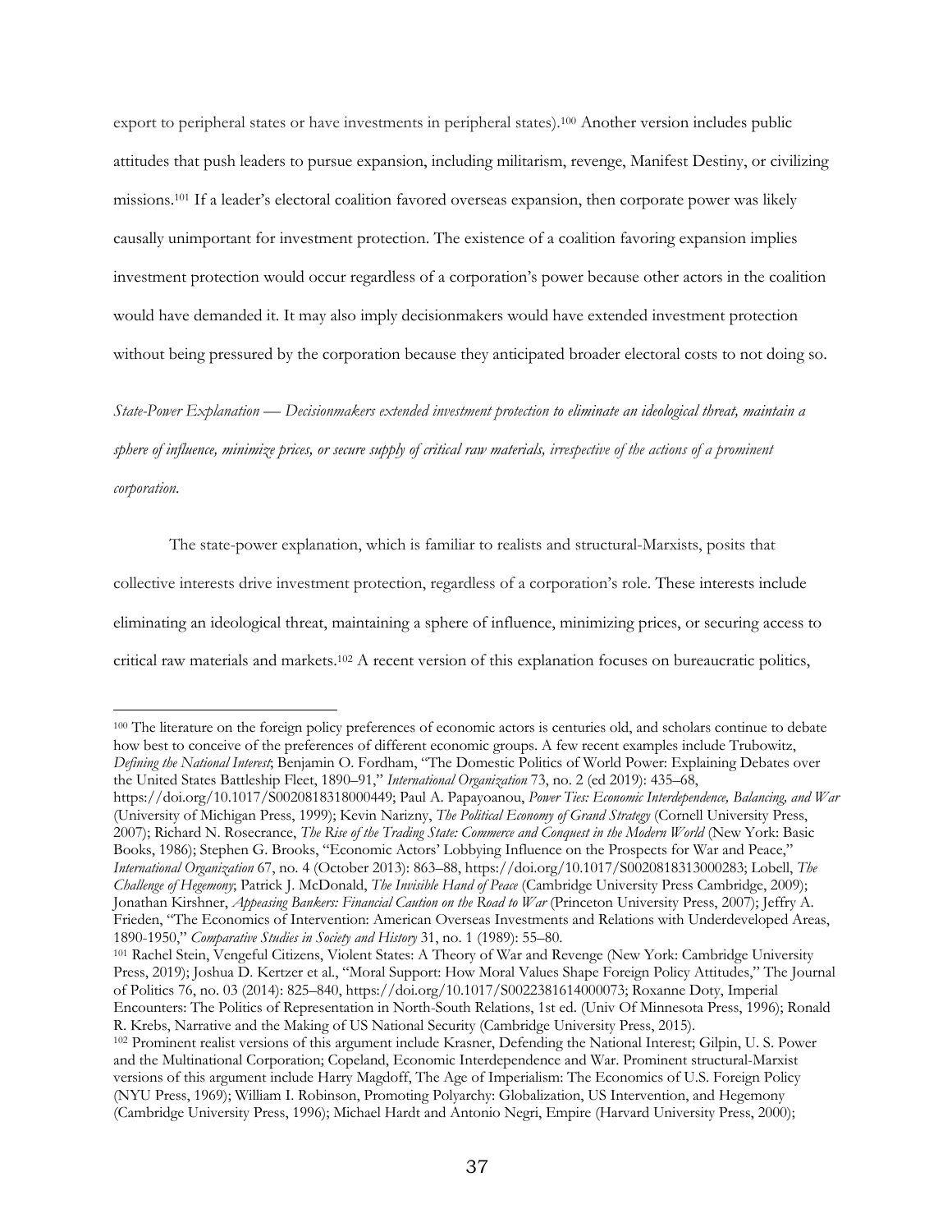export to peripheral states or have investments in peripheral states).[100] Another version includes public attitudes that push leaders to pursue expansion, including militarism, revenge, Manifest Destiny, or civilizing missions.[101] If a leader's electoral coalition favored overseas expansion, then corporate power was likely causally unimportant for investment protection. The existence of a coalition favoring expansion implies investment protection would occur regardless of a corporation's power because other actors in the coalition would have demanded it. It may also imply decisionmakers would have extended investment protection without being pressured by the corporation because they anticipated broader electoral costs to not doing so.

*State-Power Explanation — Decisionmakers extended investment protection to eliminate an ideological threat, maintain a sphere of influence, minimize prices, or secure supply of critical raw materials, irrespective of the actions of a prominent corporation.*

The state-power explanation, which is familiar to realists and structural-Marxists, posits that collective interests drive investment protection, regardless of a corporation's role. These interests include eliminating an ideological threat, maintaining a sphere of influence, minimizing prices, or securing access to critical raw materials and markets.[102] A recent version of this explanation focuses on bureaucratic politics,

---

[100] The literature on the foreign policy preferences of economic actors is centuries old, and scholars continue to debate how best to conceive of the preferences of different economic groups. A few recent examples include Trubowitz, *Defining the National Interest*; Benjamin O. Fordham, "The Domestic Politics of World Power: Explaining Debates over the United States Battleship Fleet, 1890–91," *International Organization* 73, no. 2 (ed 2019): 435–68, https://doi.org/10.1017/S0020818318000449; Paul A. Papayoanou, *Power Ties: Economic Interdependence, Balancing, and War* (University of Michigan Press, 1999); Kevin Narizny, *The Political Economy of Grand Strategy* (Cornell University Press, 2007); Richard N. Rosecrance, *The Rise of the Trading State: Commerce and Conquest in the Modern World* (New York: Basic Books, 1986); Stephen G. Brooks, "Economic Actors' Lobbying Influence on the Prospects for War and Peace," *International Organization* 67, no. 4 (October 2013): 863–88, https://doi.org/10.1017/S0020818313000283; Lobell, *The Challenge of Hegemony*; Patrick J. McDonald, *The Invisible Hand of Peace* (Cambridge University Press Cambridge, 2009); Jonathan Kirshner, *Appeasing Bankers: Financial Caution on the Road to War* (Princeton University Press, 2007); Jeffry A. Frieden, "The Economics of Intervention: American Overseas Investments and Relations with Underdeveloped Areas, 1890-1950," *Comparative Studies in Society and History* 31, no. 1 (1989): 55–80.

[101] Rachel Stein, Vengeful Citizens, Violent States: A Theory of War and Revenge (New York: Cambridge University Press, 2019); Joshua D. Kertzer et al., "Moral Support: How Moral Values Shape Foreign Policy Attitudes," The Journal of Politics 76, no. 03 (2014): 825–840, https://doi.org/10.1017/S0022381614000073; Roxanne Doty, Imperial Encounters: The Politics of Representation in North-South Relations, 1st ed. (Univ Of Minnesota Press, 1996); Ronald R. Krebs, Narrative and the Making of US National Security (Cambridge University Press, 2015).

[102] Prominent realist versions of this argument include Krasner, Defending the National Interest; Gilpin, U. S. Power and the Multinational Corporation; Copeland, Economic Interdependence and War. Prominent structural-Marxist versions of this argument include Harry Magdoff, The Age of Imperialism: The Economics of U.S. Foreign Policy (NYU Press, 1969); William I. Robinson, Promoting Polyarchy: Globalization, US Intervention, and Hegemony (Cambridge University Press, 1996); Michael Hardt and Antonio Negri, Empire (Harvard University Press, 2000);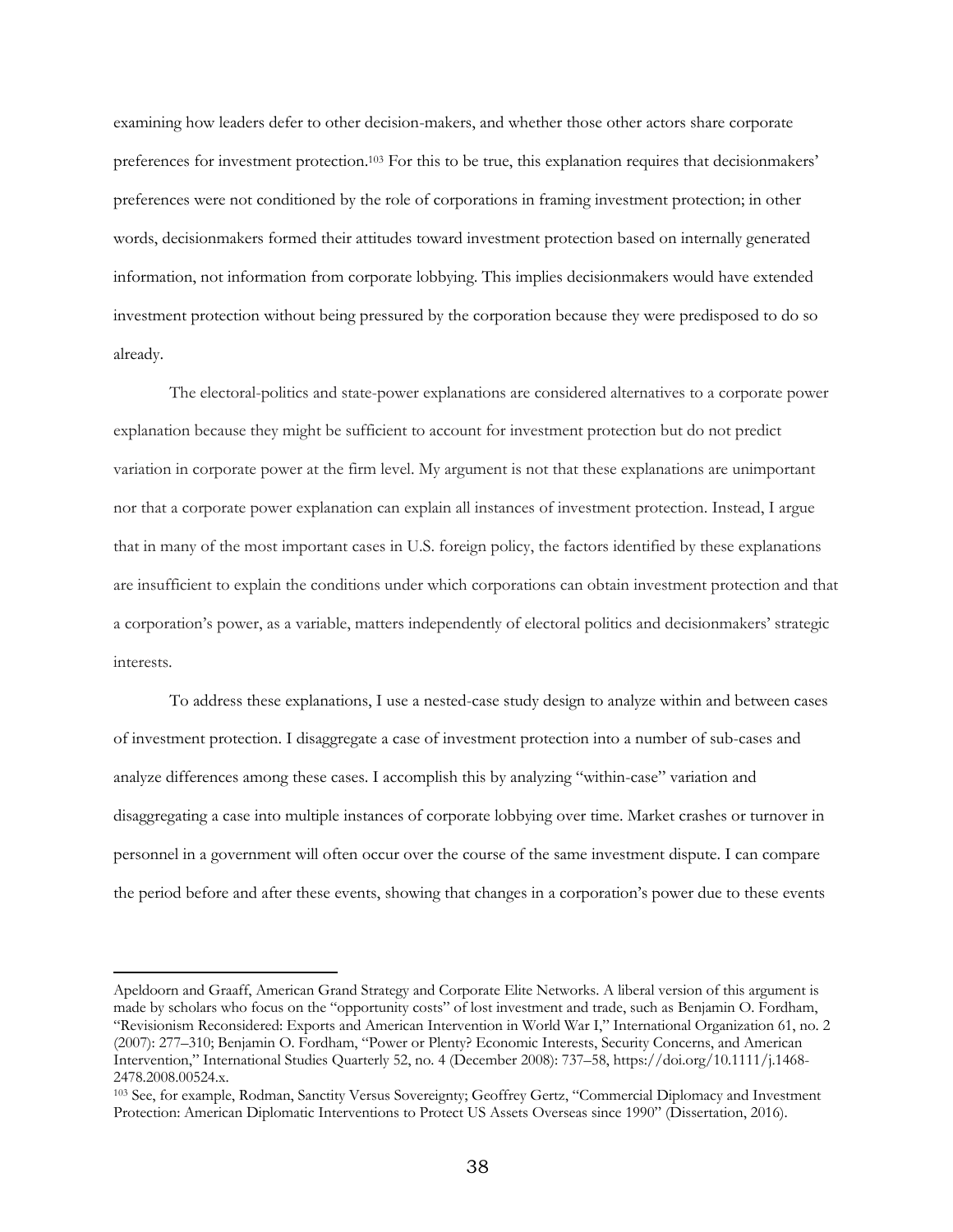examining how leaders defer to other decision-makers, and whether those other actors share corporate preferences for investment protection.[103] For this to be true, this explanation requires that decisionmakers' preferences were not conditioned by the role of corporations in framing investment protection; in other words, decisionmakers formed their attitudes toward investment protection based on internally generated information, not information from corporate lobbying. This implies decisionmakers would have extended investment protection without being pressured by the corporation because they were predisposed to do so already.

The electoral-politics and state-power explanations are considered alternatives to a corporate power explanation because they might be sufficient to account for investment protection but do not predict variation in corporate power at the firm level. My argument is not that these explanations are unimportant nor that a corporate power explanation can explain all instances of investment protection. Instead, I argue that in many of the most important cases in U.S. foreign policy, the factors identified by these explanations are insufficient to explain the conditions under which corporations can obtain investment protection and that a corporation's power, as a variable, matters independently of electoral politics and decisionmakers' strategic interests.

To address these explanations, I use a nested-case study design to analyze within and between cases of investment protection. I disaggregate a case of investment protection into a number of sub-cases and analyze differences among these cases. I accomplish this by analyzing "within-case" variation and disaggregating a case into multiple instances of corporate lobbying over time. Market crashes or turnover in personnel in a government will often occur over the course of the same investment dispute. I can compare the period before and after these events, showing that changes in a corporation's power due to these events

---

Apeldoorn and Graaff, American Grand Strategy and Corporate Elite Networks. A liberal version of this argument is made by scholars who focus on the "opportunity costs" of lost investment and trade, such as Benjamin O. Fordham, "Revisionism Reconsidered: Exports and American Intervention in World War I," International Organization 61, no. 2 (2007): 277–310; Benjamin O. Fordham, "Power or Plenty? Economic Interests, Security Concerns, and American Intervention," International Studies Quarterly 52, no. 4 (December 2008): 737–58, https://doi.org/10.1111/j.1468-2478.2008.00524.x.

[103] See, for example, Rodman, Sanctity Versus Sovereignty; Geoffrey Gertz, "Commercial Diplomacy and Investment Protection: American Diplomatic Interventions to Protect US Assets Overseas since 1990" (Dissertation, 2016).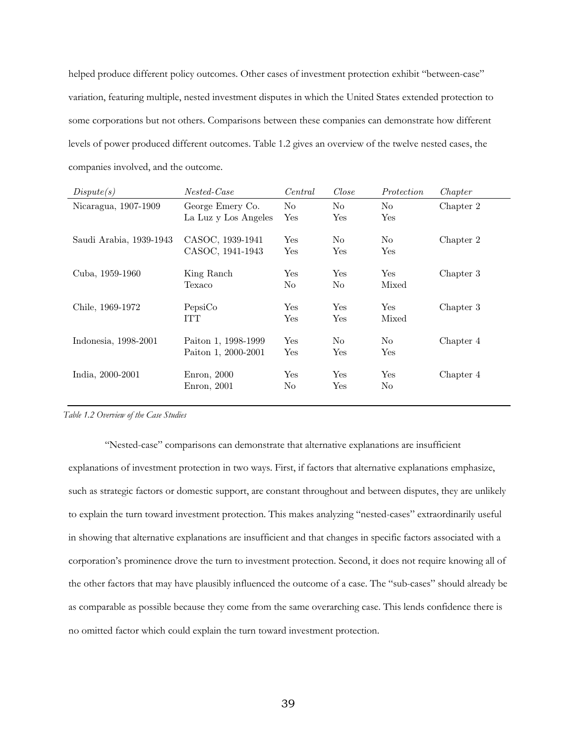helped produce different policy outcomes. Other cases of investment protection exhibit "between-case" variation, featuring multiple, nested investment disputes in which the United States extended protection to some corporations but not others. Comparisons between these companies can demonstrate how different levels of power produced different outcomes. Table 1.2 gives an overview of the twelve nested cases, the companies involved, and the outcome.

| *Dispute(s)* | *Nested-Case* | *Central* | *Close* | *Protection* | *Chapter* |
|---|---|---|---|---|---|
| Nicaragua, 1907-1909 | George Emery Co. | No | No | No | Chapter 2 |
| | La Luz y Los Angeles | Yes | Yes | Yes | |
| Saudi Arabia, 1939-1943 | CASOC, 1939-1941 | Yes | No | No | Chapter 2 |
| | CASOC, 1941-1943 | Yes | Yes | Yes | |
| Cuba, 1959-1960 | King Ranch | Yes | Yes | Yes | Chapter 3 |
| | Texaco | No | No | Mixed | |
| Chile, 1969-1972 | PepsiCo | Yes | Yes | Yes | Chapter 3 |
| | ITT | Yes | Yes | Mixed | |
| Indonesia, 1998-2001 | Paiton 1, 1998-1999 | Yes | No | No | Chapter 4 |
| | Paiton 1, 2000-2001 | Yes | Yes | Yes | |
| India, 2000-2001 | Enron, 2000 | Yes | Yes | Yes | Chapter 4 |
| | Enron, 2001 | No | Yes | No | |

*Table 1.2 Overview of the Case Studies*

"Nested-case" comparisons can demonstrate that alternative explanations are insufficient explanations of investment protection in two ways. First, if factors that alternative explanations emphasize, such as strategic factors or domestic support, are constant throughout and between disputes, they are unlikely to explain the turn toward investment protection. This makes analyzing "nested-cases" extraordinarily useful in showing that alternative explanations are insufficient and that changes in specific factors associated with a corporation's prominence drove the turn to investment protection. Second, it does not require knowing all of the other factors that may have plausibly influenced the outcome of a case. The "sub-cases" should already be as comparable as possible because they come from the same overarching case. This lends confidence there is no omitted factor which could explain the turn toward investment protection.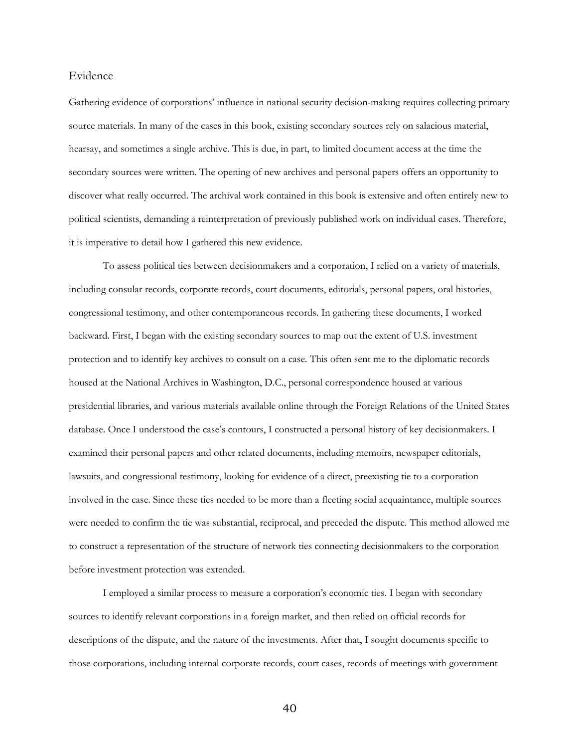## Evidence

Gathering evidence of corporations' influence in national security decision-making requires collecting primary source materials. In many of the cases in this book, existing secondary sources rely on salacious material, hearsay, and sometimes a single archive. This is due, in part, to limited document access at the time the secondary sources were written. The opening of new archives and personal papers offers an opportunity to discover what really occurred. The archival work contained in this book is extensive and often entirely new to political scientists, demanding a reinterpretation of previously published work on individual cases. Therefore, it is imperative to detail how I gathered this new evidence.

To assess political ties between decisionmakers and a corporation, I relied on a variety of materials, including consular records, corporate records, court documents, editorials, personal papers, oral histories, congressional testimony, and other contemporaneous records. In gathering these documents, I worked backward. First, I began with the existing secondary sources to map out the extent of U.S. investment protection and to identify key archives to consult on a case. This often sent me to the diplomatic records housed at the National Archives in Washington, D.C., personal correspondence housed at various presidential libraries, and various materials available online through the Foreign Relations of the United States database. Once I understood the case's contours, I constructed a personal history of key decisionmakers. I examined their personal papers and other related documents, including memoirs, newspaper editorials, lawsuits, and congressional testimony, looking for evidence of a direct, preexisting tie to a corporation involved in the case. Since these ties needed to be more than a fleeting social acquaintance, multiple sources were needed to confirm the tie was substantial, reciprocal, and preceded the dispute. This method allowed me to construct a representation of the structure of network ties connecting decisionmakers to the corporation before investment protection was extended.

I employed a similar process to measure a corporation's economic ties. I began with secondary sources to identify relevant corporations in a foreign market, and then relied on official records for descriptions of the dispute, and the nature of the investments. After that, I sought documents specific to those corporations, including internal corporate records, court cases, records of meetings with government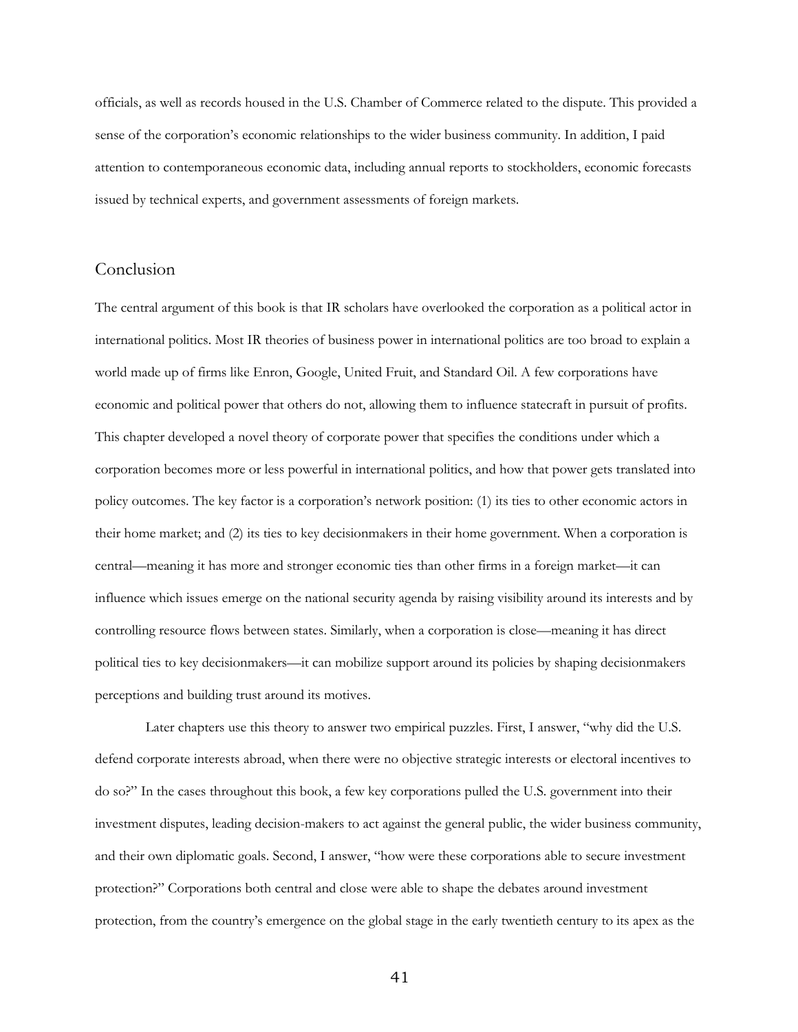officials, as well as records housed in the U.S. Chamber of Commerce related to the dispute. This provided a sense of the corporation's economic relationships to the wider business community. In addition, I paid attention to contemporaneous economic data, including annual reports to stockholders, economic forecasts issued by technical experts, and government assessments of foreign markets.

## Conclusion

The central argument of this book is that IR scholars have overlooked the corporation as a political actor in international politics. Most IR theories of business power in international politics are too broad to explain a world made up of firms like Enron, Google, United Fruit, and Standard Oil. A few corporations have economic and political power that others do not, allowing them to influence statecraft in pursuit of profits. This chapter developed a novel theory of corporate power that specifies the conditions under which a corporation becomes more or less powerful in international politics, and how that power gets translated into policy outcomes. The key factor is a corporation's network position: (1) its ties to other economic actors in their home market; and (2) its ties to key decisionmakers in their home government. When a corporation is central—meaning it has more and stronger economic ties than other firms in a foreign market—it can influence which issues emerge on the national security agenda by raising visibility around its interests and by controlling resource flows between states. Similarly, when a corporation is close—meaning it has direct political ties to key decisionmakers—it can mobilize support around its policies by shaping decisionmakers perceptions and building trust around its motives.

Later chapters use this theory to answer two empirical puzzles. First, I answer, "why did the U.S. defend corporate interests abroad, when there were no objective strategic interests or electoral incentives to do so?" In the cases throughout this book, a few key corporations pulled the U.S. government into their investment disputes, leading decision-makers to act against the general public, the wider business community, and their own diplomatic goals. Second, I answer, "how were these corporations able to secure investment protection?" Corporations both central and close were able to shape the debates around investment protection, from the country's emergence on the global stage in the early twentieth century to its apex as the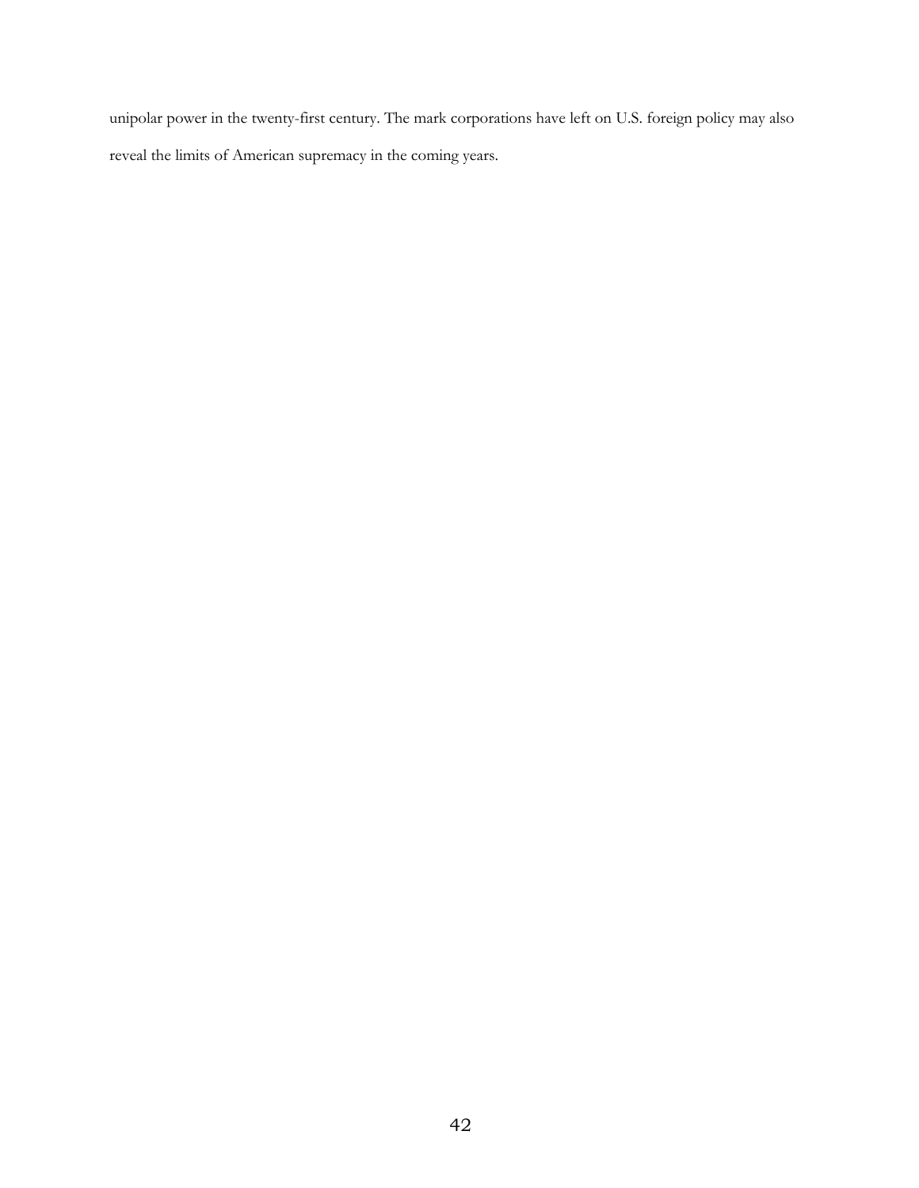unipolar power in the twenty-first century. The mark corporations have left on U.S. foreign policy may also reveal the limits of American supremacy in the coming years.